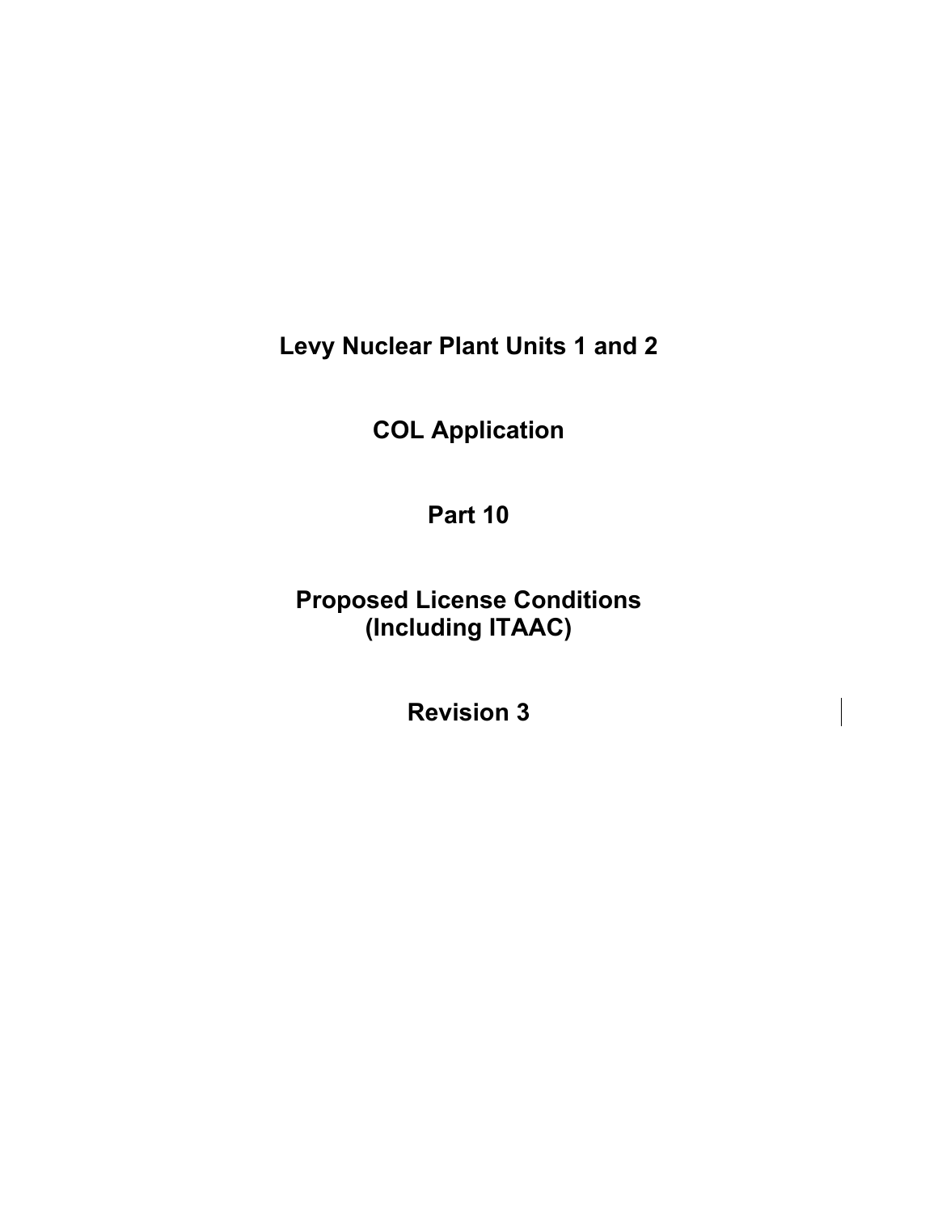# Levy Nuclear Plant Units 1 and 2

# COL Application

# Part 10

# Proposed License Conditions (Including ITAAC)

# Revision 3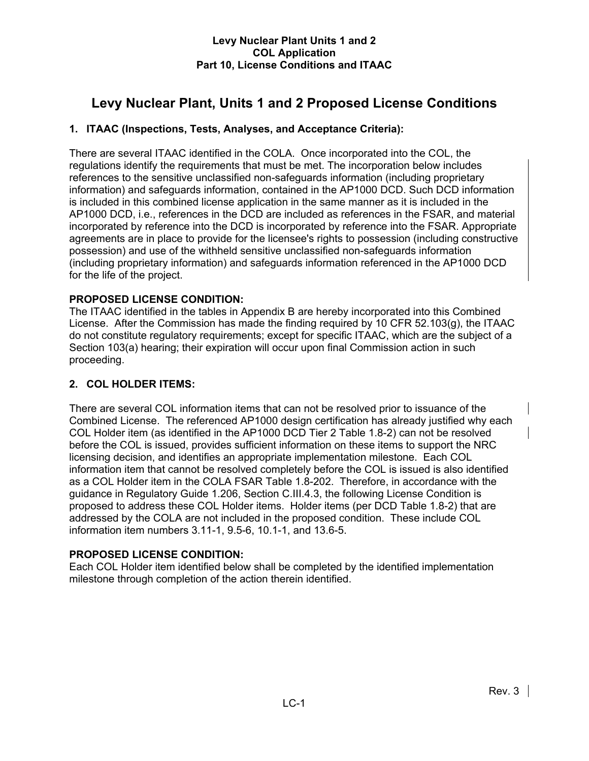# Levy Nuclear Plant, Units 1 and 2 Proposed License Conditions

## 1. ITAAC (Inspections, Tests, Analyses, and Acceptance Criteria):

There are several ITAAC identified in the COLA. Once incorporated into the COL, the regulations identify the requirements that must be met. The incorporation below includes references to the sensitive unclassified non-safeguards information (including proprietary information) and safeguards information, contained in the AP1000 DCD. Such DCD information is included in this combined license application in the same manner as it is included in the AP1000 DCD, i.e., references in the DCD are included as references in the FSAR, and material incorporated by reference into the DCD is incorporated by reference into the FSAR. Appropriate agreements are in place to provide for the licensee's rights to possession (including constructive possession) and use of the withheld sensitive unclassified non-safeguards information (including proprietary information) and safeguards information referenced in the AP1000 DCD for the life of the project.

**PROPOSED LICENSE CONDITION:**
The ITAAC identified in the tables in Appendix B are hereby incorporated into this Combined License. After the Commission has made the finding required by 10 CFR 52.103(g), the ITAAC do not constitute regulatory requirements; except for specific ITAAC, which are the subject of a Section 103(a) hearing; their expiration will occur upon final Commission action in such proceeding.

## 2. COL HOLDER ITEMS:

There are several COL information items that can not be resolved prior to issuance of the Combined License. The referenced AP1000 design certification has already justified why each COL Holder item (as identified in the AP1000 DCD Tier 2 Table 1.8-2) can not be resolved before the COL is issued, provides sufficient information on these items to support the NRC licensing decision, and identifies an appropriate implementation milestone. Each COL information item that cannot be resolved completely before the COL is issued is also identified as a COL Holder item in the COLA FSAR Table 1.8-202. Therefore, in accordance with the guidance in Regulatory Guide 1.206, Section C.III.4.3, the following License Condition is proposed to address these COL Holder items. Holder items (per DCD Table 1.8-2) that are addressed by the COLA are not included in the proposed condition. These include COL information item numbers 3.11-1, 9.5-6, 10.1-1, and 13.6-5.

**PROPOSED LICENSE CONDITION:**
Each COL Holder item identified below shall be completed by the identified implementation milestone through completion of the action therein identified.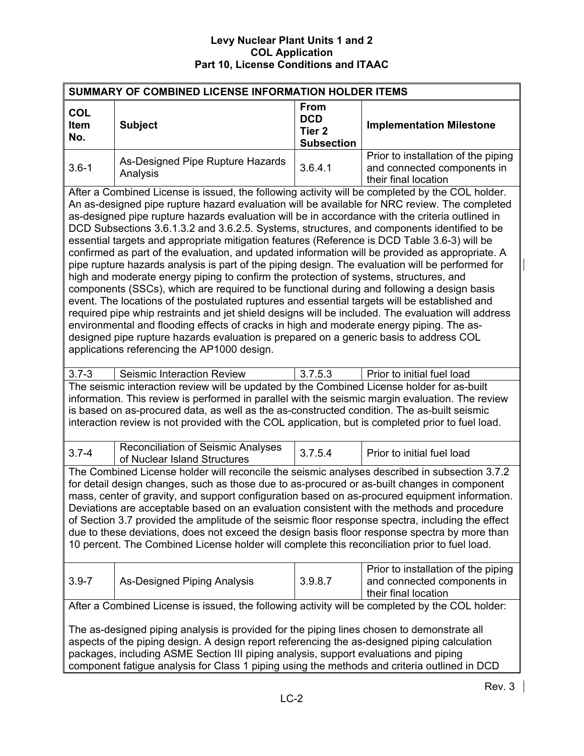| SUMMARY OF COMBINED LICENSE INFORMATION HOLDER ITEMS | | | |
|---|---|---|---|
| **COL Item No.** | **Subject** | **From DCD Tier 2 Subsection** | **Implementation Milestone** |
| 3.6-1 | As-Designed Pipe Rupture Hazards Analysis | 3.6.4.1 | Prior to installation of the piping and connected components in their final location |
| After a Combined License is issued, the following activity will be completed by the COL holder. An as-designed pipe rupture hazard evaluation will be available for NRC review. The completed as-designed pipe rupture hazards evaluation will be in accordance with the criteria outlined in DCD Subsections 3.6.1.3.2 and 3.6.2.5. Systems, structures, and components identified to be essential targets and appropriate mitigation features (Reference is DCD Table 3.6-3) will be confirmed as part of the evaluation, and updated information will be provided as appropriate. A pipe rupture hazards analysis is part of the piping design. The evaluation will be performed for high and moderate energy piping to confirm the protection of systems, structures, and components (SSCs), which are required to be functional during and following a design basis event. The locations of the postulated ruptures and essential targets will be established and required pipe whip restraints and jet shield designs will be included. The evaluation will address environmental and flooding effects of cracks in high and moderate energy piping. The as-designed pipe rupture hazards evaluation is prepared on a generic basis to address COL applications referencing the AP1000 design. | | | |
| 3.7-3 | Seismic Interaction Review | 3.7.5.3 | Prior to initial fuel load |
| The seismic interaction review will be updated by the Combined License holder for as-built information. This review is performed in parallel with the seismic margin evaluation. The review is based on as-procured data, as well as the as-constructed condition. The as-built seismic interaction review is not provided with the COL application, but is completed prior to fuel load. | | | |
| 3.7-4 | Reconciliation of Seismic Analyses of Nuclear Island Structures | 3.7.5.4 | Prior to initial fuel load |
| The Combined License holder will reconcile the seismic analyses described in subsection 3.7.2 for detail design changes, such as those due to as-procured or as-built changes in component mass, center of gravity, and support configuration based on as-procured equipment information. Deviations are acceptable based on an evaluation consistent with the methods and procedure of Section 3.7 provided the amplitude of the seismic floor response spectra, including the effect due to these deviations, does not exceed the design basis floor response spectra by more than 10 percent. The Combined License holder will complete this reconciliation prior to fuel load. | | | |
| 3.9-7 | As-Designed Piping Analysis | 3.9.8.7 | Prior to installation of the piping and connected components in their final location |
| After a Combined License is issued, the following activity will be completed by the COL holder:<br><br>The as-designed piping analysis is provided for the piping lines chosen to demonstrate all aspects of the piping design. A design report referencing the as-designed piping calculation packages, including ASME Section III piping analysis, support evaluations and piping component fatigue analysis for Class 1 piping using the methods and criteria outlined in DCD | | | |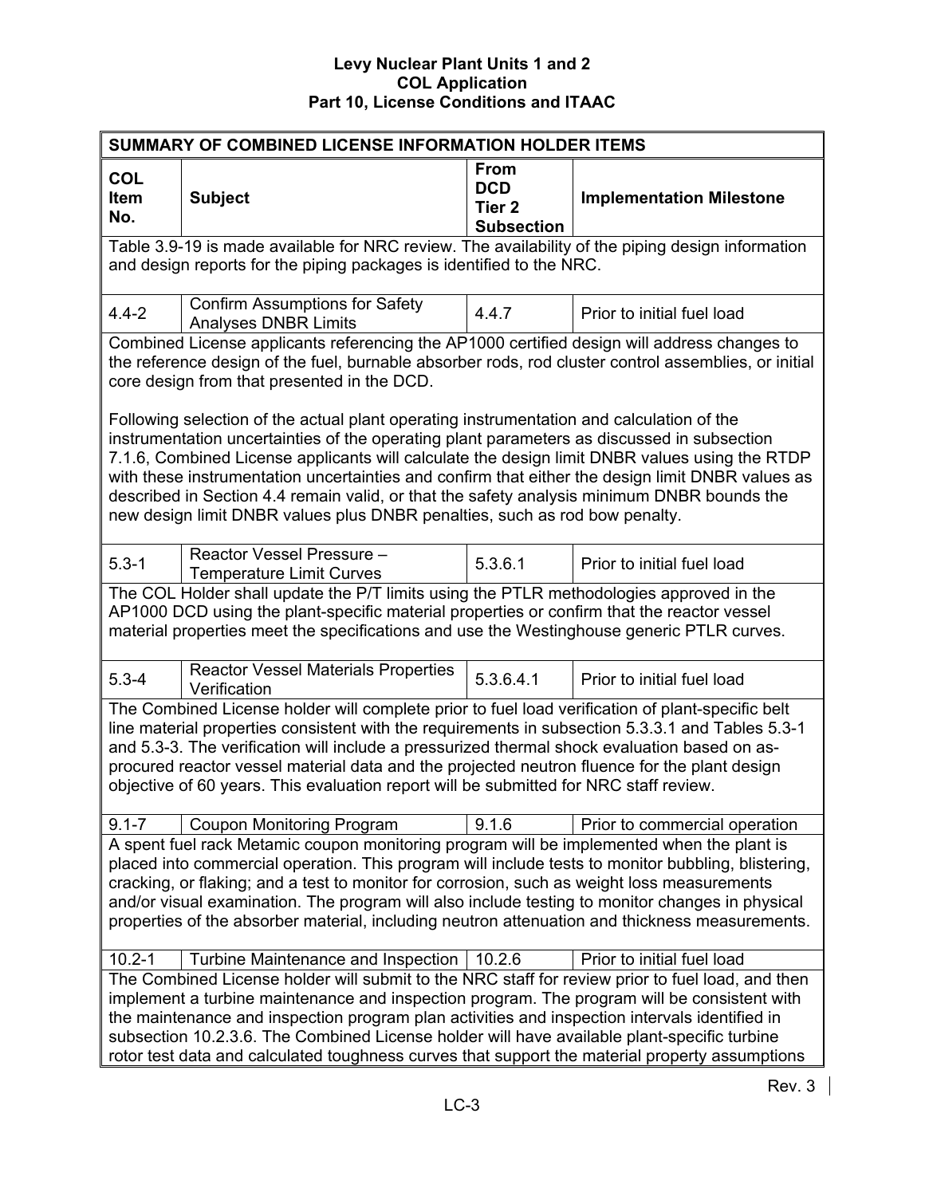| SUMMARY OF COMBINED LICENSE INFORMATION HOLDER ITEMS | | | |
|---|---|---|---|
| **COL Item No.** | **Subject** | **From DCD Tier 2 Subsection** | **Implementation Milestone** |
| Table 3.9-19 is made available for NRC review. The availability of the piping design information and design reports for the piping packages is identified to the NRC. | | | |
| 4.4-2 | Confirm Assumptions for Safety Analyses DNBR Limits | 4.4.7 | Prior to initial fuel load |
| Combined License applicants referencing the AP1000 certified design will address changes to the reference design of the fuel, burnable absorber rods, rod cluster control assemblies, or initial core design from that presented in the DCD.<br><br>Following selection of the actual plant operating instrumentation and calculation of the instrumentation uncertainties of the operating plant parameters as discussed in subsection 7.1.6, Combined License applicants will calculate the design limit DNBR values using the RTDP with these instrumentation uncertainties and confirm that either the design limit DNBR values as described in Section 4.4 remain valid, or that the safety analysis minimum DNBR bounds the new design limit DNBR values plus DNBR penalties, such as rod bow penalty. | | | |
| 5.3-1 | Reactor Vessel Pressure – Temperature Limit Curves | 5.3.6.1 | Prior to initial fuel load |
| The COL Holder shall update the P/T limits using the PTLR methodologies approved in the AP1000 DCD using the plant-specific material properties or confirm that the reactor vessel material properties meet the specifications and use the Westinghouse generic PTLR curves. | | | |
| 5.3-4 | Reactor Vessel Materials Properties Verification | 5.3.6.4.1 | Prior to initial fuel load |
| The Combined License holder will complete prior to fuel load verification of plant-specific belt line material properties consistent with the requirements in subsection 5.3.3.1 and Tables 5.3-1 and 5.3-3. The verification will include a pressurized thermal shock evaluation based on as-procured reactor vessel material data and the projected neutron fluence for the plant design objective of 60 years. This evaluation report will be submitted for NRC staff review. | | | |
| 9.1-7 | Coupon Monitoring Program | 9.1.6 | Prior to commercial operation |
| A spent fuel rack Metamic coupon monitoring program will be implemented when the plant is placed into commercial operation. This program will include tests to monitor bubbling, blistering, cracking, or flaking; and a test to monitor for corrosion, such as weight loss measurements and/or visual examination. The program will also include testing to monitor changes in physical properties of the absorber material, including neutron attenuation and thickness measurements. | | | |
| 10.2-1 | Turbine Maintenance and Inspection | 10.2.6 | Prior to initial fuel load |
| The Combined License holder will submit to the NRC staff for review prior to fuel load, and then implement a turbine maintenance and inspection program. The program will be consistent with the maintenance and inspection program plan activities and inspection intervals identified in subsection 10.2.3.6. The Combined License holder will have available plant-specific turbine rotor test data and calculated toughness curves that support the material property assumptions | | | |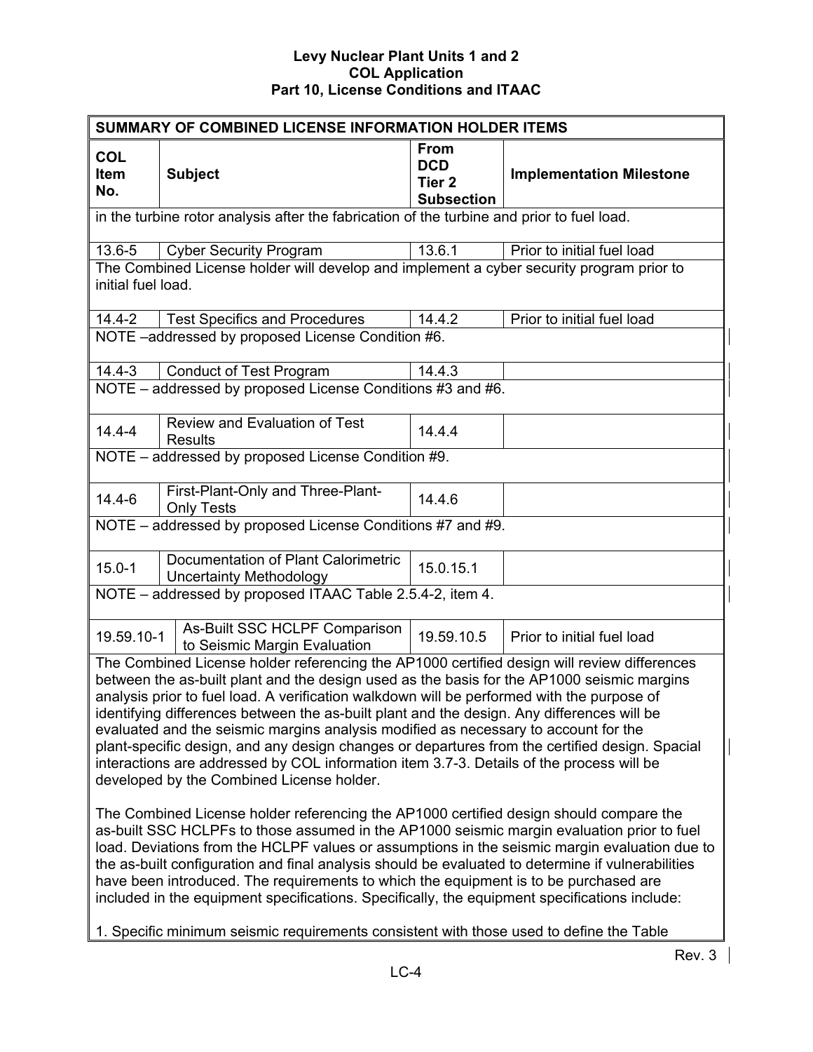| SUMMARY OF COMBINED LICENSE INFORMATION HOLDER ITEMS | | | |
|---|---|---|---|
| **COL Item No.** | **Subject** | **From DCD Tier 2 Subsection** | **Implementation Milestone** |
| in the turbine rotor analysis after the fabrication of the turbine and prior to fuel load. | | | |
| 13.6-5 | Cyber Security Program | 13.6.1 | Prior to initial fuel load |
| The Combined License holder will develop and implement a cyber security program prior to initial fuel load. | | | |
| 14.4-2 | Test Specifics and Procedures | 14.4.2 | Prior to initial fuel load |
| NOTE –addressed by proposed License Condition #6. | | | |
| 14.4-3 | Conduct of Test Program | 14.4.3 | |
| NOTE – addressed by proposed License Conditions #3 and #6. | | | |
| 14.4-4 | Review and Evaluation of Test Results | 14.4.4 | |
| NOTE – addressed by proposed License Condition #9. | | | |
| 14.4-6 | First-Plant-Only and Three-Plant-Only Tests | 14.4.6 | |
| NOTE – addressed by proposed License Conditions #7 and #9. | | | |
| 15.0-1 | Documentation of Plant Calorimetric Uncertainty Methodology | 15.0.15.1 | |
| NOTE – addressed by proposed ITAAC Table 2.5.4-2, item 4. | | | |
| 19.59.10-1 | As-Built SSC HCLPF Comparison to Seismic Margin Evaluation | 19.59.10.5 | Prior to initial fuel load |
| The Combined License holder referencing the AP1000 certified design will review differences between the as-built plant and the design used as the basis for the AP1000 seismic margins analysis prior to fuel load. A verification walkdown will be performed with the purpose of identifying differences between the as-built plant and the design. Any differences will be evaluated and the seismic margins analysis modified as necessary to account for the plant-specific design, and any design changes or departures from the certified design. Spacial interactions are addressed by COL information item 3.7-3. Details of the process will be developed by the Combined License holder.<br><br>The Combined License holder referencing the AP1000 certified design should compare the as-built SSC HCLPFs to those assumed in the AP1000 seismic margin evaluation prior to fuel load. Deviations from the HCLPF values or assumptions in the seismic margin evaluation due to the as-built configuration and final analysis should be evaluated to determine if vulnerabilities have been introduced. The requirements to which the equipment is to be purchased are included in the equipment specifications. Specifically, the equipment specifications include:<br><br>1. Specific minimum seismic requirements consistent with those used to define the Table | | | |

Rev. 3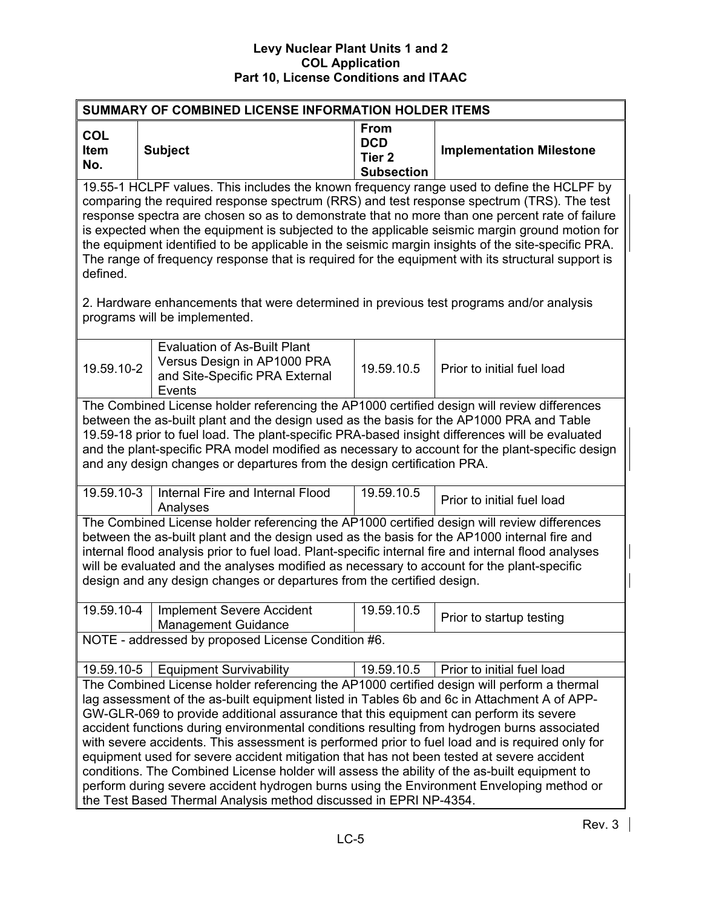| SUMMARY OF COMBINED LICENSE INFORMATION HOLDER ITEMS | | | |
|---|---|---|---|
| **COL Item No.** | **Subject** | **From DCD Tier 2 Subsection** | **Implementation Milestone** |
| 19.55-1 HCLPF values. This includes the known frequency range used to define the HCLPF by comparing the required response spectrum (RRS) and test response spectrum (TRS). The test response spectra are chosen so as to demonstrate that no more than one percent rate of failure is expected when the equipment is subjected to the applicable seismic margin ground motion for the equipment identified to be applicable in the seismic margin insights of the site-specific PRA. The range of frequency response that is required for the equipment with its structural support is defined.<br><br>2. Hardware enhancements that were determined in previous test programs and/or analysis programs will be implemented. | | | |
| 19.59.10-2 | Evaluation of As-Built Plant Versus Design in AP1000 PRA and Site-Specific PRA External Events | 19.59.10.5 | Prior to initial fuel load |
| The Combined License holder referencing the AP1000 certified design will review differences between the as-built plant and the design used as the basis for the AP1000 PRA and Table 19.59-18 prior to fuel load. The plant-specific PRA-based insight differences will be evaluated and the plant-specific PRA model modified as necessary to account for the plant-specific design and any design changes or departures from the design certification PRA. | | | |
| 19.59.10-3 | Internal Fire and Internal Flood Analyses | 19.59.10.5 | Prior to initial fuel load |
| The Combined License holder referencing the AP1000 certified design will review differences between the as-built plant and the design used as the basis for the AP1000 internal fire and internal flood analysis prior to fuel load. Plant-specific internal fire and internal flood analyses will be evaluated and the analyses modified as necessary to account for the plant-specific design and any design changes or departures from the certified design. | | | |
| 19.59.10-4 | Implement Severe Accident Management Guidance | 19.59.10.5 | Prior to startup testing |
| NOTE - addressed by proposed License Condition #6. | | | |
| 19.59.10-5 | Equipment Survivability | 19.59.10.5 | Prior to initial fuel load |
| The Combined License holder referencing the AP1000 certified design will perform a thermal lag assessment of the as-built equipment listed in Tables 6b and 6c in Attachment A of APP-GW-GLR-069 to provide additional assurance that this equipment can perform its severe accident functions during environmental conditions resulting from hydrogen burns associated with severe accidents. This assessment is performed prior to fuel load and is required only for equipment used for severe accident mitigation that has not been tested at severe accident conditions. The Combined License holder will assess the ability of the as-built equipment to perform during severe accident hydrogen burns using the Environment Enveloping method or the Test Based Thermal Analysis method discussed in EPRI NP-4354. | | | |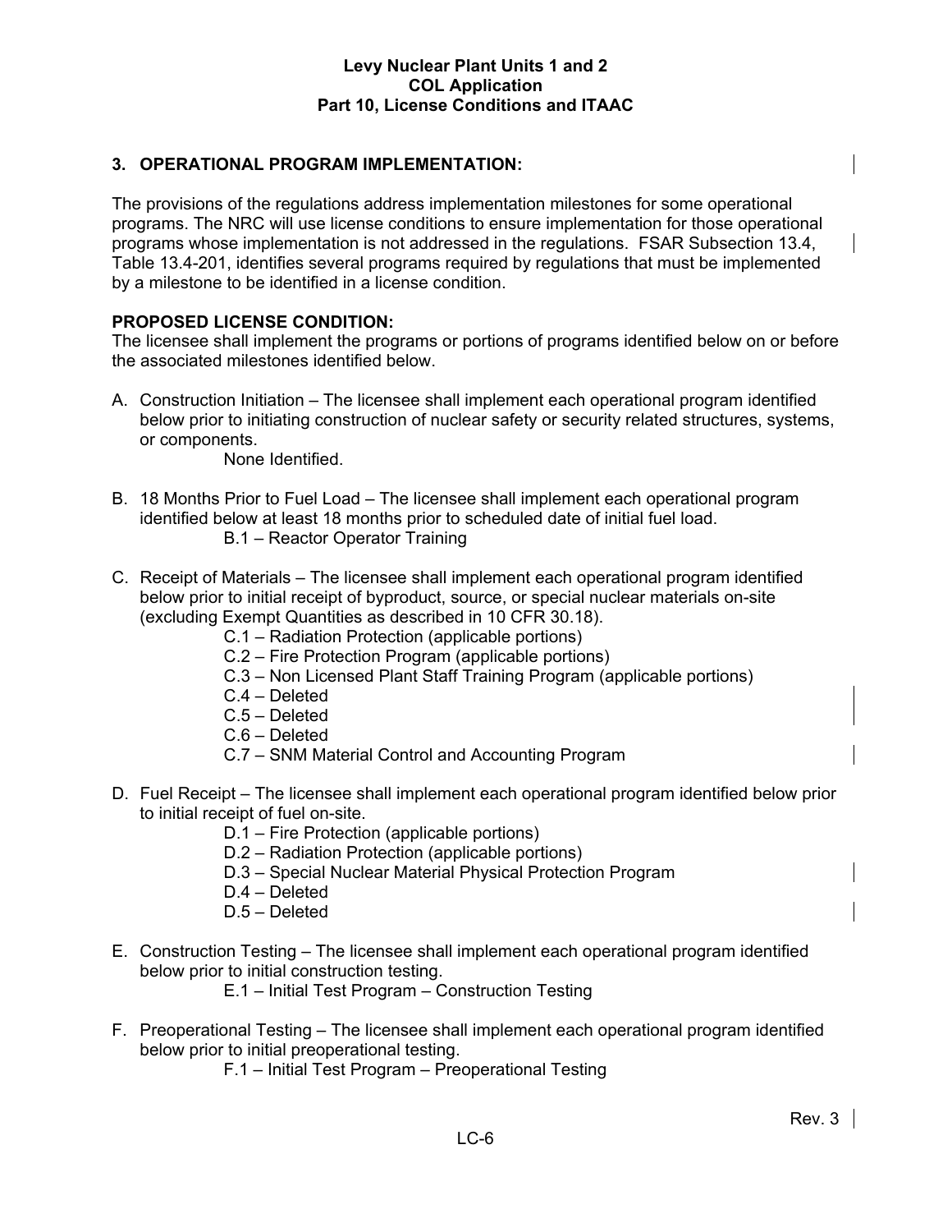## 3. OPERATIONAL PROGRAM IMPLEMENTATION:

The provisions of the regulations address implementation milestones for some operational programs. The NRC will use license conditions to ensure implementation for those operational programs whose implementation is not addressed in the regulations. FSAR Subsection 13.4, Table 13.4-201, identifies several programs required by regulations that must be implemented by a milestone to be identified in a license condition.

**PROPOSED LICENSE CONDITION:**
The licensee shall implement the programs or portions of programs identified below on or before the associated milestones identified below.

A. Construction Initiation – The licensee shall implement each operational program identified below prior to initiating construction of nuclear safety or security related structures, systems, or components.
    None Identified.

B. 18 Months Prior to Fuel Load – The licensee shall implement each operational program identified below at least 18 months prior to scheduled date of initial fuel load.
    B.1 – Reactor Operator Training

C. Receipt of Materials – The licensee shall implement each operational program identified below prior to initial receipt of byproduct, source, or special nuclear materials on-site (excluding Exempt Quantities as described in 10 CFR 30.18).
    C.1 – Radiation Protection (applicable portions)
    C.2 – Fire Protection Program (applicable portions)
    C.3 – Non Licensed Plant Staff Training Program (applicable portions)
    C.4 – Deleted
    C.5 – Deleted
    C.6 – Deleted
    C.7 – SNM Material Control and Accounting Program

D. Fuel Receipt – The licensee shall implement each operational program identified below prior to initial receipt of fuel on-site.
    D.1 – Fire Protection (applicable portions)
    D.2 – Radiation Protection (applicable portions)
    D.3 – Special Nuclear Material Physical Protection Program
    D.4 – Deleted
    D.5 – Deleted

E. Construction Testing – The licensee shall implement each operational program identified below prior to initial construction testing.
    E.1 – Initial Test Program – Construction Testing

F. Preoperational Testing – The licensee shall implement each operational program identified below prior to initial preoperational testing.
    F.1 – Initial Test Program – Preoperational Testing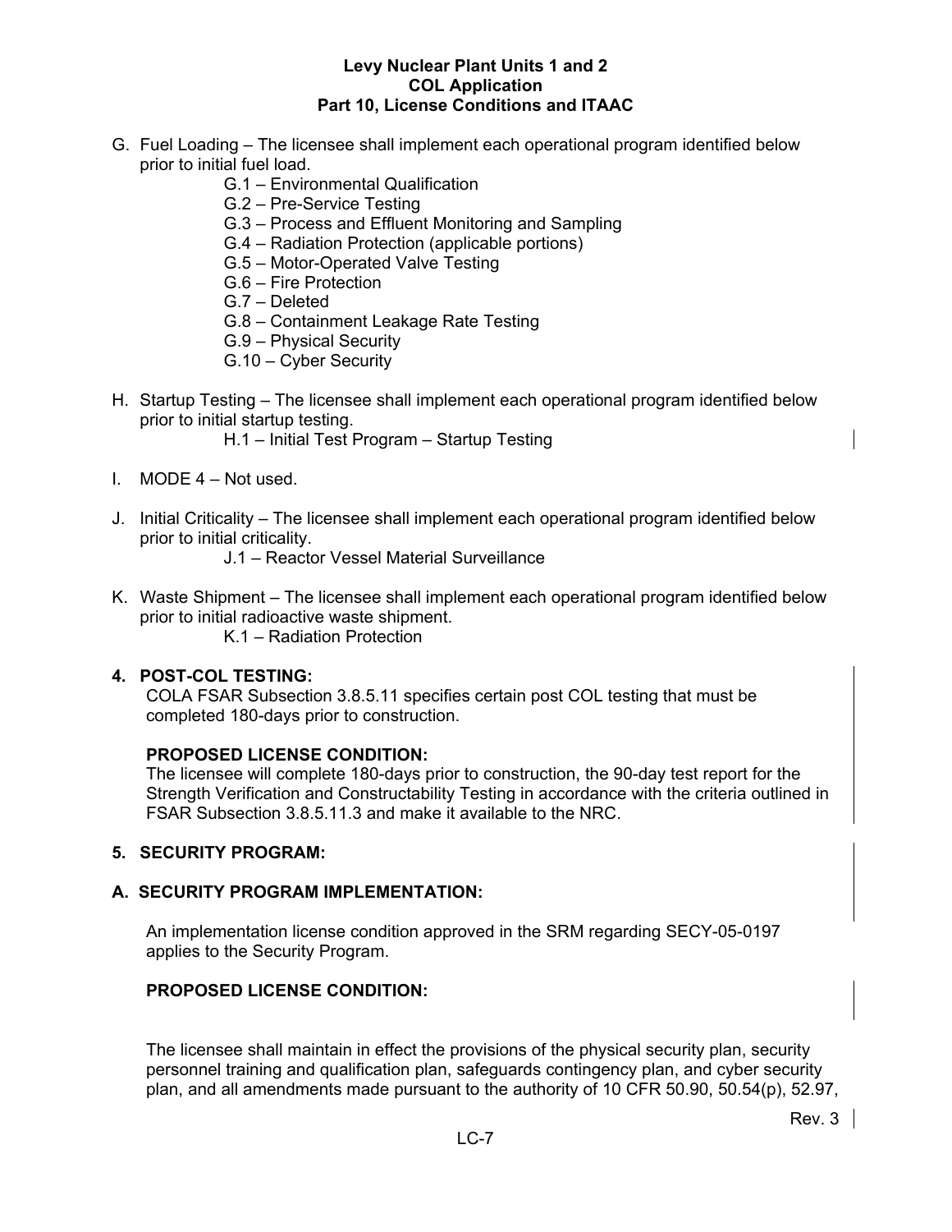G. Fuel Loading – The licensee shall implement each operational program identified below prior to initial fuel load.

    G.1 – Environmental Qualification
    G.2 – Pre-Service Testing
    G.3 – Process and Effluent Monitoring and Sampling
    G.4 – Radiation Protection (applicable portions)
    G.5 – Motor-Operated Valve Testing
    G.6 – Fire Protection
    G.7 – Deleted
    G.8 – Containment Leakage Rate Testing
    G.9 – Physical Security
    G.10 – Cyber Security

H. Startup Testing – The licensee shall implement each operational program identified below prior to initial startup testing.

    H.1 – Initial Test Program – Startup Testing

I. MODE 4 – Not used.

J. Initial Criticality – The licensee shall implement each operational program identified below prior to initial criticality.

    J.1 – Reactor Vessel Material Surveillance

K. Waste Shipment – The licensee shall implement each operational program identified below prior to initial radioactive waste shipment.

    K.1 – Radiation Protection

**4. POST-COL TESTING:**

COLA FSAR Subsection 3.8.5.11 specifies certain post COL testing that must be completed 180-days prior to construction.

**PROPOSED LICENSE CONDITION:**

The licensee will complete 180-days prior to construction, the 90-day test report for the Strength Verification and Constructability Testing in accordance with the criteria outlined in FSAR Subsection 3.8.5.11.3 and make it available to the NRC.

**5. SECURITY PROGRAM:**

**A. SECURITY PROGRAM IMPLEMENTATION:**

An implementation license condition approved in the SRM regarding SECY-05-0197 applies to the Security Program.

**PROPOSED LICENSE CONDITION:**

The licensee shall maintain in effect the provisions of the physical security plan, security personnel training and qualification plan, safeguards contingency plan, and cyber security plan, and all amendments made pursuant to the authority of 10 CFR 50.90, 50.54(p), 52.97,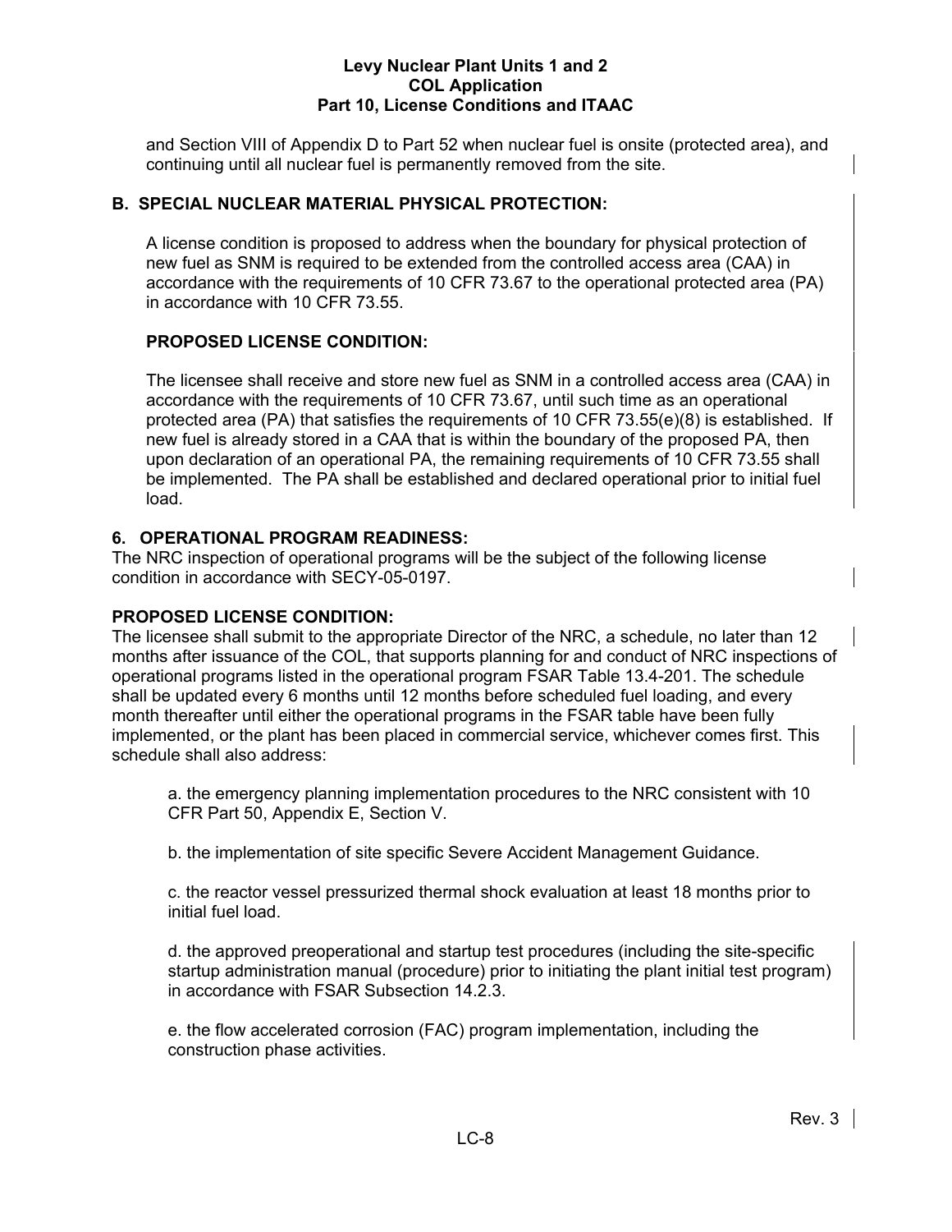and Section VIII of Appendix D to Part 52 when nuclear fuel is onsite (protected area), and continuing until all nuclear fuel is permanently removed from the site.

## B. SPECIAL NUCLEAR MATERIAL PHYSICAL PROTECTION:

A license condition is proposed to address when the boundary for physical protection of new fuel as SNM is required to be extended from the controlled access area (CAA) in accordance with the requirements of 10 CFR 73.67 to the operational protected area (PA) in accordance with 10 CFR 73.55.

### PROPOSED LICENSE CONDITION:

The licensee shall receive and store new fuel as SNM in a controlled access area (CAA) in accordance with the requirements of 10 CFR 73.67, until such time as an operational protected area (PA) that satisfies the requirements of 10 CFR 73.55(e)(8) is established. If new fuel is already stored in a CAA that is within the boundary of the proposed PA, then upon declaration of an operational PA, the remaining requirements of 10 CFR 73.55 shall be implemented. The PA shall be established and declared operational prior to initial fuel load.

## 6. OPERATIONAL PROGRAM READINESS:

The NRC inspection of operational programs will be the subject of the following license condition in accordance with SECY-05-0197.

### PROPOSED LICENSE CONDITION:

The licensee shall submit to the appropriate Director of the NRC, a schedule, no later than 12 months after issuance of the COL, that supports planning for and conduct of NRC inspections of operational programs listed in the operational program FSAR Table 13.4-201. The schedule shall be updated every 6 months until 12 months before scheduled fuel loading, and every month thereafter until either the operational programs in the FSAR table have been fully implemented, or the plant has been placed in commercial service, whichever comes first. This schedule shall also address:

a. the emergency planning implementation procedures to the NRC consistent with 10 CFR Part 50, Appendix E, Section V.

b. the implementation of site specific Severe Accident Management Guidance.

c. the reactor vessel pressurized thermal shock evaluation at least 18 months prior to initial fuel load.

d. the approved preoperational and startup test procedures (including the site-specific startup administration manual (procedure) prior to initiating the plant initial test program) in accordance with FSAR Subsection 14.2.3.

e. the flow accelerated corrosion (FAC) program implementation, including the construction phase activities.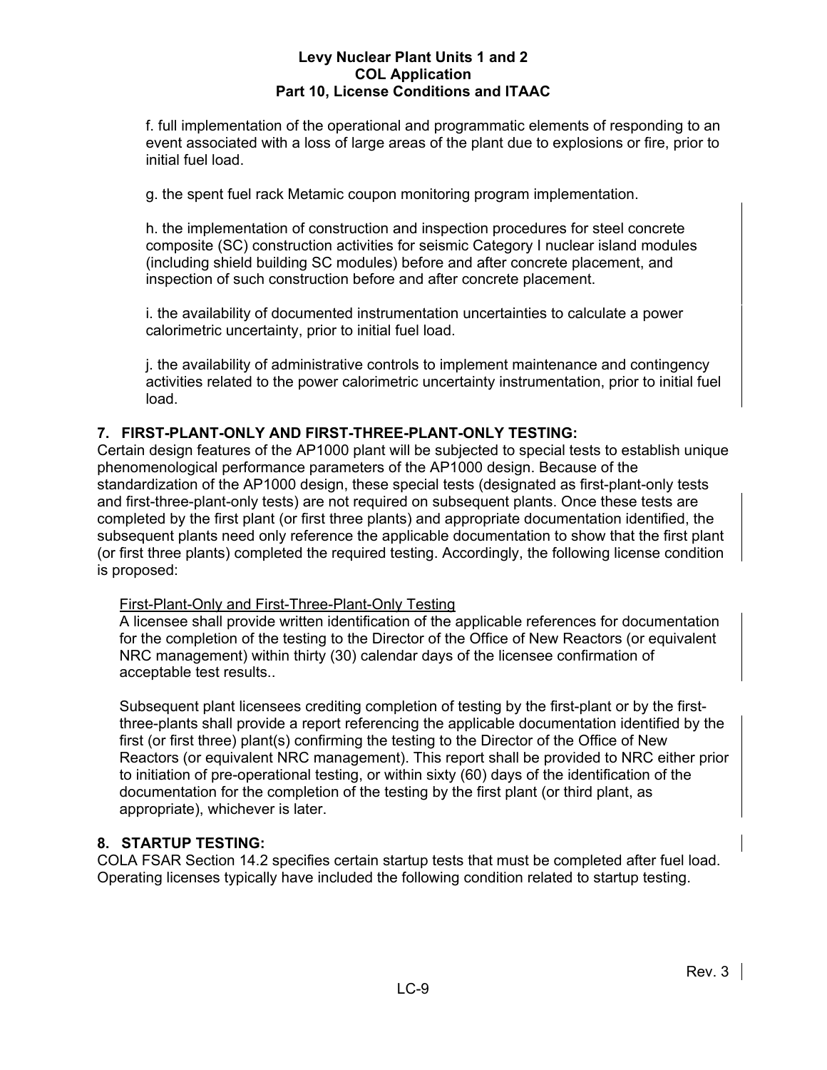f. full implementation of the operational and programmatic elements of responding to an event associated with a loss of large areas of the plant due to explosions or fire, prior to initial fuel load.

g. the spent fuel rack Metamic coupon monitoring program implementation.

h. the implementation of construction and inspection procedures for steel concrete composite (SC) construction activities for seismic Category I nuclear island modules (including shield building SC modules) before and after concrete placement, and inspection of such construction before and after concrete placement.

i. the availability of documented instrumentation uncertainties to calculate a power calorimetric uncertainty, prior to initial fuel load.

j. the availability of administrative controls to implement maintenance and contingency activities related to the power calorimetric uncertainty instrumentation, prior to initial fuel load.

## 7. FIRST-PLANT-ONLY AND FIRST-THREE-PLANT-ONLY TESTING:

Certain design features of the AP1000 plant will be subjected to special tests to establish unique phenomenological performance parameters of the AP1000 design. Because of the standardization of the AP1000 design, these special tests (designated as first-plant-only tests and first-three-plant-only tests) are not required on subsequent plants. Once these tests are completed by the first plant (or first three plants) and appropriate documentation identified, the subsequent plants need only reference the applicable documentation to show that the first plant (or first three plants) completed the required testing. Accordingly, the following license condition is proposed:

First-Plant-Only and First-Three-Plant-Only Testing

A licensee shall provide written identification of the applicable references for documentation for the completion of the testing to the Director of the Office of New Reactors (or equivalent NRC management) within thirty (30) calendar days of the licensee confirmation of acceptable test results..

Subsequent plant licensees crediting completion of testing by the first-plant or by the first-three-plants shall provide a report referencing the applicable documentation identified by the first (or first three) plant(s) confirming the testing to the Director of the Office of New Reactors (or equivalent NRC management). This report shall be provided to NRC either prior to initiation of pre-operational testing, or within sixty (60) days of the identification of the documentation for the completion of the testing by the first plant (or third plant, as appropriate), whichever is later.

## 8. STARTUP TESTING:

COLA FSAR Section 14.2 specifies certain startup tests that must be completed after fuel load. Operating licenses typically have included the following condition related to startup testing.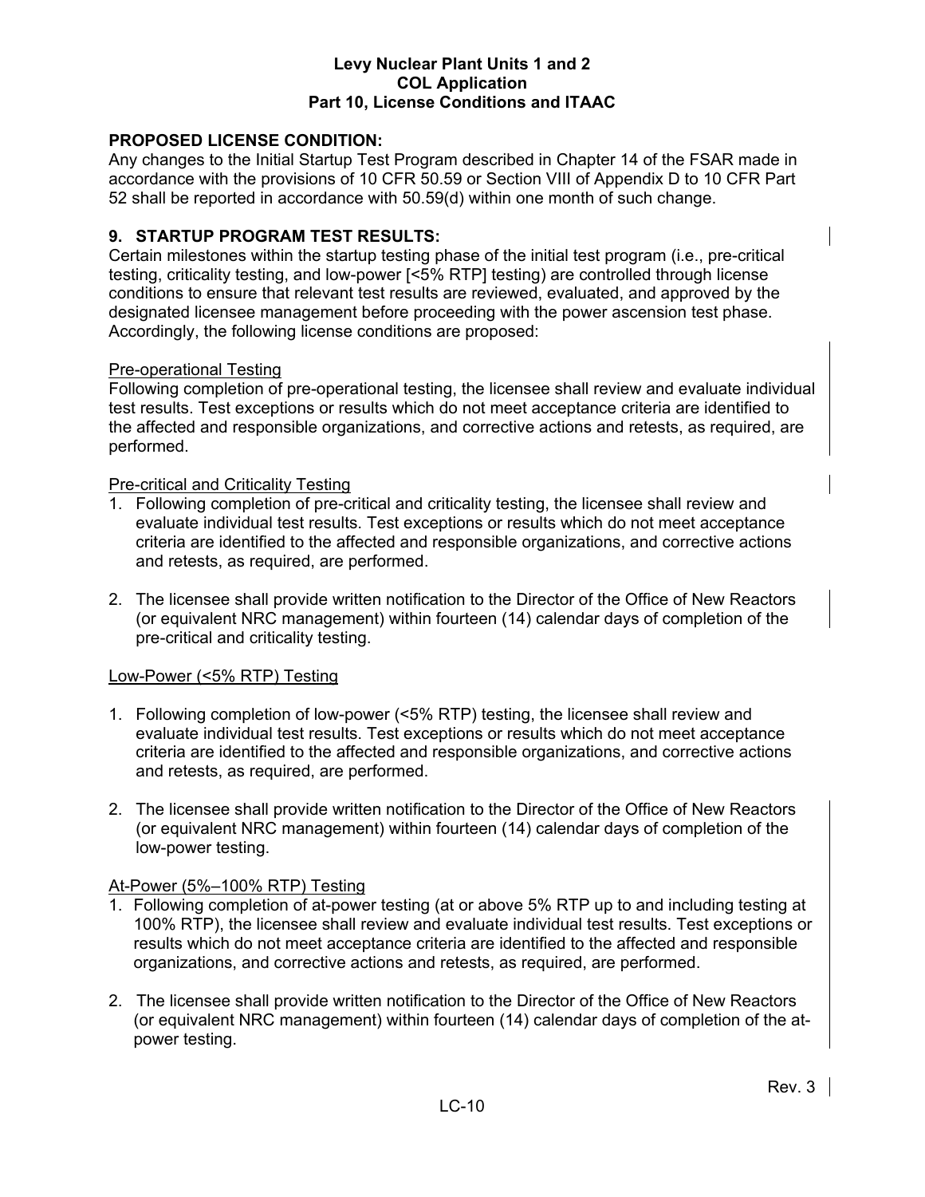**PROPOSED LICENSE CONDITION:**
Any changes to the Initial Startup Test Program described in Chapter 14 of the FSAR made in accordance with the provisions of 10 CFR 50.59 or Section VIII of Appendix D to 10 CFR Part 52 shall be reported in accordance with 50.59(d) within one month of such change.

## 9. STARTUP PROGRAM TEST RESULTS:

Certain milestones within the startup testing phase of the initial test program (i.e., pre-critical testing, criticality testing, and low-power [<5% RTP] testing) are controlled through license conditions to ensure that relevant test results are reviewed, evaluated, and approved by the designated licensee management before proceeding with the power ascension test phase. Accordingly, the following license conditions are proposed:

<u>Pre-operational Testing</u>
Following completion of pre-operational testing, the licensee shall review and evaluate individual test results. Test exceptions or results which do not meet acceptance criteria are identified to the affected and responsible organizations, and corrective actions and retests, as required, are performed.

<u>Pre-critical and Criticality Testing</u>

1. Following completion of pre-critical and criticality testing, the licensee shall review and evaluate individual test results. Test exceptions or results which do not meet acceptance criteria are identified to the affected and responsible organizations, and corrective actions and retests, as required, are performed.

2. The licensee shall provide written notification to the Director of the Office of New Reactors (or equivalent NRC management) within fourteen (14) calendar days of completion of the pre-critical and criticality testing.

<u>Low-Power (<5% RTP) Testing</u>

1. Following completion of low-power (<5% RTP) testing, the licensee shall review and evaluate individual test results. Test exceptions or results which do not meet acceptance criteria are identified to the affected and responsible organizations, and corrective actions and retests, as required, are performed.

2. The licensee shall provide written notification to the Director of the Office of New Reactors (or equivalent NRC management) within fourteen (14) calendar days of completion of the low-power testing.

<u>At-Power (5%–100% RTP) Testing</u>

1. Following completion of at-power testing (at or above 5% RTP up to and including testing at 100% RTP), the licensee shall review and evaluate individual test results. Test exceptions or results which do not meet acceptance criteria are identified to the affected and responsible organizations, and corrective actions and retests, as required, are performed.

2. The licensee shall provide written notification to the Director of the Office of New Reactors (or equivalent NRC management) within fourteen (14) calendar days of completion of the at-power testing.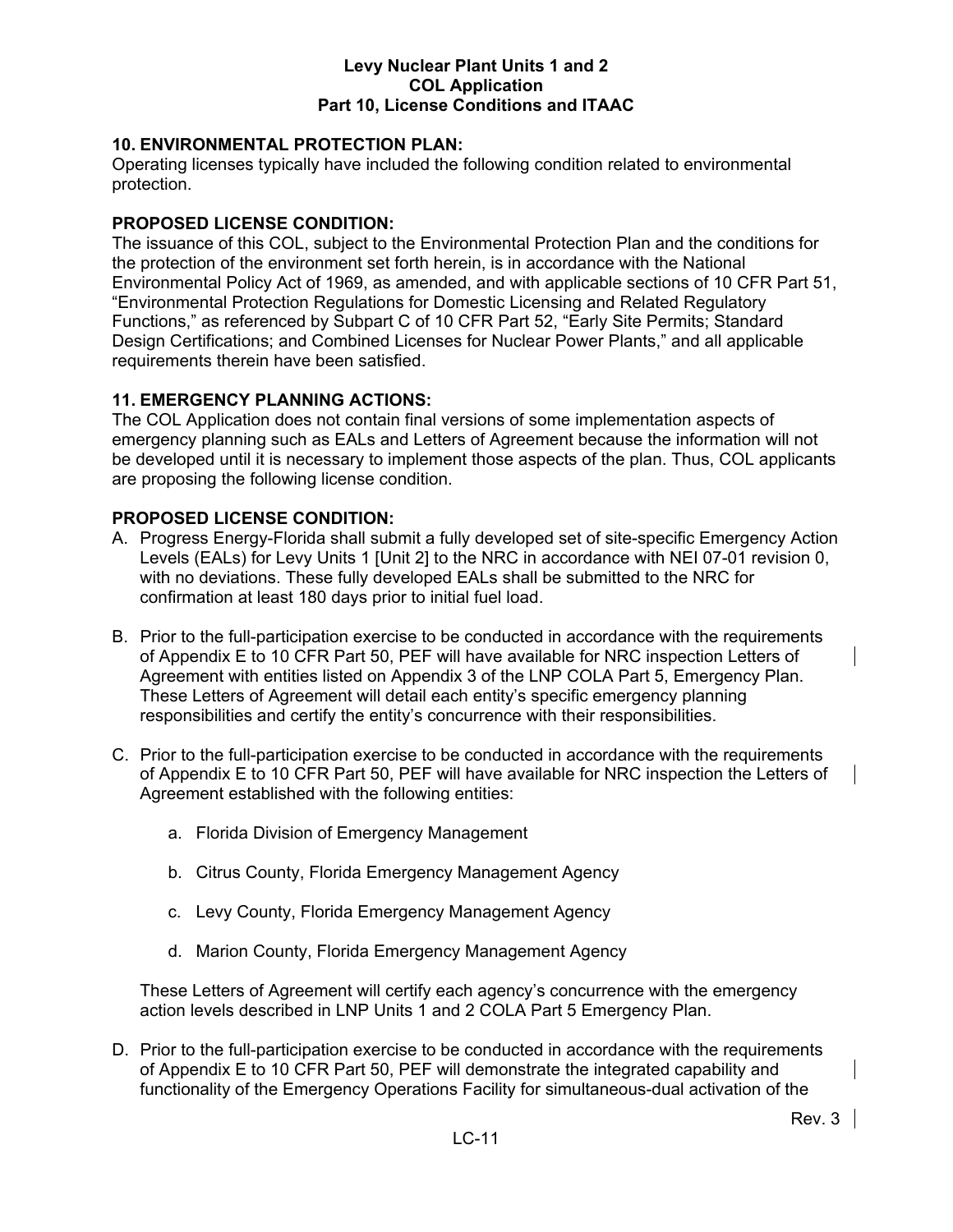**10. ENVIRONMENTAL PROTECTION PLAN:**
Operating licenses typically have included the following condition related to environmental protection.

**PROPOSED LICENSE CONDITION:**
The issuance of this COL, subject to the Environmental Protection Plan and the conditions for the protection of the environment set forth herein, is in accordance with the National Environmental Policy Act of 1969, as amended, and with applicable sections of 10 CFR Part 51, "Environmental Protection Regulations for Domestic Licensing and Related Regulatory Functions," as referenced by Subpart C of 10 CFR Part 52, "Early Site Permits; Standard Design Certifications; and Combined Licenses for Nuclear Power Plants," and all applicable requirements therein have been satisfied.

**11. EMERGENCY PLANNING ACTIONS:**
The COL Application does not contain final versions of some implementation aspects of emergency planning such as EALs and Letters of Agreement because the information will not be developed until it is necessary to implement those aspects of the plan. Thus, COL applicants are proposing the following license condition.

**PROPOSED LICENSE CONDITION:**

A. Progress Energy-Florida shall submit a fully developed set of site-specific Emergency Action Levels (EALs) for Levy Units 1 [Unit 2] to the NRC in accordance with NEI 07-01 revision 0, with no deviations. These fully developed EALs shall be submitted to the NRC for confirmation at least 180 days prior to initial fuel load.

B. Prior to the full-participation exercise to be conducted in accordance with the requirements of Appendix E to 10 CFR Part 50, PEF will have available for NRC inspection Letters of Agreement with entities listed on Appendix 3 of the LNP COLA Part 5, Emergency Plan. These Letters of Agreement will detail each entity's specific emergency planning responsibilities and certify the entity's concurrence with their responsibilities.

C. Prior to the full-participation exercise to be conducted in accordance with the requirements of Appendix E to 10 CFR Part 50, PEF will have available for NRC inspection the Letters of Agreement established with the following entities:

   a. Florida Division of Emergency Management

   b. Citrus County, Florida Emergency Management Agency

   c. Levy County, Florida Emergency Management Agency

   d. Marion County, Florida Emergency Management Agency

   These Letters of Agreement will certify each agency's concurrence with the emergency action levels described in LNP Units 1 and 2 COLA Part 5 Emergency Plan.

D. Prior to the full-participation exercise to be conducted in accordance with the requirements of Appendix E to 10 CFR Part 50, PEF will demonstrate the integrated capability and functionality of the Emergency Operations Facility for simultaneous-dual activation of the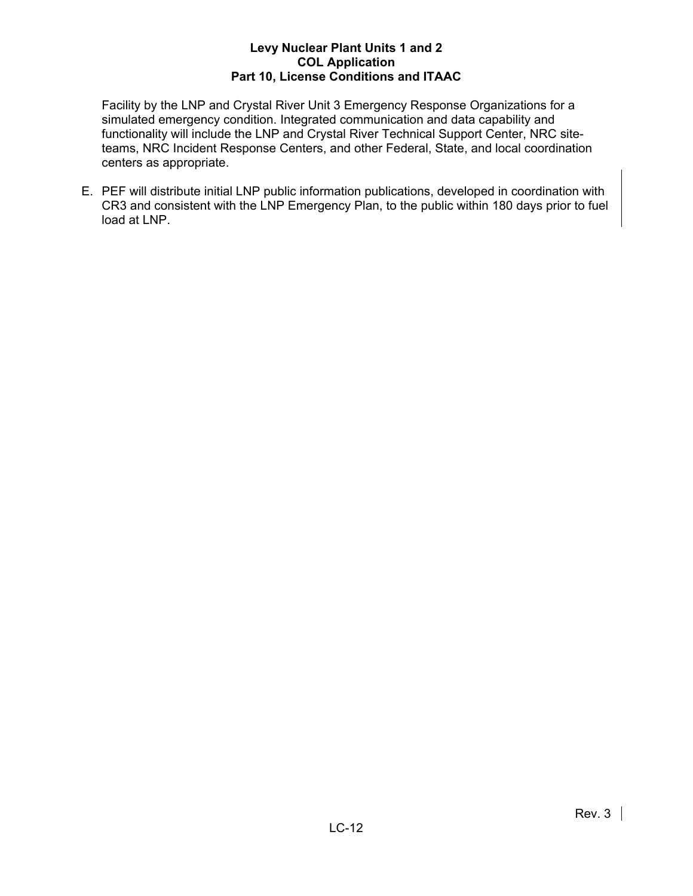Facility by the LNP and Crystal River Unit 3 Emergency Response Organizations for a simulated emergency condition. Integrated communication and data capability and functionality will include the LNP and Crystal River Technical Support Center, NRC site-teams, NRC Incident Response Centers, and other Federal, State, and local coordination centers as appropriate.

E. PEF will distribute initial LNP public information publications, developed in coordination with CR3 and consistent with the LNP Emergency Plan, to the public within 180 days prior to fuel load at LNP.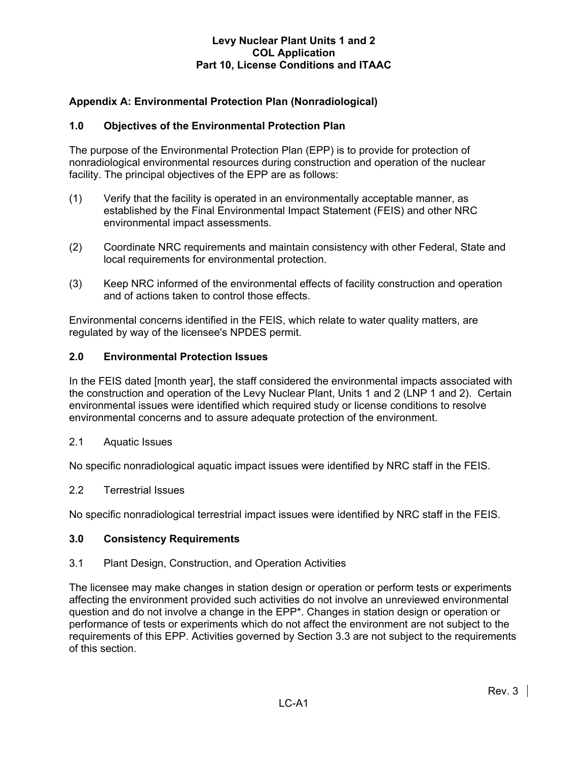## Appendix A: Environmental Protection Plan (Nonradiological)

### 1.0 Objectives of the Environmental Protection Plan

The purpose of the Environmental Protection Plan (EPP) is to provide for protection of nonradiological environmental resources during construction and operation of the nuclear facility. The principal objectives of the EPP are as follows:

(1) Verify that the facility is operated in an environmentally acceptable manner, as established by the Final Environmental Impact Statement (FEIS) and other NRC environmental impact assessments.

(2) Coordinate NRC requirements and maintain consistency with other Federal, State and local requirements for environmental protection.

(3) Keep NRC informed of the environmental effects of facility construction and operation and of actions taken to control those effects.

Environmental concerns identified in the FEIS, which relate to water quality matters, are regulated by way of the licensee's NPDES permit.

### 2.0 Environmental Protection Issues

In the FEIS dated [month year], the staff considered the environmental impacts associated with the construction and operation of the Levy Nuclear Plant, Units 1 and 2 (LNP 1 and 2). Certain environmental issues were identified which required study or license conditions to resolve environmental concerns and to assure adequate protection of the environment.

2.1 Aquatic Issues

No specific nonradiological aquatic impact issues were identified by NRC staff in the FEIS.

2.2 Terrestrial Issues

No specific nonradiological terrestrial impact issues were identified by NRC staff in the FEIS.

### 3.0 Consistency Requirements

3.1 Plant Design, Construction, and Operation Activities

The licensee may make changes in station design or operation or perform tests or experiments affecting the environment provided such activities do not involve an unreviewed environmental question and do not involve a change in the EPP*. Changes in station design or operation or performance of tests or experiments which do not affect the environment are not subject to the requirements of this EPP. Activities governed by Section 3.3 are not subject to the requirements of this section.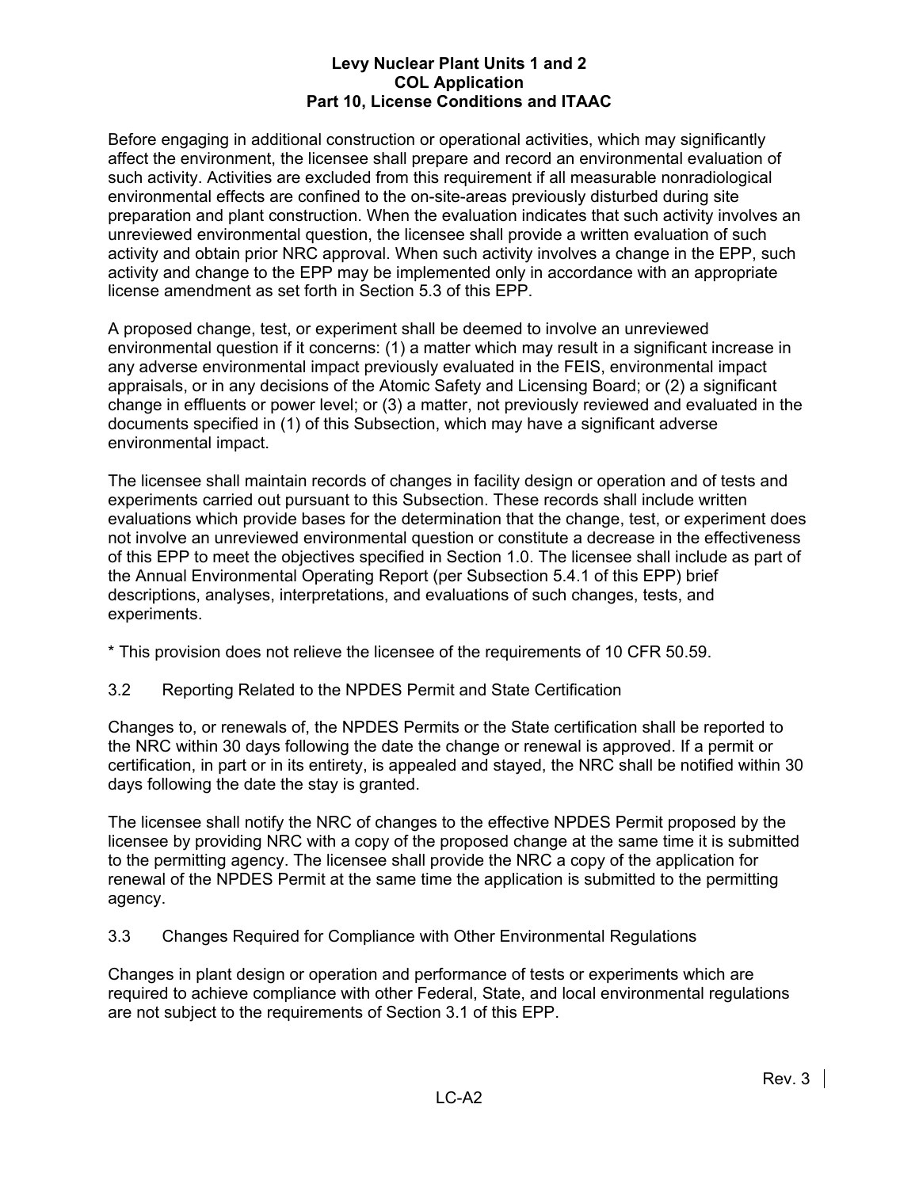Before engaging in additional construction or operational activities, which may significantly affect the environment, the licensee shall prepare and record an environmental evaluation of such activity. Activities are excluded from this requirement if all measurable nonradiological environmental effects are confined to the on-site-areas previously disturbed during site preparation and plant construction. When the evaluation indicates that such activity involves an unreviewed environmental question, the licensee shall provide a written evaluation of such activity and obtain prior NRC approval. When such activity involves a change in the EPP, such activity and change to the EPP may be implemented only in accordance with an appropriate license amendment as set forth in Section 5.3 of this EPP.

A proposed change, test, or experiment shall be deemed to involve an unreviewed environmental question if it concerns: (1) a matter which may result in a significant increase in any adverse environmental impact previously evaluated in the FEIS, environmental impact appraisals, or in any decisions of the Atomic Safety and Licensing Board; or (2) a significant change in effluents or power level; or (3) a matter, not previously reviewed and evaluated in the documents specified in (1) of this Subsection, which may have a significant adverse environmental impact.

The licensee shall maintain records of changes in facility design or operation and of tests and experiments carried out pursuant to this Subsection. These records shall include written evaluations which provide bases for the determination that the change, test, or experiment does not involve an unreviewed environmental question or constitute a decrease in the effectiveness of this EPP to meet the objectives specified in Section 1.0. The licensee shall include as part of the Annual Environmental Operating Report (per Subsection 5.4.1 of this EPP) brief descriptions, analyses, interpretations, and evaluations of such changes, tests, and experiments.

* This provision does not relieve the licensee of the requirements of 10 CFR 50.59.

### 3.2 Reporting Related to the NPDES Permit and State Certification

Changes to, or renewals of, the NPDES Permits or the State certification shall be reported to the NRC within 30 days following the date the change or renewal is approved. If a permit or certification, in part or in its entirety, is appealed and stayed, the NRC shall be notified within 30 days following the date the stay is granted.

The licensee shall notify the NRC of changes to the effective NPDES Permit proposed by the licensee by providing NRC with a copy of the proposed change at the same time it is submitted to the permitting agency. The licensee shall provide the NRC a copy of the application for renewal of the NPDES Permit at the same time the application is submitted to the permitting agency.

### 3.3 Changes Required for Compliance with Other Environmental Regulations

Changes in plant design or operation and performance of tests or experiments which are required to achieve compliance with other Federal, State, and local environmental regulations are not subject to the requirements of Section 3.1 of this EPP.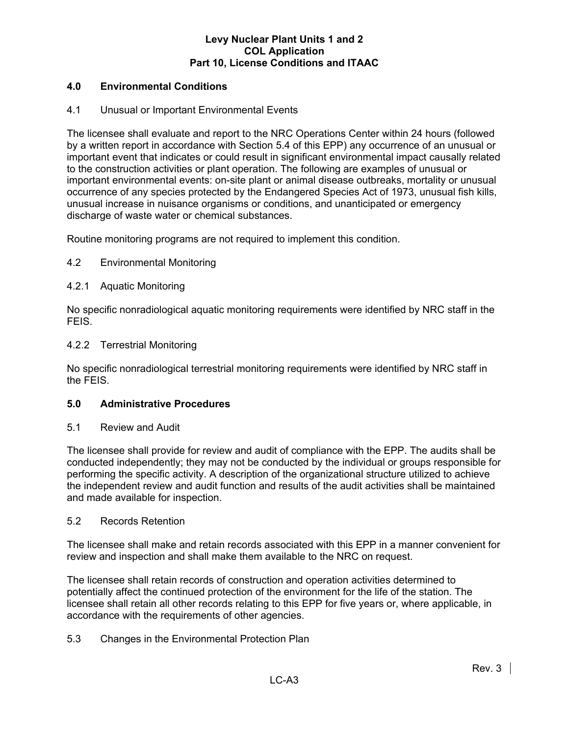## 4.0 Environmental Conditions

### 4.1 Unusual or Important Environmental Events

The licensee shall evaluate and report to the NRC Operations Center within 24 hours (followed by a written report in accordance with Section 5.4 of this EPP) any occurrence of an unusual or important event that indicates or could result in significant environmental impact causally related to the construction activities or plant operation. The following are examples of unusual or important environmental events: on-site plant or animal disease outbreaks, mortality or unusual occurrence of any species protected by the Endangered Species Act of 1973, unusual fish kills, unusual increase in nuisance organisms or conditions, and unanticipated or emergency discharge of waste water or chemical substances.

Routine monitoring programs are not required to implement this condition.

### 4.2 Environmental Monitoring

#### 4.2.1 Aquatic Monitoring

No specific nonradiological aquatic monitoring requirements were identified by NRC staff in the FEIS.

#### 4.2.2 Terrestrial Monitoring

No specific nonradiological terrestrial monitoring requirements were identified by NRC staff in the FEIS.

## 5.0 Administrative Procedures

### 5.1 Review and Audit

The licensee shall provide for review and audit of compliance with the EPP. The audits shall be conducted independently; they may not be conducted by the individual or groups responsible for performing the specific activity. A description of the organizational structure utilized to achieve the independent review and audit function and results of the audit activities shall be maintained and made available for inspection.

### 5.2 Records Retention

The licensee shall make and retain records associated with this EPP in a manner convenient for review and inspection and shall make them available to the NRC on request.

The licensee shall retain records of construction and operation activities determined to potentially affect the continued protection of the environment for the life of the station. The licensee shall retain all other records relating to this EPP for five years or, where applicable, in accordance with the requirements of other agencies.

### 5.3 Changes in the Environmental Protection Plan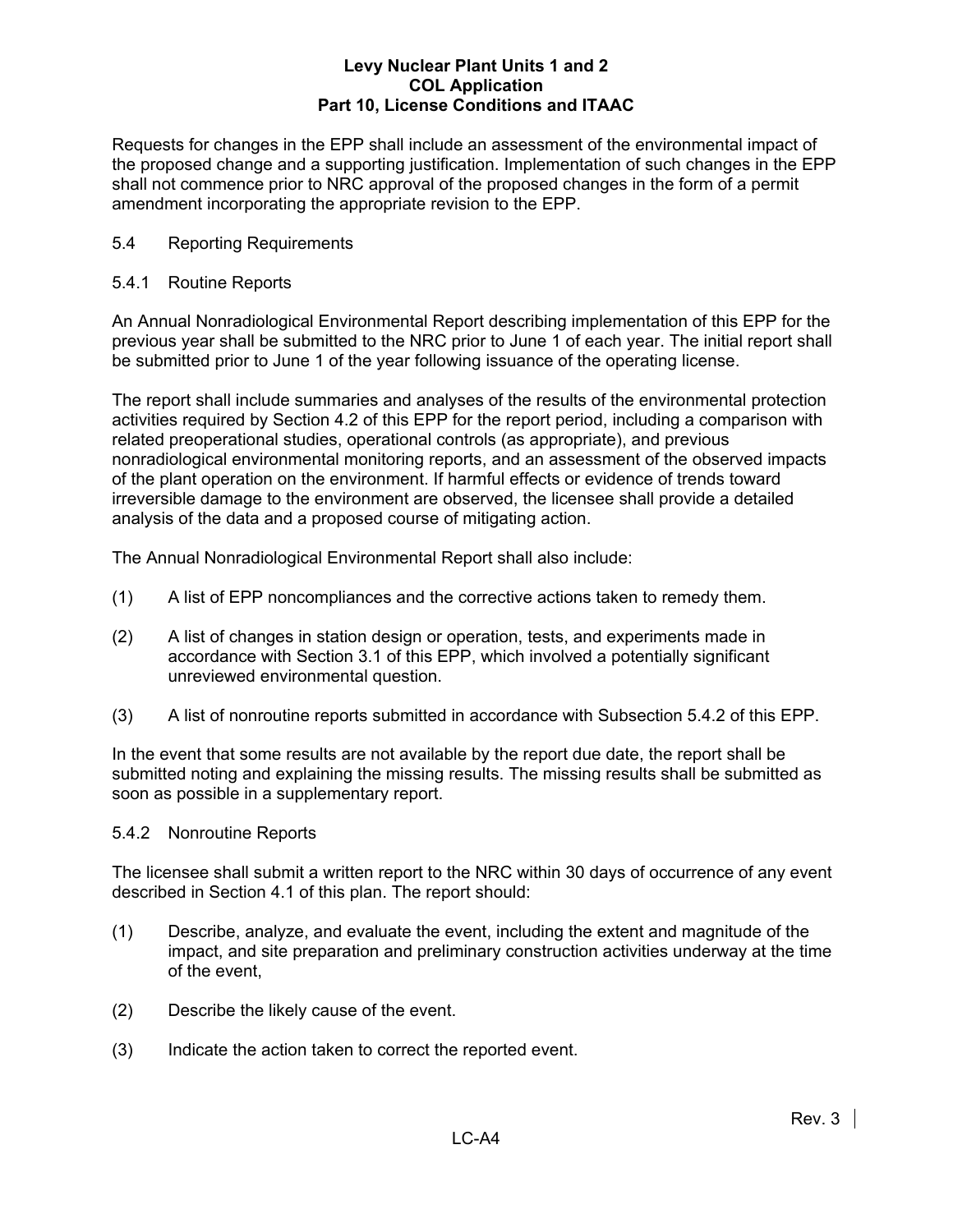Requests for changes in the EPP shall include an assessment of the environmental impact of the proposed change and a supporting justification. Implementation of such changes in the EPP shall not commence prior to NRC approval of the proposed changes in the form of a permit amendment incorporating the appropriate revision to the EPP.

## 5.4 Reporting Requirements

### 5.4.1 Routine Reports

An Annual Nonradiological Environmental Report describing implementation of this EPP for the previous year shall be submitted to the NRC prior to June 1 of each year. The initial report shall be submitted prior to June 1 of the year following issuance of the operating license.

The report shall include summaries and analyses of the results of the environmental protection activities required by Section 4.2 of this EPP for the report period, including a comparison with related preoperational studies, operational controls (as appropriate), and previous nonradiological environmental monitoring reports, and an assessment of the observed impacts of the plant operation on the environment. If harmful effects or evidence of trends toward irreversible damage to the environment are observed, the licensee shall provide a detailed analysis of the data and a proposed course of mitigating action.

The Annual Nonradiological Environmental Report shall also include:

(1) A list of EPP noncompliances and the corrective actions taken to remedy them.

(2) A list of changes in station design or operation, tests, and experiments made in accordance with Section 3.1 of this EPP, which involved a potentially significant unreviewed environmental question.

(3) A list of nonroutine reports submitted in accordance with Subsection 5.4.2 of this EPP.

In the event that some results are not available by the report due date, the report shall be submitted noting and explaining the missing results. The missing results shall be submitted as soon as possible in a supplementary report.

### 5.4.2 Nonroutine Reports

The licensee shall submit a written report to the NRC within 30 days of occurrence of any event described in Section 4.1 of this plan. The report should:

(1) Describe, analyze, and evaluate the event, including the extent and magnitude of the impact, and site preparation and preliminary construction activities underway at the time of the event,

(2) Describe the likely cause of the event.

(3) Indicate the action taken to correct the reported event.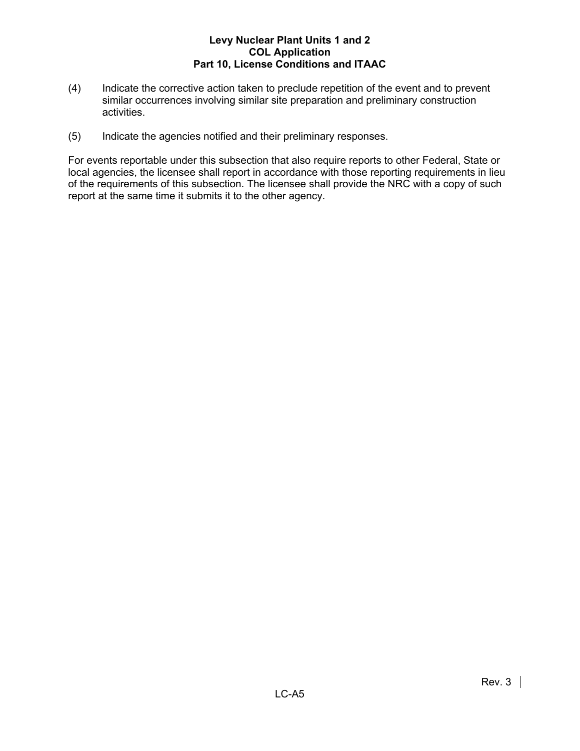(4) Indicate the corrective action taken to preclude repetition of the event and to prevent similar occurrences involving similar site preparation and preliminary construction activities.

(5) Indicate the agencies notified and their preliminary responses.

For events reportable under this subsection that also require reports to other Federal, State or local agencies, the licensee shall report in accordance with those reporting requirements in lieu of the requirements of this subsection. The licensee shall provide the NRC with a copy of such report at the same time it submits it to the other agency.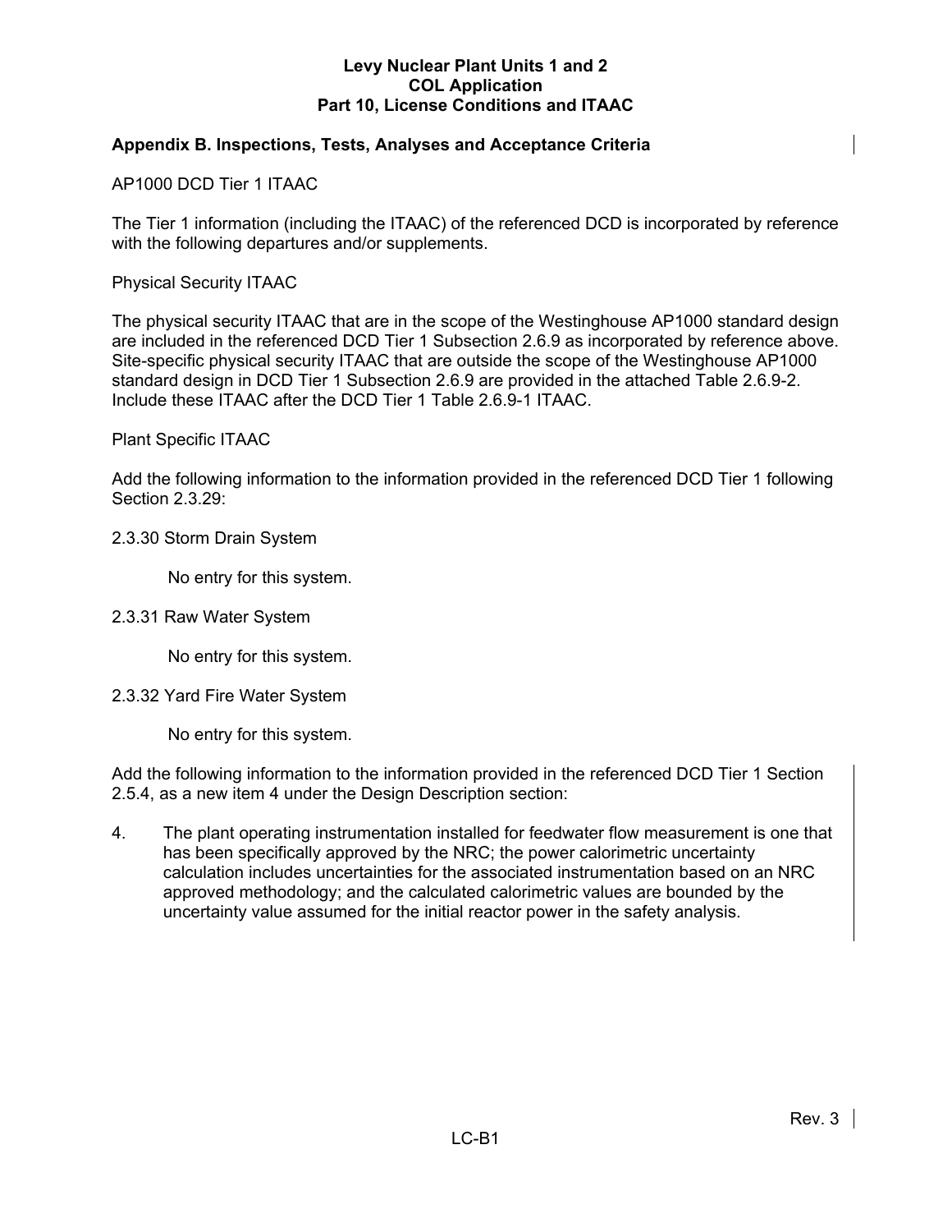## Appendix B. Inspections, Tests, Analyses and Acceptance Criteria

AP1000 DCD Tier 1 ITAAC

The Tier 1 information (including the ITAAC) of the referenced DCD is incorporated by reference with the following departures and/or supplements.

Physical Security ITAAC

The physical security ITAAC that are in the scope of the Westinghouse AP1000 standard design are included in the referenced DCD Tier 1 Subsection 2.6.9 as incorporated by reference above. Site-specific physical security ITAAC that are outside the scope of the Westinghouse AP1000 standard design in DCD Tier 1 Subsection 2.6.9 are provided in the attached Table 2.6.9-2. Include these ITAAC after the DCD Tier 1 Table 2.6.9-1 ITAAC.

Plant Specific ITAAC

Add the following information to the information provided in the referenced DCD Tier 1 following Section 2.3.29:

2.3.30 Storm Drain System

No entry for this system.

2.3.31 Raw Water System

No entry for this system.

2.3.32 Yard Fire Water System

No entry for this system.

Add the following information to the information provided in the referenced DCD Tier 1 Section 2.5.4, as a new item 4 under the Design Description section:

4. The plant operating instrumentation installed for feedwater flow measurement is one that has been specifically approved by the NRC; the power calorimetric uncertainty calculation includes uncertainties for the associated instrumentation based on an NRC approved methodology; and the calculated calorimetric values are bounded by the uncertainty value assumed for the initial reactor power in the safety analysis.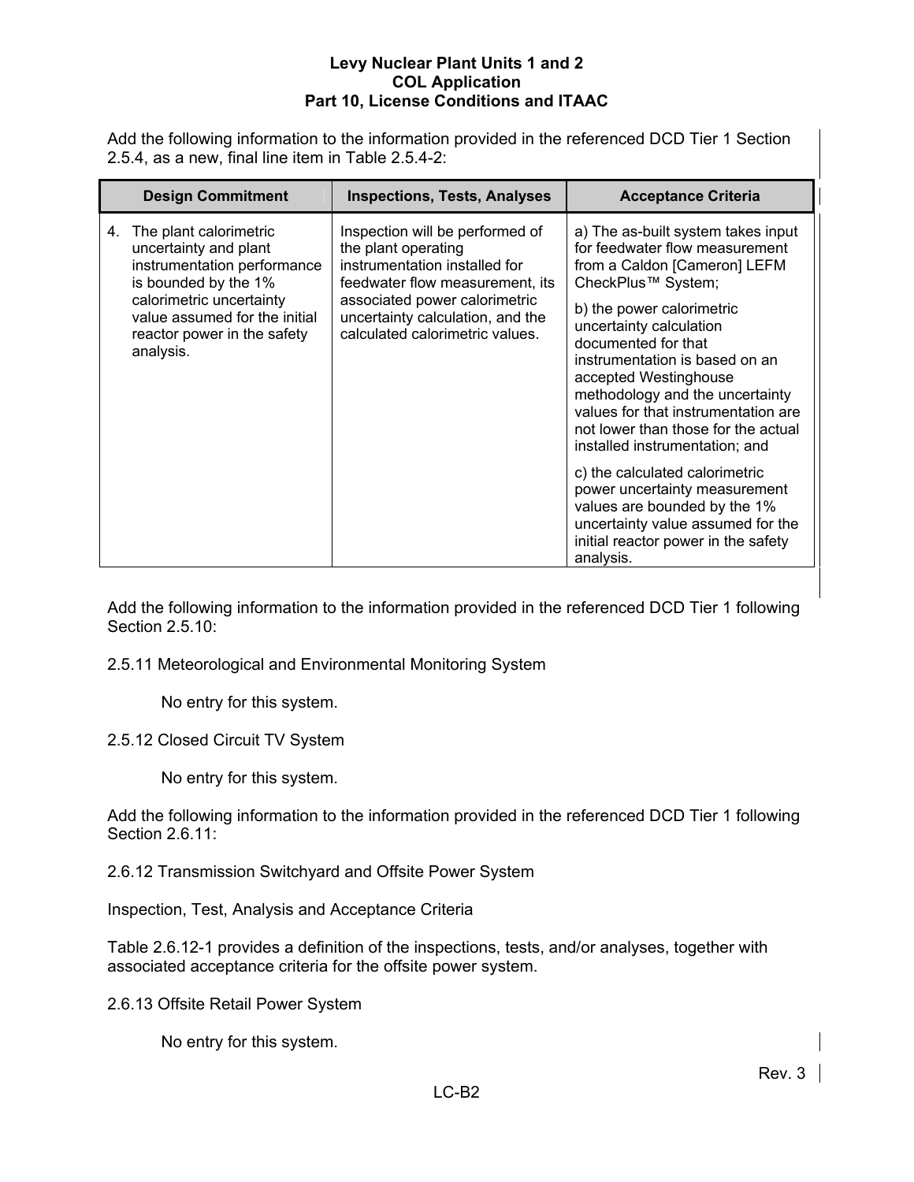Add the following information to the information provided in the referenced DCD Tier 1 Section 2.5.4, as a new, final line item in Table 2.5.4-2:

| Design Commitment | Inspections, Tests, Analyses | Acceptance Criteria |
|---|---|---|
| 4. The plant calorimetric uncertainty and plant instrumentation performance is bounded by the 1% calorimetric uncertainty value assumed for the initial reactor power in the safety analysis. | Inspection will be performed of the plant operating instrumentation installed for feedwater flow measurement, its associated power calorimetric uncertainty calculation, and the calculated calorimetric values. | a) The as-built system takes input for feedwater flow measurement from a Caldon [Cameron] LEFM CheckPlus™ System;<br><br>b) the power calorimetric uncertainty calculation documented for that instrumentation is based on an accepted Westinghouse methodology and the uncertainty values for that instrumentation are not lower than those for the actual installed instrumentation; and<br><br>c) the calculated calorimetric power uncertainty measurement values are bounded by the 1% uncertainty value assumed for the initial reactor power in the safety analysis. |

Add the following information to the information provided in the referenced DCD Tier 1 following Section 2.5.10:

2.5.11 Meteorological and Environmental Monitoring System

No entry for this system.

2.5.12 Closed Circuit TV System

No entry for this system.

Add the following information to the information provided in the referenced DCD Tier 1 following Section 2.6.11:

2.6.12 Transmission Switchyard and Offsite Power System

Inspection, Test, Analysis and Acceptance Criteria

Table 2.6.12-1 provides a definition of the inspections, tests, and/or analyses, together with associated acceptance criteria for the offsite power system.

2.6.13 Offsite Retail Power System

No entry for this system.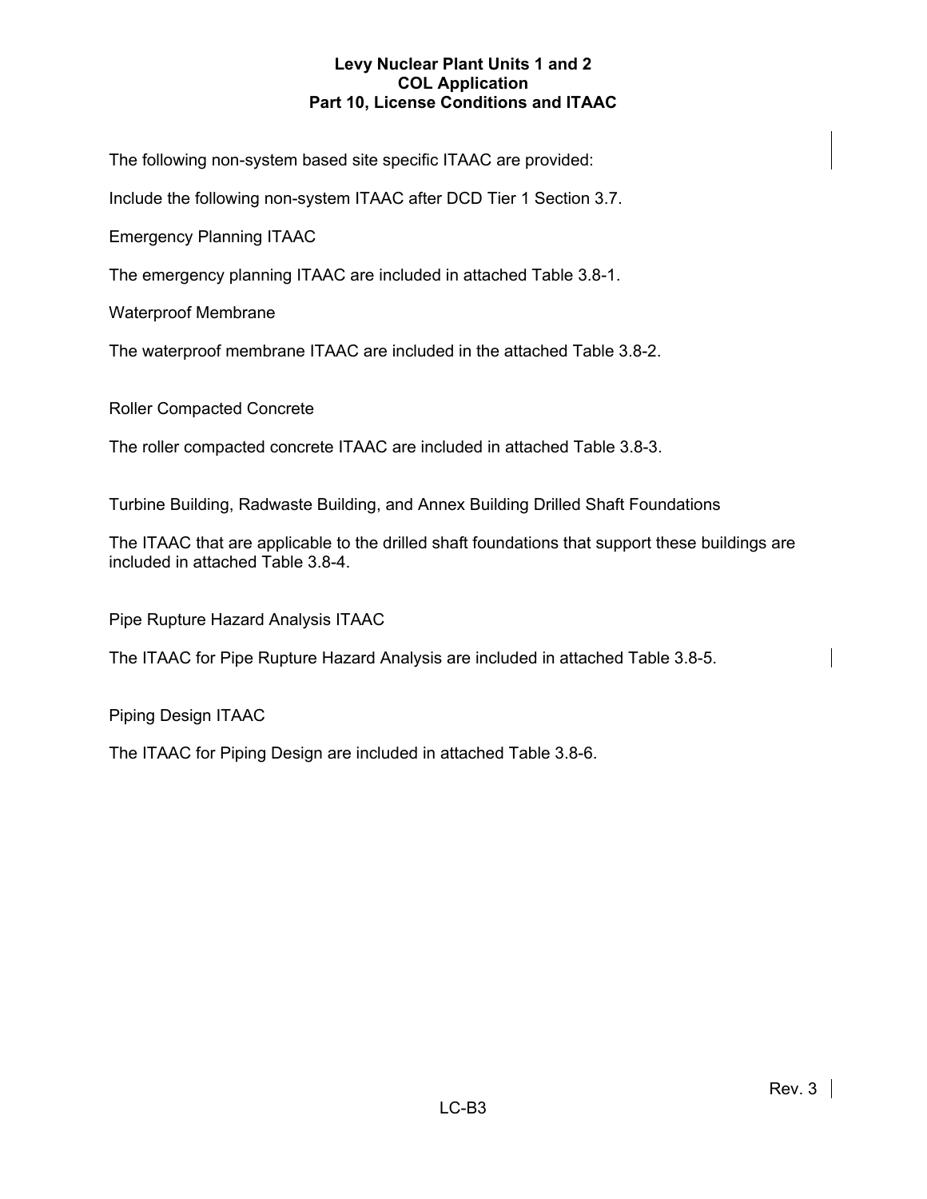The following non-system based site specific ITAAC are provided:

Include the following non-system ITAAC after DCD Tier 1 Section 3.7.

Emergency Planning ITAAC

The emergency planning ITAAC are included in attached Table 3.8-1.

Waterproof Membrane

The waterproof membrane ITAAC are included in the attached Table 3.8-2.

Roller Compacted Concrete

The roller compacted concrete ITAAC are included in attached Table 3.8-3.

Turbine Building, Radwaste Building, and Annex Building Drilled Shaft Foundations

The ITAAC that are applicable to the drilled shaft foundations that support these buildings are included in attached Table 3.8-4.

Pipe Rupture Hazard Analysis ITAAC

The ITAAC for Pipe Rupture Hazard Analysis are included in attached Table 3.8-5.

Piping Design ITAAC

The ITAAC for Piping Design are included in attached Table 3.8-6.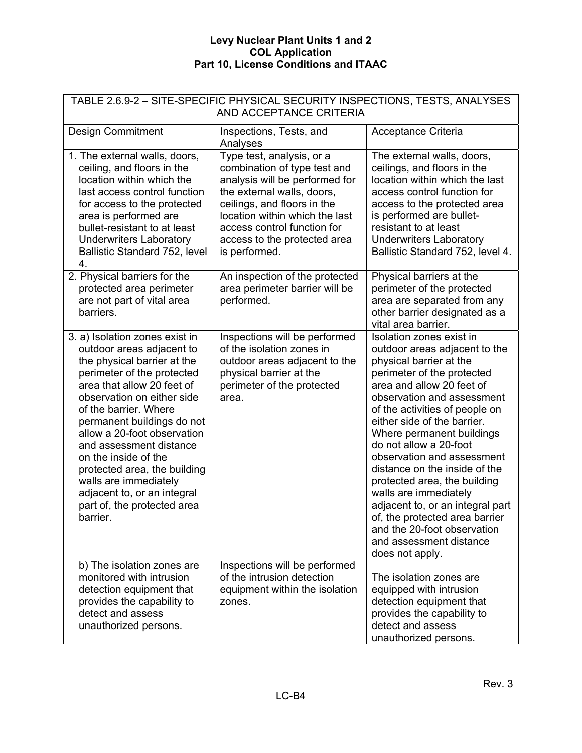| TABLE 2.6.9-2 – SITE-SPECIFIC PHYSICAL SECURITY INSPECTIONS, TESTS, ANALYSES AND ACCEPTANCE CRITERIA | | |
|---|---|---|
| Design Commitment | Inspections, Tests, and Analyses | Acceptance Criteria |
| 1. The external walls, doors, ceiling, and floors in the location within which the last access control function for access to the protected area is performed are bullet-resistant to at least Underwriters Laboratory Ballistic Standard 752, level 4. | Type test, analysis, or a combination of type test and analysis will be performed for the external walls, doors, ceilings, and floors in the location within which the last access control function for access to the protected area is performed. | The external walls, doors, ceilings, and floors in the location within which the last access control function for access to the protected area is performed are bullet-resistant to at least Underwriters Laboratory Ballistic Standard 752, level 4. |
| 2. Physical barriers for the protected area perimeter are not part of vital area barriers. | An inspection of the protected area perimeter barrier will be performed. | Physical barriers at the perimeter of the protected area are separated from any other barrier designated as a vital area barrier. |
| 3. a) Isolation zones exist in outdoor areas adjacent to the physical barrier at the perimeter of the protected area that allow 20 feet of observation on either side of the barrier. Where permanent buildings do not allow a 20-foot observation and assessment distance on the inside of the protected area, the building walls are immediately adjacent to, or an integral part of, the protected area barrier. | Inspections will be performed of the isolation zones in outdoor areas adjacent to the physical barrier at the perimeter of the protected area. | Isolation zones exist in outdoor areas adjacent to the physical barrier at the perimeter of the protected area and allow 20 feet of observation and assessment of the activities of people on either side of the barrier. Where permanent buildings do not allow a 20-foot observation and assessment distance on the inside of the protected area, the building walls are immediately adjacent to, or an integral part of, the protected area barrier and the 20-foot observation and assessment distance does not apply. |
| b) The isolation zones are monitored with intrusion detection equipment that provides the capability to detect and assess unauthorized persons. | Inspections will be performed of the intrusion detection equipment within the isolation zones. | The isolation zones are equipped with intrusion detection equipment that provides the capability to detect and assess unauthorized persons. |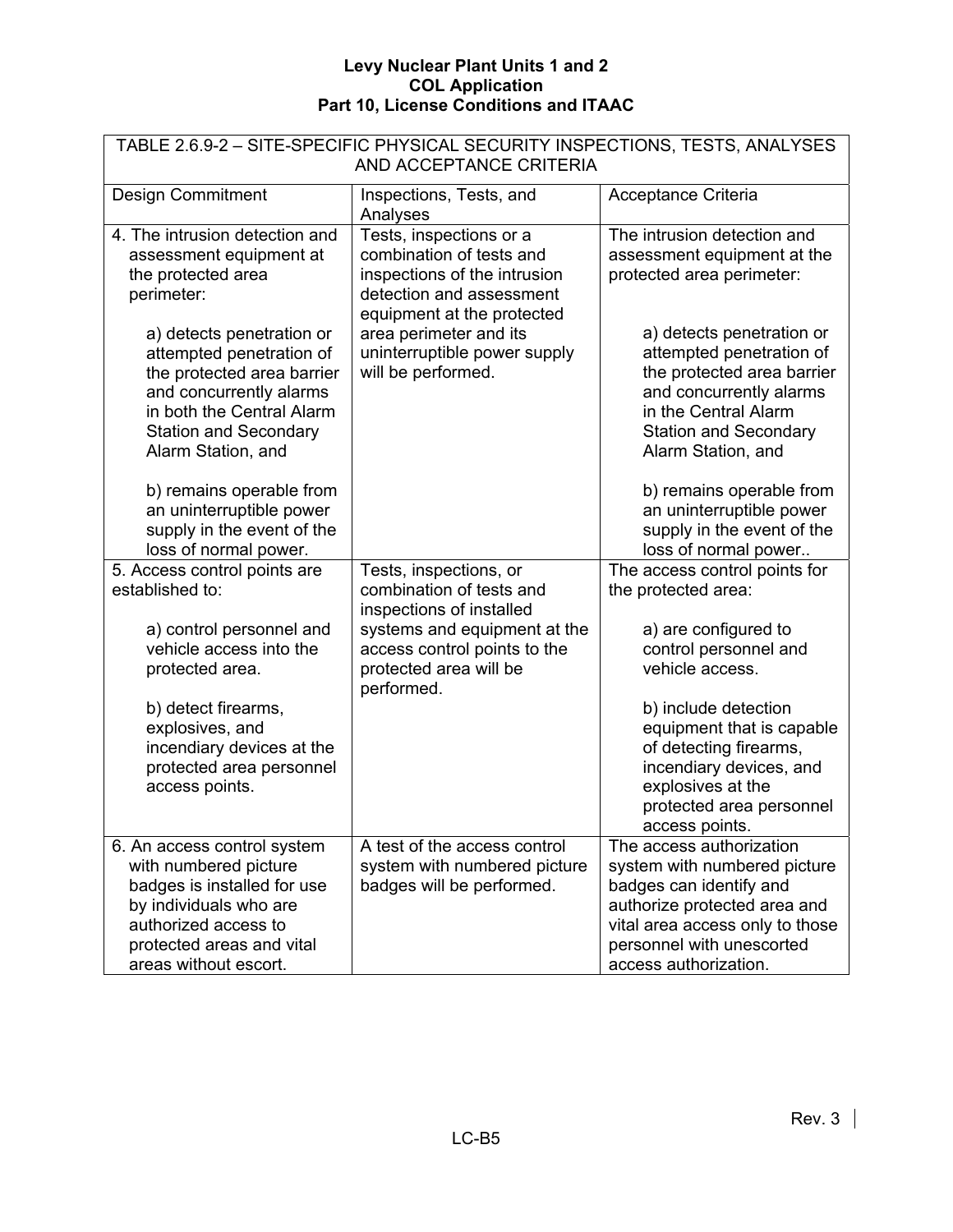| TABLE 2.6.9-2 – SITE-SPECIFIC PHYSICAL SECURITY INSPECTIONS, TESTS, ANALYSES AND ACCEPTANCE CRITERIA | | |
|---|---|---|
| Design Commitment | Inspections, Tests, and Analyses | Acceptance Criteria |
| 4. The intrusion detection and assessment equipment at the protected area perimeter:<br><br>a) detects penetration or attempted penetration of the protected area barrier and concurrently alarms in both the Central Alarm Station and Secondary Alarm Station, and<br><br>b) remains operable from an uninterruptible power supply in the event of the loss of normal power. | Tests, inspections or a combination of tests and inspections of the intrusion detection and assessment equipment at the protected area perimeter and its uninterruptible power supply will be performed. | The intrusion detection and assessment equipment at the protected area perimeter:<br><br>a) detects penetration or attempted penetration of the protected area barrier and concurrently alarms in the Central Alarm Station and Secondary Alarm Station, and<br><br>b) remains operable from an uninterruptible power supply in the event of the loss of normal power.. |
| 5. Access control points are established to:<br><br>a) control personnel and vehicle access into the protected area.<br><br>b) detect firearms, explosives, and incendiary devices at the protected area personnel access points. | Tests, inspections, or combination of tests and inspections of installed systems and equipment at the access control points to the protected area will be performed. | The access control points for the protected area:<br><br>a) are configured to control personnel and vehicle access.<br><br>b) include detection equipment that is capable of detecting firearms, incendiary devices, and explosives at the protected area personnel access points. |
| 6. An access control system with numbered picture badges is installed for use by individuals who are authorized access to protected areas and vital areas without escort. | A test of the access control system with numbered picture badges will be performed. | The access authorization system with numbered picture badges can identify and authorize protected area and vital area access only to those personnel with unescorted access authorization. |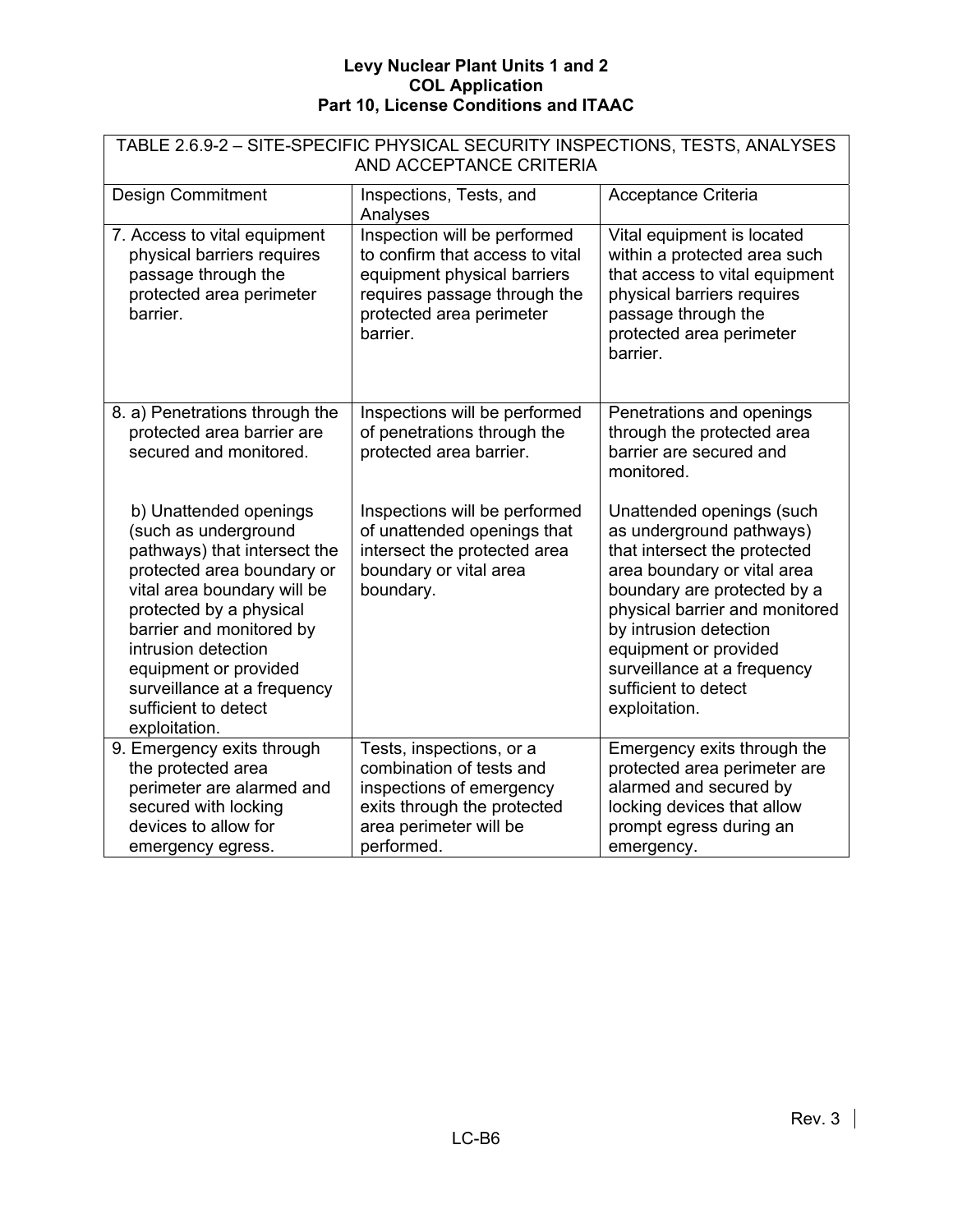# Levy Nuclear Plant Units 1 and 2
## COL Application
## Part 10, License Conditions and ITAAC

| TABLE 2.6.9-2 – SITE-SPECIFIC PHYSICAL SECURITY INSPECTIONS, TESTS, ANALYSES AND ACCEPTANCE CRITERIA | | |
|---|---|---|
| **Design Commitment** | **Inspections, Tests, and Analyses** | **Acceptance Criteria** |
| 7. Access to vital equipment physical barriers requires passage through the protected area perimeter barrier. | Inspection will be performed to confirm that access to vital equipment physical barriers requires passage through the protected area perimeter barrier. | Vital equipment is located within a protected area such that access to vital equipment physical barriers requires passage through the protected area perimeter barrier. |
| 8. a) Penetrations through the protected area barrier are secured and monitored. | Inspections will be performed of penetrations through the protected area barrier. | Penetrations and openings through the protected area barrier are secured and monitored. |
| b) Unattended openings (such as underground pathways) that intersect the protected area boundary or vital area boundary will be protected by a physical barrier and monitored by intrusion detection equipment or provided surveillance at a frequency sufficient to detect exploitation. | Inspections will be performed of unattended openings that intersect the protected area boundary or vital area boundary. | Unattended openings (such as underground pathways) that intersect the protected area boundary or vital area boundary are protected by a physical barrier and monitored by intrusion detection equipment or provided surveillance at a frequency sufficient to detect exploitation. |
| 9. Emergency exits through the protected area perimeter are alarmed and secured with locking devices to allow for emergency egress. | Tests, inspections, or a combination of tests and inspections of emergency exits through the protected area perimeter will be performed. | Emergency exits through the protected area perimeter are alarmed and secured by locking devices that allow prompt egress during an emergency. |

Rev. 3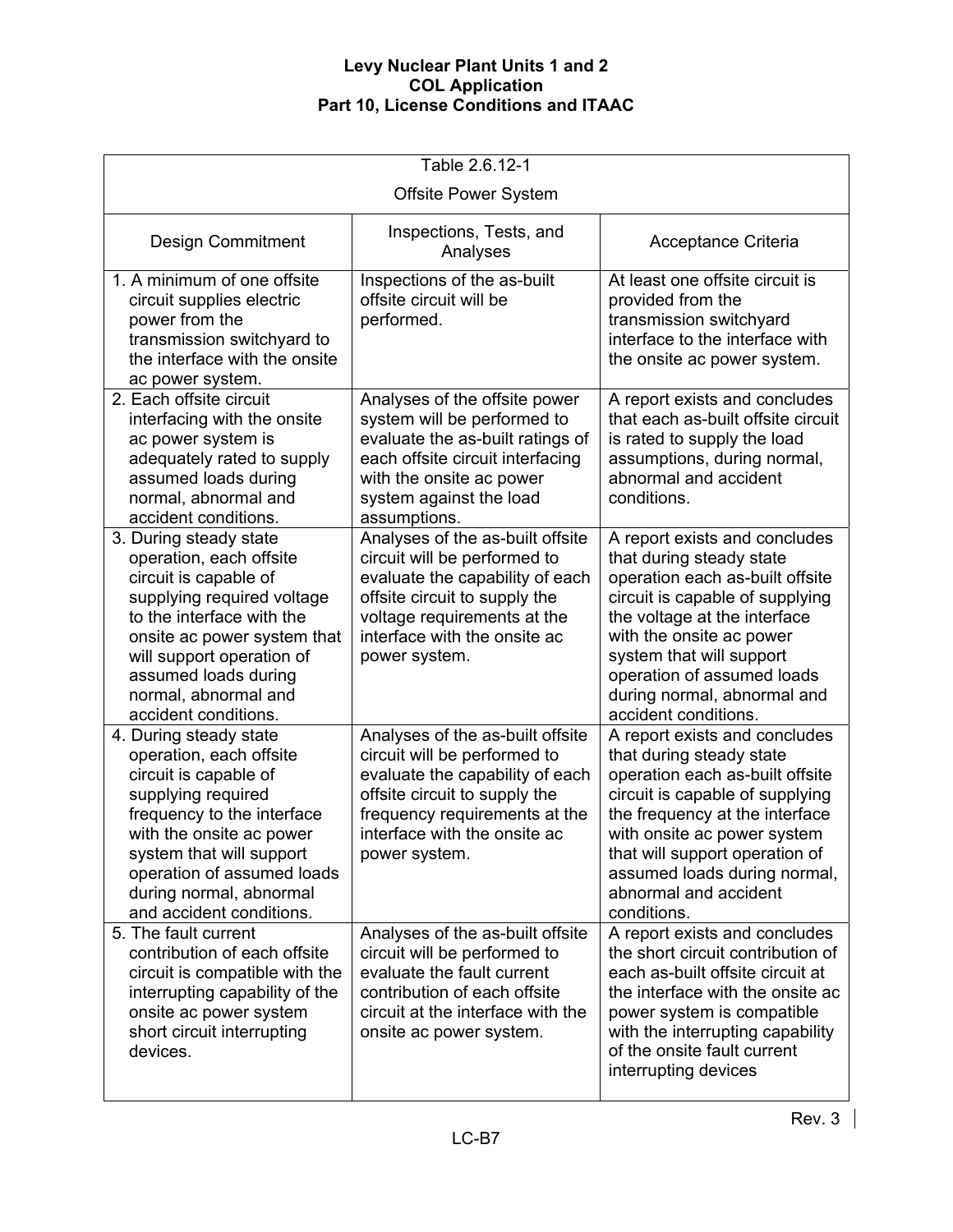| Table 2.6.12-1 Offsite Power System | | |
|---|---|---|
| Design Commitment | Inspections, Tests, and Analyses | Acceptance Criteria |
| 1. A minimum of one offsite circuit supplies electric power from the transmission switchyard to the interface with the onsite ac power system. | Inspections of the as-built offsite circuit will be performed. | At least one offsite circuit is provided from the transmission switchyard interface to the interface with the onsite ac power system. |
| 2. Each offsite circuit interfacing with the onsite ac power system is adequately rated to supply assumed loads during normal, abnormal and accident conditions. | Analyses of the offsite power system will be performed to evaluate the as-built ratings of each offsite circuit interfacing with the onsite ac power system against the load assumptions. | A report exists and concludes that each as-built offsite circuit is rated to supply the load assumptions, during normal, abnormal and accident conditions. |
| 3. During steady state operation, each offsite circuit is capable of supplying required voltage to the interface with the onsite ac power system that will support operation of assumed loads during normal, abnormal and accident conditions. | Analyses of the as-built offsite circuit will be performed to evaluate the capability of each offsite circuit to supply the voltage requirements at the interface with the onsite ac power system. | A report exists and concludes that during steady state operation each as-built offsite circuit is capable of supplying the voltage at the interface with the onsite ac power system that will support operation of assumed loads during normal, abnormal and accident conditions. |
| 4. During steady state operation, each offsite circuit is capable of supplying required frequency to the interface with the onsite ac power system that will support operation of assumed loads during normal, abnormal and accident conditions. | Analyses of the as-built offsite circuit will be performed to evaluate the capability of each offsite circuit to supply the frequency requirements at the interface with the onsite ac power system. | A report exists and concludes that during steady state operation each as-built offsite circuit is capable of supplying the frequency at the interface with onsite ac power system that will support operation of assumed loads during normal, abnormal and accident conditions. |
| 5. The fault current contribution of each offsite circuit is compatible with the interrupting capability of the onsite ac power system short circuit interrupting devices. | Analyses of the as-built offsite circuit will be performed to evaluate the fault current contribution of each offsite circuit at the interface with the onsite ac power system. | A report exists and concludes the short circuit contribution of each as-built offsite circuit at the interface with the onsite ac power system is compatible with the interrupting capability of the onsite fault current interrupting devices |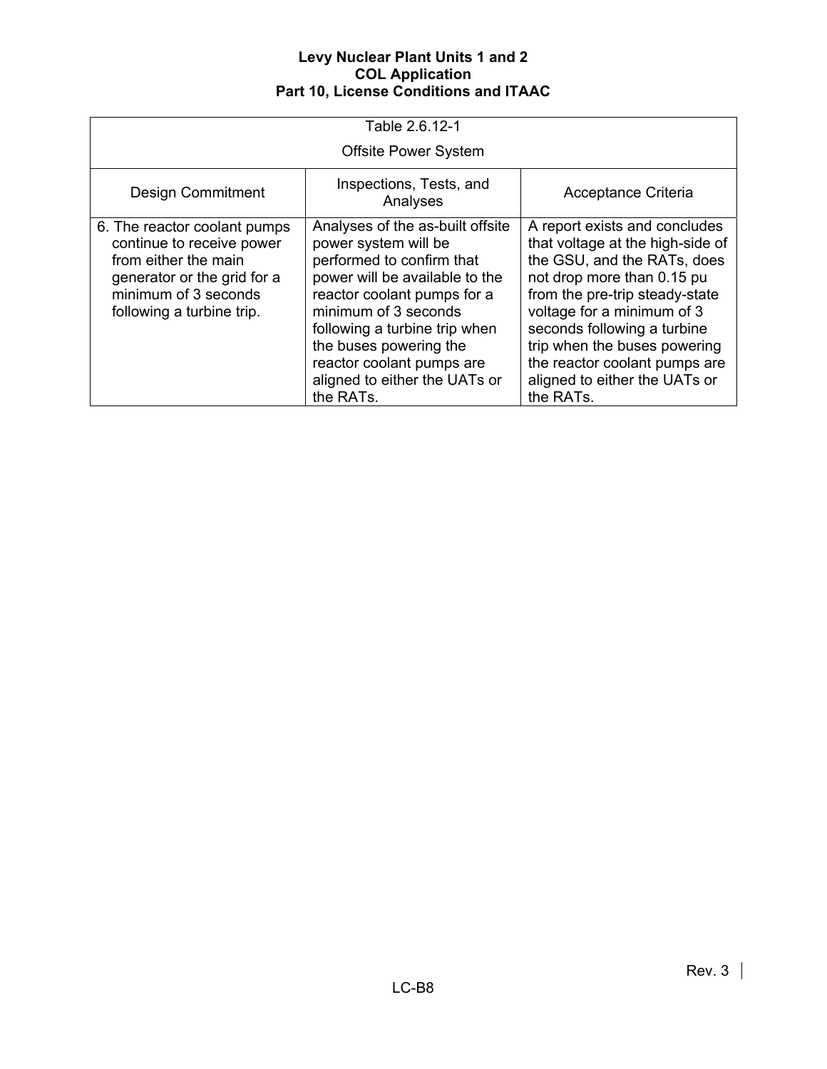Table 2.6.12-1

Offsite Power System

| Design Commitment | Inspections, Tests, and Analyses | Acceptance Criteria |
|---|---|---|
| 6. The reactor coolant pumps continue to receive power from either the main generator or the grid for a minimum of 3 seconds following a turbine trip. | Analyses of the as-built offsite power system will be performed to confirm that power will be available to the reactor coolant pumps for a minimum of 3 seconds following a turbine trip when the buses powering the reactor coolant pumps are aligned to either the UATs or the RATs. | A report exists and concludes that voltage at the high-side of the GSU, and the RATs, does not drop more than 0.15 pu from the pre-trip steady-state voltage for a minimum of 3 seconds following a turbine trip when the buses powering the reactor coolant pumps are aligned to either the UATs or the RATs. |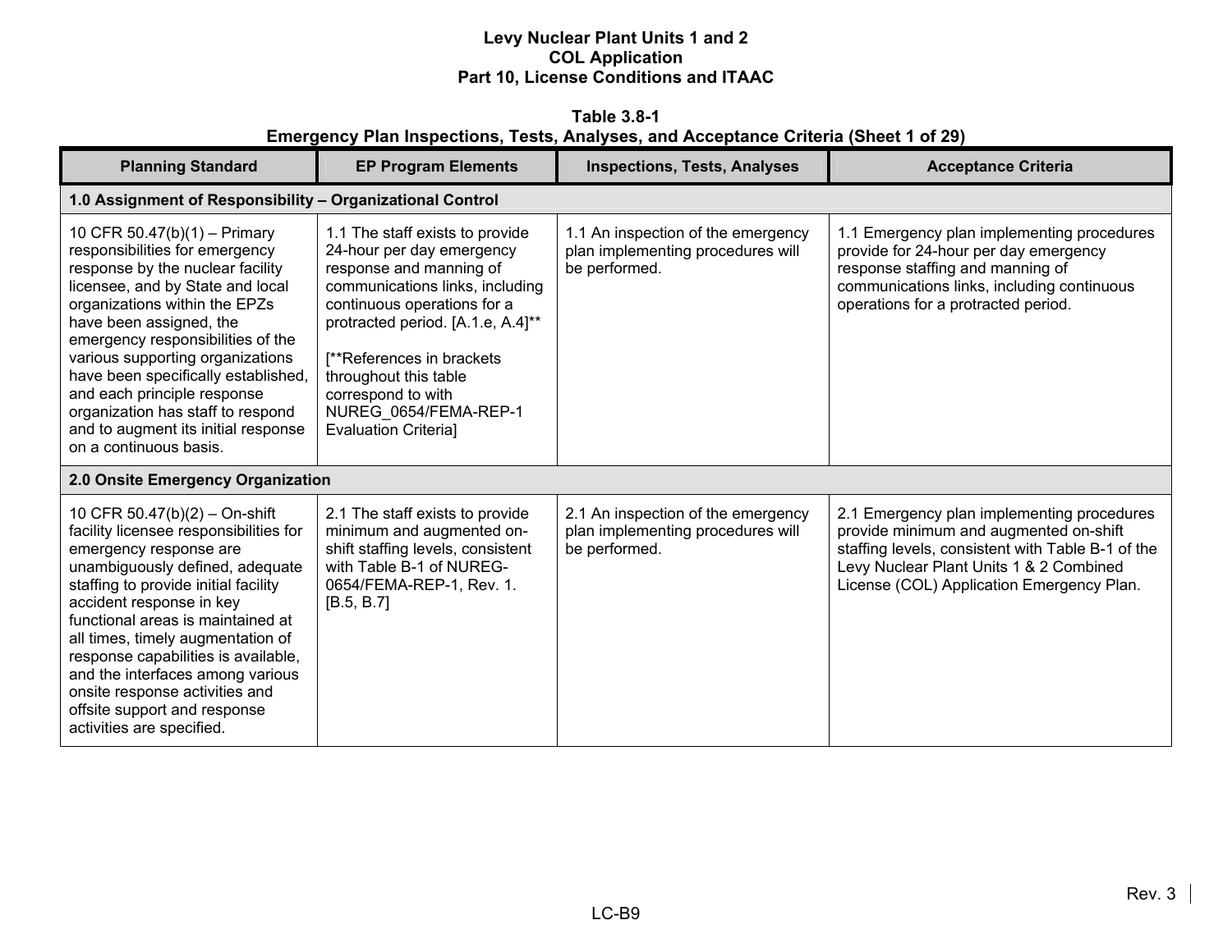**Levy Nuclear Plant Units 1 and 2**
**COL Application**
**Part 10, License Conditions and ITAAC**

**Table 3.8-1**
**Emergency Plan Inspections, Tests, Analyses, and Acceptance Criteria (Sheet 1 of 29)**

| Planning Standard | EP Program Elements | Inspections, Tests, Analyses | Acceptance Criteria |
|---|---|---|---|
| **1.0 Assignment of Responsibility – Organizational Control** | | | |
| 10 CFR 50.47(b)(1) – Primary responsibilities for emergency response by the nuclear facility licensee, and by State and local organizations within the EPZs have been assigned, the emergency responsibilities of the various supporting organizations have been specifically established, and each principle response organization has staff to respond and to augment its initial response on a continuous basis. | 1.1 The staff exists to provide 24-hour per day emergency response and manning of communications links, including continuous operations for a protracted period. [A.1.e, A.4]\*\*<br><br>[\*\*References in brackets throughout this table correspond to with NUREG_0654/FEMA-REP-1 Evaluation Criteria] | 1.1 An inspection of the emergency plan implementing procedures will be performed. | 1.1 Emergency plan implementing procedures provide for 24-hour per day emergency response staffing and manning of communications links, including continuous operations for a protracted period. |
| **2.0 Onsite Emergency Organization** | | | |
| 10 CFR 50.47(b)(2) – On-shift facility licensee responsibilities for emergency response are unambiguously defined, adequate staffing to provide initial facility accident response in key functional areas is maintained at all times, timely augmentation of response capabilities is available, and the interfaces among various onsite response activities and offsite support and response activities are specified. | 2.1 The staff exists to provide minimum and augmented on-shift staffing levels, consistent with Table B-1 of NUREG-0654/FEMA-REP-1, Rev. 1. [B.5, B.7] | 2.1 An inspection of the emergency plan implementing procedures will be performed. | 2.1 Emergency plan implementing procedures provide minimum and augmented on-shift staffing levels, consistent with Table B-1 of the Levy Nuclear Plant Units 1 & 2 Combined License (COL) Application Emergency Plan. |

Rev. 3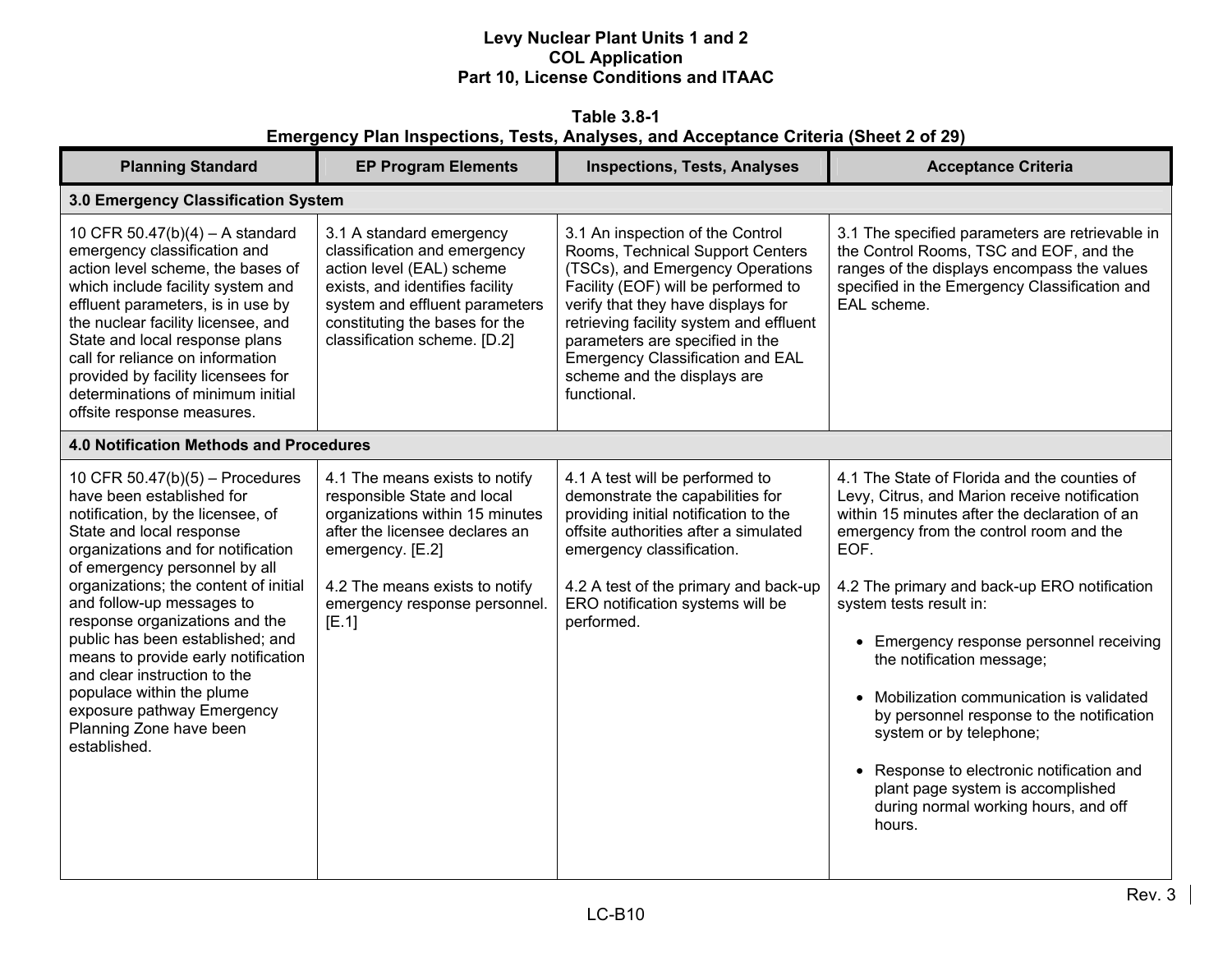**Table 3.8-1**
**Emergency Plan Inspections, Tests, Analyses, and Acceptance Criteria (Sheet 2 of 29)**

| Planning Standard | EP Program Elements | Inspections, Tests, Analyses | Acceptance Criteria |
|---|---|---|---|
| **3.0 Emergency Classification System** | | | |
| 10 CFR 50.47(b)(4) – A standard emergency classification and action level scheme, the bases of which include facility system and effluent parameters, is in use by the nuclear facility licensee, and State and local response plans call for reliance on information provided by facility licensees for determinations of minimum initial offsite response measures. | 3.1 A standard emergency classification and emergency action level (EAL) scheme exists, and identifies facility system and effluent parameters constituting the bases for the classification scheme. [D.2] | 3.1 An inspection of the Control Rooms, Technical Support Centers (TSCs), and Emergency Operations Facility (EOF) will be performed to verify that they have displays for retrieving facility system and effluent parameters are specified in the Emergency Classification and EAL scheme and the displays are functional. | 3.1 The specified parameters are retrievable in the Control Rooms, TSC and EOF, and the ranges of the displays encompass the values specified in the Emergency Classification and EAL scheme. |
| **4.0 Notification Methods and Procedures** | | | |
| 10 CFR 50.47(b)(5) – Procedures have been established for notification, by the licensee, of State and local response organizations and for notification of emergency personnel by all organizations; the content of initial and follow-up messages to response organizations and the public has been established; and means to provide early notification and clear instruction to the populace within the plume exposure pathway Emergency Planning Zone have been established. | 4.1 The means exists to notify responsible State and local organizations within 15 minutes after the licensee declares an emergency. [E.2]<br><br>4.2 The means exists to notify emergency response personnel. [E.1] | 4.1 A test will be performed to demonstrate the capabilities for providing initial notification to the offsite authorities after a simulated emergency classification.<br><br>4.2 A test of the primary and back-up ERO notification systems will be performed. | 4.1 The State of Florida and the counties of Levy, Citrus, and Marion receive notification within 15 minutes after the declaration of an emergency from the control room and the EOF.<br><br>4.2 The primary and back-up ERO notification system tests result in:<br><br>• Emergency response personnel receiving the notification message;<br><br>• Mobilization communication is validated by personnel response to the notification system or by telephone;<br><br>• Response to electronic notification and plant page system is accomplished during normal working hours, and off hours. |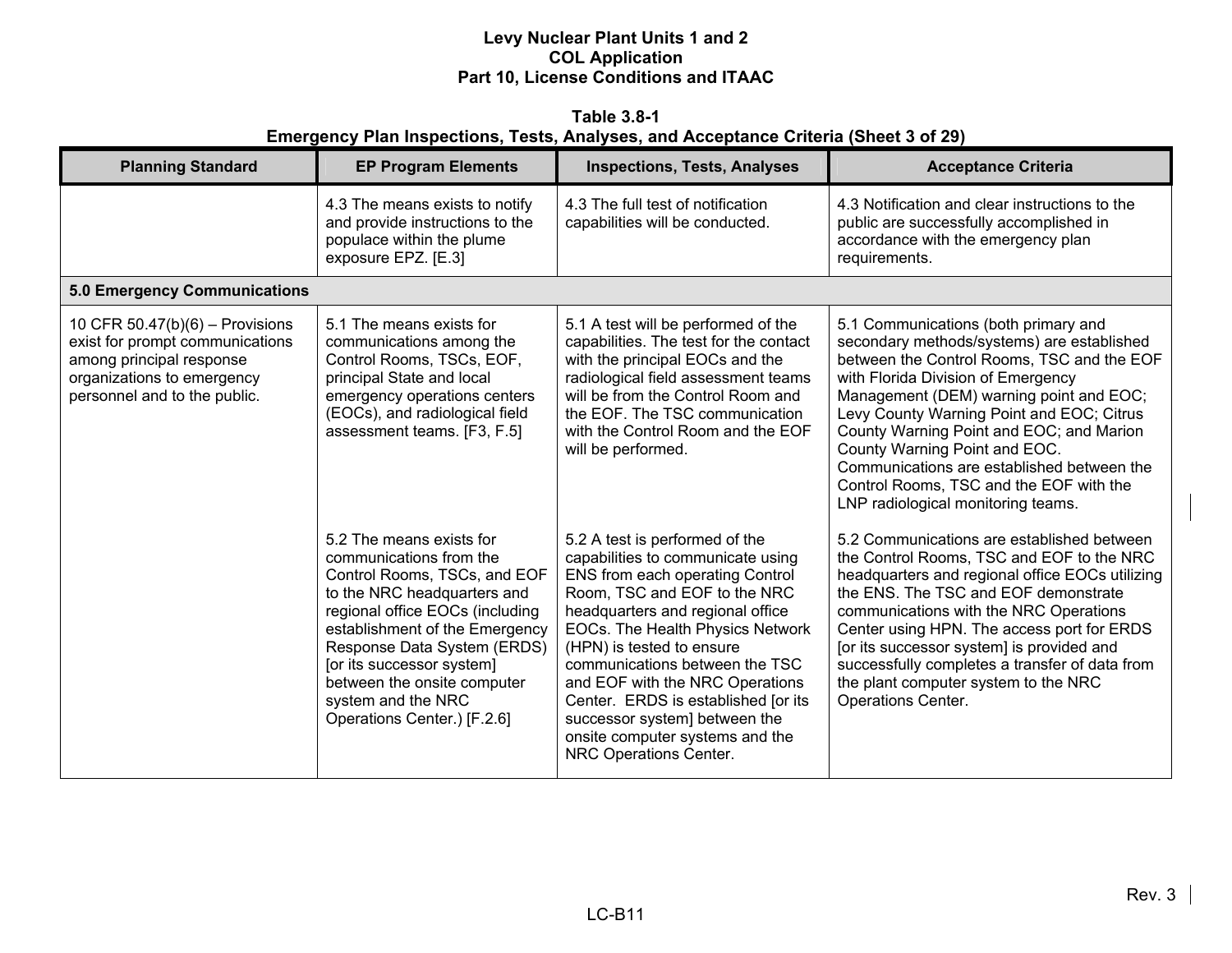**Table 3.8-1**
**Emergency Plan Inspections, Tests, Analyses, and Acceptance Criteria (Sheet 3 of 29)**

| Planning Standard | EP Program Elements | Inspections, Tests, Analyses | Acceptance Criteria |
|---|---|---|---|
| | 4.3 The means exists to notify and provide instructions to the populace within the plume exposure EPZ. [E.3] | 4.3 The full test of notification capabilities will be conducted. | 4.3 Notification and clear instructions to the public are successfully accomplished in accordance with the emergency plan requirements. |
| **5.0 Emergency Communications** | | | |
| 10 CFR 50.47(b)(6) – Provisions exist for prompt communications among principal response organizations to emergency personnel and to the public. | 5.1 The means exists for communications among the Control Rooms, TSCs, EOF, principal State and local emergency operations centers (EOCs), and radiological field assessment teams. [F3, F.5] | 5.1 A test will be performed of the capabilities. The test for the contact with the principal EOCs and the radiological field assessment teams will be from the Control Room and the EOF. The TSC communication with the Control Room and the EOF will be performed. | 5.1 Communications (both primary and secondary methods/systems) are established between the Control Rooms, TSC and the EOF with Florida Division of Emergency Management (DEM) warning point and EOC; Levy County Warning Point and EOC; Citrus County Warning Point and EOC; and Marion County Warning Point and EOC. Communications are established between the Control Rooms, TSC and the EOF with the LNP radiological monitoring teams. |
| | 5.2 The means exists for communications from the Control Rooms, TSCs, and EOF to the NRC headquarters and regional office EOCs (including establishment of the Emergency Response Data System (ERDS) [or its successor system] between the onsite computer system and the NRC Operations Center.) [F.2.6] | 5.2 A test is performed of the capabilities to communicate using ENS from each operating Control Room, TSC and EOF to the NRC headquarters and regional office EOCs. The Health Physics Network (HPN) is tested to ensure communications between the TSC and EOF with the NRC Operations Center. ERDS is established [or its successor system] between the onsite computer systems and the NRC Operations Center. | 5.2 Communications are established between the Control Rooms, TSC and EOF to the NRC headquarters and regional office EOCs utilizing the ENS. The TSC and EOF demonstrate communications with the NRC Operations Center using HPN. The access port for ERDS [or its successor system] is provided and successfully completes a transfer of data from the plant computer system to the NRC Operations Center. |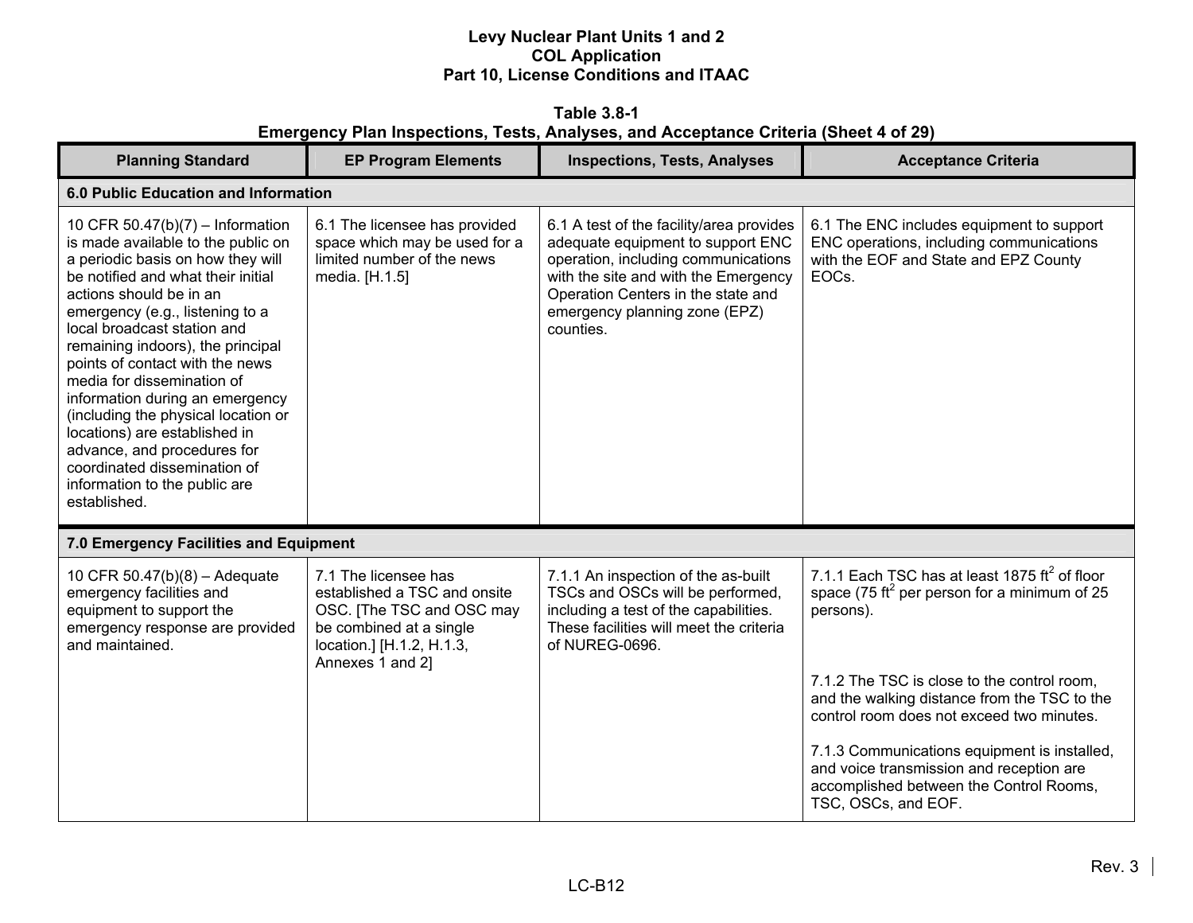**Table 3.8-1**
**Emergency Plan Inspections, Tests, Analyses, and Acceptance Criteria (Sheet 4 of 29)**

| Planning Standard | EP Program Elements | Inspections, Tests, Analyses | Acceptance Criteria |
|---|---|---|---|
| **6.0 Public Education and Information** | | | |
| 10 CFR 50.47(b)(7) – Information is made available to the public on a periodic basis on how they will be notified and what their initial actions should be in an emergency (e.g., listening to a local broadcast station and remaining indoors), the principal points of contact with the news media for dissemination of information during an emergency (including the physical location or locations) are established in advance, and procedures for coordinated dissemination of information to the public are established. | 6.1 The licensee has provided space which may be used for a limited number of the news media. [H.1.5] | 6.1 A test of the facility/area provides adequate equipment to support ENC operation, including communications with the site and with the Emergency Operation Centers in the state and emergency planning zone (EPZ) counties. | 6.1 The ENC includes equipment to support ENC operations, including communications with the EOF and State and EPZ County EOCs. |
| **7.0 Emergency Facilities and Equipment** | | | |
| 10 CFR 50.47(b)(8) – Adequate emergency facilities and equipment to support the emergency response are provided and maintained. | 7.1 The licensee has established a TSC and onsite OSC. [The TSC and OSC may be combined at a single location.] [H.1.2, H.1.3, Annexes 1 and 2] | 7.1.1 An inspection of the as-built TSCs and OSCs will be performed, including a test of the capabilities. These facilities will meet the criteria of NUREG-0696. | 7.1.1 Each TSC has at least 1875 $ft^2$ of floor space (75 $ft^2$ per person for a minimum of 25 persons).<br><br>7.1.2 The TSC is close to the control room, and the walking distance from the TSC to the control room does not exceed two minutes.<br><br>7.1.3 Communications equipment is installed, and voice transmission and reception are accomplished between the Control Rooms, TSC, OSCs, and EOF. |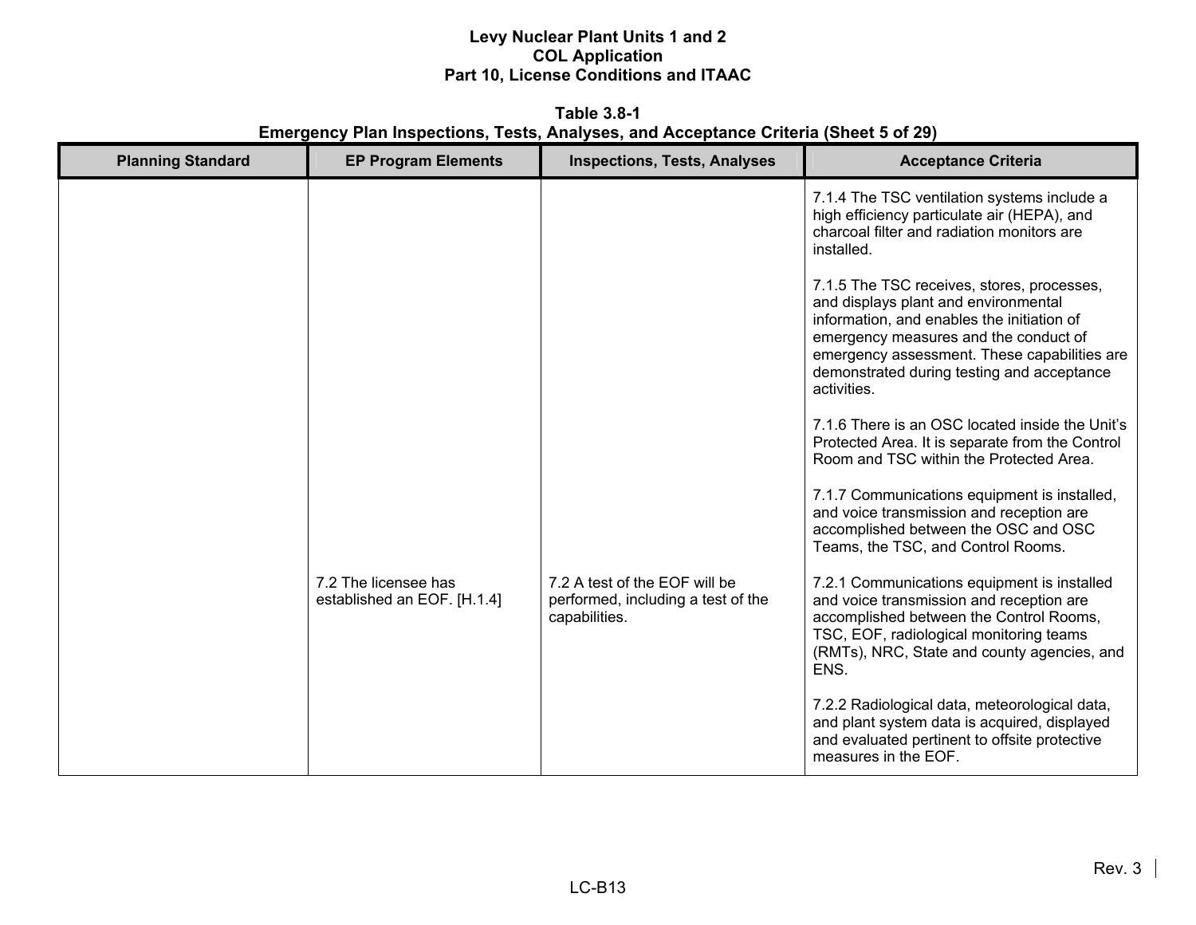**Table 3.8-1**
**Emergency Plan Inspections, Tests, Analyses, and Acceptance Criteria (Sheet 5 of 29)**

| Planning Standard | EP Program Elements | Inspections, Tests, Analyses | Acceptance Criteria |
|---|---|---|---|
| | | | 7.1.4 The TSC ventilation systems include a high efficiency particulate air (HEPA), and charcoal filter and radiation monitors are installed.<br><br>7.1.5 The TSC receives, stores, processes, and displays plant and environmental information, and enables the initiation of emergency measures and the conduct of emergency assessment. These capabilities are demonstrated during testing and acceptance activities.<br><br>7.1.6 There is an OSC located inside the Unit's Protected Area. It is separate from the Control Room and TSC within the Protected Area.<br><br>7.1.7 Communications equipment is installed, and voice transmission and reception are accomplished between the OSC and OSC Teams, the TSC, and Control Rooms. |
| | 7.2 The licensee has established an EOF. [H.1.4] | 7.2 A test of the EOF will be performed, including a test of the capabilities. | 7.2.1 Communications equipment is installed and voice transmission and reception are accomplished between the Control Rooms, TSC, EOF, radiological monitoring teams (RMTs), NRC, State and county agencies, and ENS.<br><br>7.2.2 Radiological data, meteorological data, and plant system data is acquired, displayed and evaluated pertinent to offsite protective measures in the EOF. |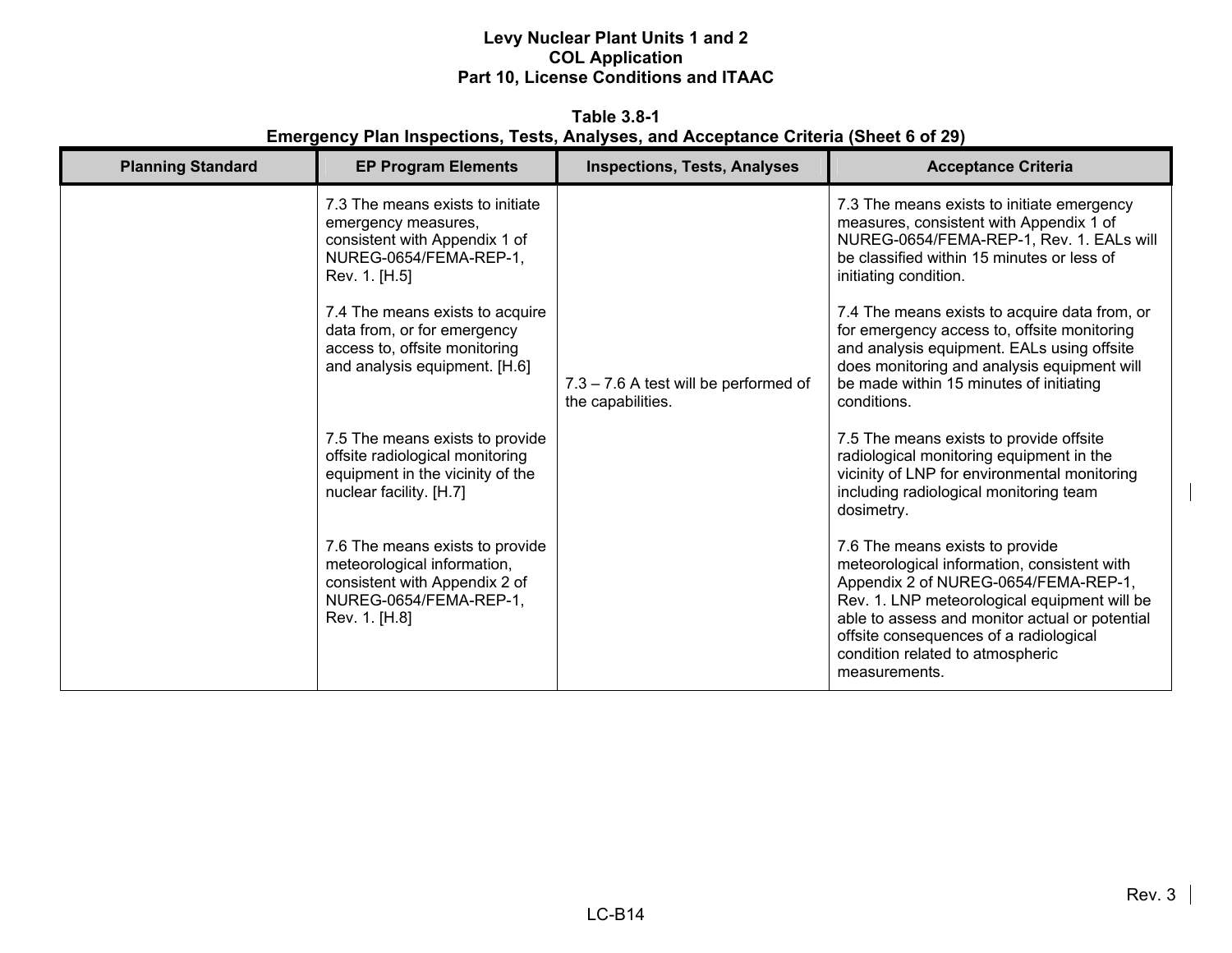**Table 3.8-1**
**Emergency Plan Inspections, Tests, Analyses, and Acceptance Criteria (Sheet 6 of 29)**

| Planning Standard | EP Program Elements | Inspections, Tests, Analyses | Acceptance Criteria |
|---|---|---|---|
| | 7.3 The means exists to initiate emergency measures, consistent with Appendix 1 of NUREG-0654/FEMA-REP-1, Rev. 1. [H.5] | 7.3 – 7.6 A test will be performed of the capabilities. | 7.3 The means exists to initiate emergency measures, consistent with Appendix 1 of NUREG-0654/FEMA-REP-1, Rev. 1. EALs will be classified within 15 minutes or less of initiating condition. |
| | 7.4 The means exists to acquire data from, or for emergency access to, offsite monitoring and analysis equipment. [H.6] | | 7.4 The means exists to acquire data from, or for emergency access to, offsite monitoring and analysis equipment. EALs using offsite does monitoring and analysis equipment will be made within 15 minutes of initiating conditions. |
| | 7.5 The means exists to provide offsite radiological monitoring equipment in the vicinity of the nuclear facility. [H.7] | | 7.5 The means exists to provide offsite radiological monitoring equipment in the vicinity of LNP for environmental monitoring including radiological monitoring team dosimetry. |
| | 7.6 The means exists to provide meteorological information, consistent with Appendix 2 of NUREG-0654/FEMA-REP-1, Rev. 1. [H.8] | | 7.6 The means exists to provide meteorological information, consistent with Appendix 2 of NUREG-0654/FEMA-REP-1, Rev. 1. LNP meteorological equipment will be able to assess and monitor actual or potential offsite consequences of a radiological condition related to atmospheric measurements. |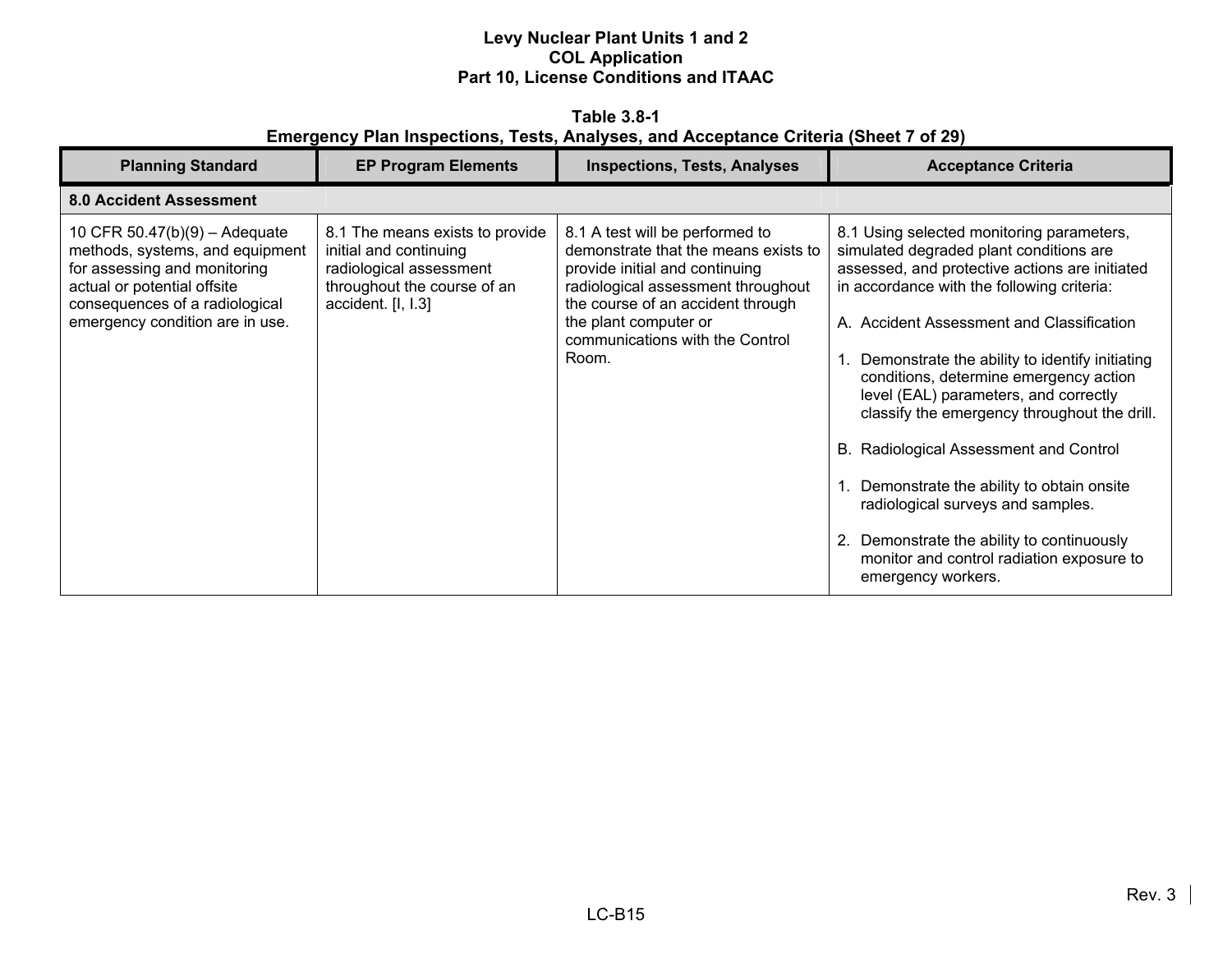Levy Nuclear Plant Units 1 and 2
COL Application
Part 10, License Conditions and ITAAC

**Table 3.8-1**
**Emergency Plan Inspections, Tests, Analyses, and Acceptance Criteria (Sheet 7 of 29)**

| Planning Standard | EP Program Elements | Inspections, Tests, Analyses | Acceptance Criteria |
|---|---|---|---|
| **8.0 Accident Assessment** | | | |
| 10 CFR 50.47(b)(9) – Adequate methods, systems, and equipment for assessing and monitoring actual or potential offsite consequences of a radiological emergency condition are in use. | 8.1 The means exists to provide initial and continuing radiological assessment throughout the course of an accident. [I, I.3] | 8.1 A test will be performed to demonstrate that the means exists to provide initial and continuing radiological assessment throughout the course of an accident through the plant computer or communications with the Control Room. | 8.1 Using selected monitoring parameters, simulated degraded plant conditions are assessed, and protective actions are initiated in accordance with the following criteria:<br><br>A. Accident Assessment and Classification<br><br>1. Demonstrate the ability to identify initiating conditions, determine emergency action level (EAL) parameters, and correctly classify the emergency throughout the drill.<br><br>B. Radiological Assessment and Control<br><br>1. Demonstrate the ability to obtain onsite radiological surveys and samples.<br><br>2. Demonstrate the ability to continuously monitor and control radiation exposure to emergency workers. |

Rev. 3

LC-B15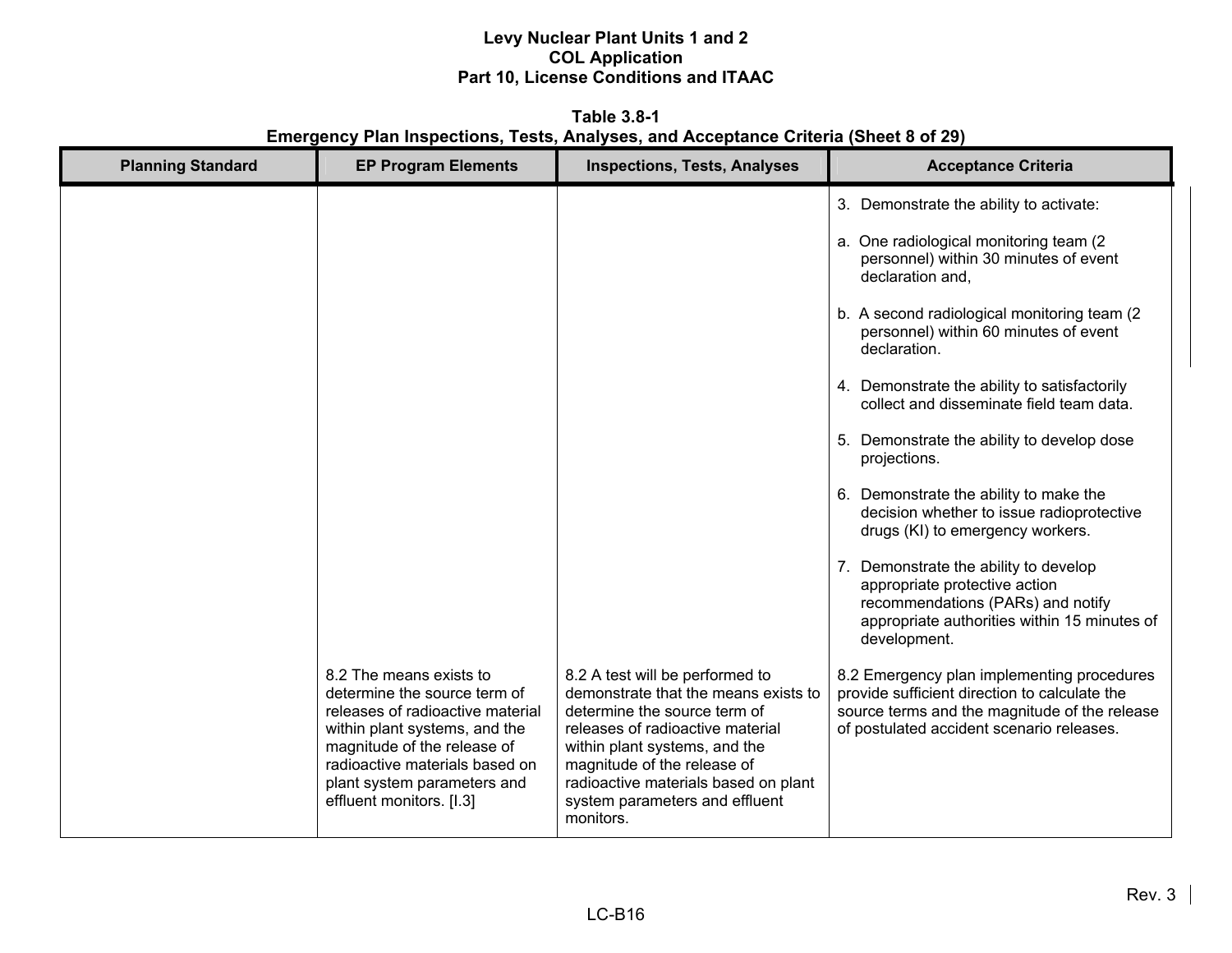**Table 3.8-1**
**Emergency Plan Inspections, Tests, Analyses, and Acceptance Criteria (Sheet 8 of 29)**

| Planning Standard | EP Program Elements | Inspections, Tests, Analyses | Acceptance Criteria |
|---|---|---|---|
| | | | 3. Demonstrate the ability to activate:<br><br>a. One radiological monitoring team (2 personnel) within 30 minutes of event declaration and,<br><br>b. A second radiological monitoring team (2 personnel) within 60 minutes of event declaration.<br><br>4. Demonstrate the ability to satisfactorily collect and disseminate field team data.<br><br>5. Demonstrate the ability to develop dose projections.<br><br>6. Demonstrate the ability to make the decision whether to issue radioprotective drugs (KI) to emergency workers.<br><br>7. Demonstrate the ability to develop appropriate protective action recommendations (PARs) and notify appropriate authorities within 15 minutes of development. |
| | 8.2 The means exists to determine the source term of releases of radioactive material within plant systems, and the magnitude of the release of radioactive materials based on plant system parameters and effluent monitors. [I.3] | 8.2 A test will be performed to demonstrate that the means exists to determine the source term of releases of radioactive material within plant systems, and the magnitude of the release of radioactive materials based on plant system parameters and effluent monitors. | 8.2 Emergency plan implementing procedures provide sufficient direction to calculate the source terms and the magnitude of the release of postulated accident scenario releases. |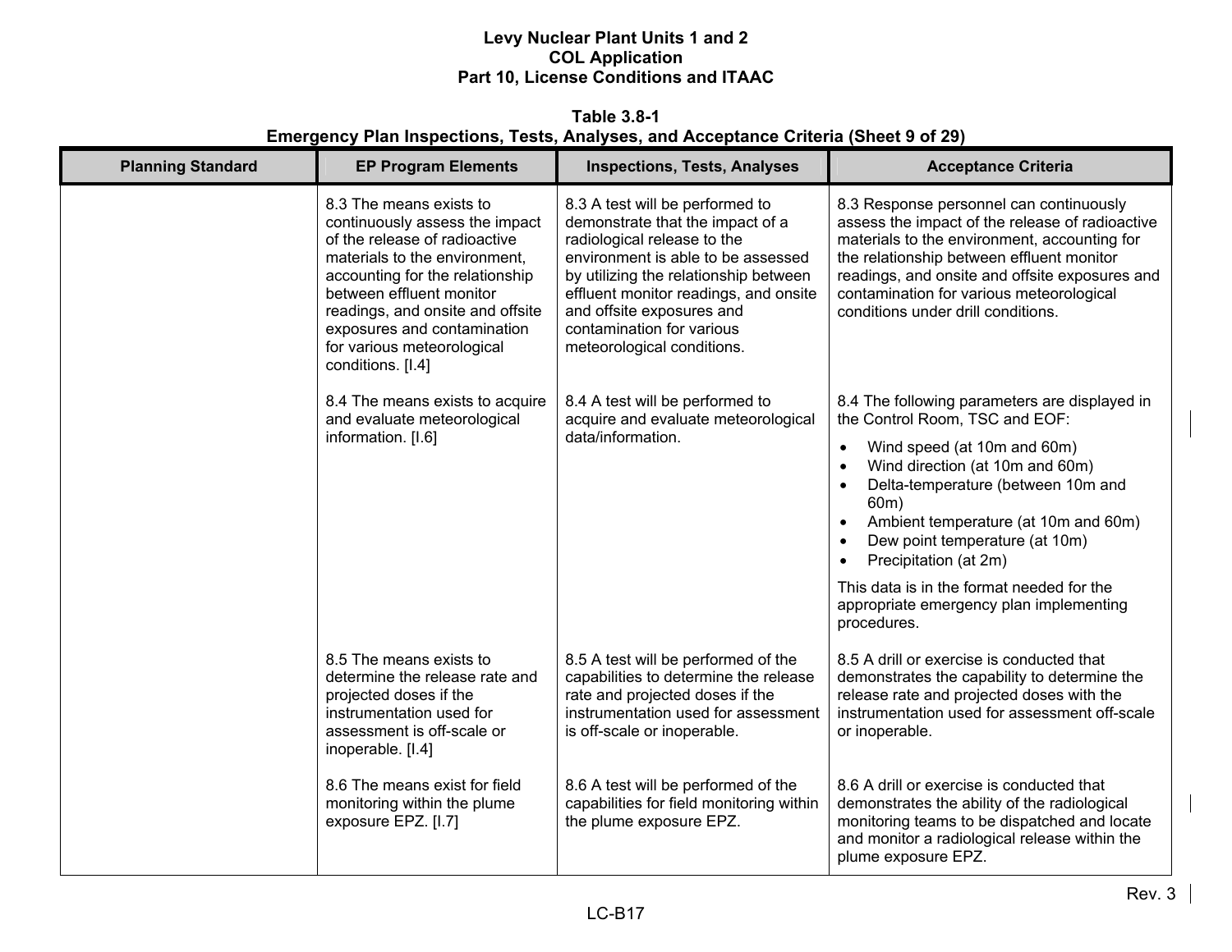**Table 3.8-1**
**Emergency Plan Inspections, Tests, Analyses, and Acceptance Criteria (Sheet 9 of 29)**

| Planning Standard | EP Program Elements | Inspections, Tests, Analyses | Acceptance Criteria |
|---|---|---|---|
| | 8.3 The means exists to continuously assess the impact of the release of radioactive materials to the environment, accounting for the relationship between effluent monitor readings, and onsite and offsite exposures and contamination for various meteorological conditions. [I.4] | 8.3 A test will be performed to demonstrate that the impact of a radiological release to the environment is able to be assessed by utilizing the relationship between effluent monitor readings, and onsite and offsite exposures and contamination for various meteorological conditions. | 8.3 Response personnel can continuously assess the impact of the release of radioactive materials to the environment, accounting for the relationship between effluent monitor readings, and onsite and offsite exposures and contamination for various meteorological conditions under drill conditions. |
| | 8.4 The means exists to acquire and evaluate meteorological information. [I.6] | 8.4 A test will be performed to acquire and evaluate meteorological data/information. | 8.4 The following parameters are displayed in the Control Room, TSC and EOF:<br>• Wind speed (at 10m and 60m)<br>• Wind direction (at 10m and 60m)<br>• Delta-temperature (between 10m and 60m)<br>• Ambient temperature (at 10m and 60m)<br>• Dew point temperature (at 10m)<br>• Precipitation (at 2m)<br>This data is in the format needed for the appropriate emergency plan implementing procedures. |
| | 8.5 The means exists to determine the release rate and projected doses if the instrumentation used for assessment is off-scale or inoperable. [I.4] | 8.5 A test will be performed of the capabilities to determine the release rate and projected doses if the instrumentation used for assessment is off-scale or inoperable. | 8.5 A drill or exercise is conducted that demonstrates the capability to determine the release rate and projected doses with the instrumentation used for assessment off-scale or inoperable. |
| | 8.6 The means exist for field monitoring within the plume exposure EPZ. [I.7] | 8.6 A test will be performed of the capabilities for field monitoring within the plume exposure EPZ. | 8.6 A drill or exercise is conducted that demonstrates the ability of the radiological monitoring teams to be dispatched and locate and monitor a radiological release within the plume exposure EPZ. |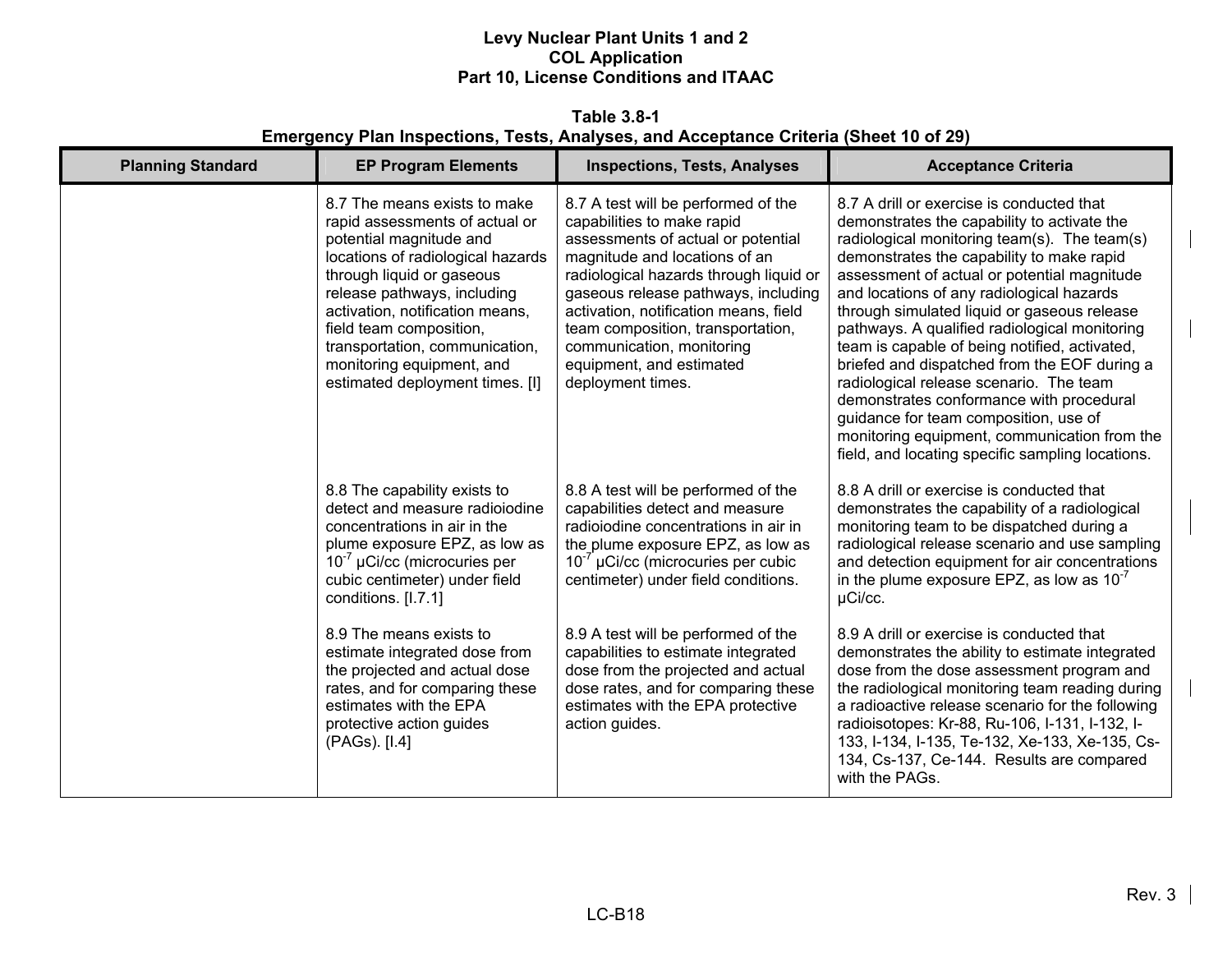**Table 3.8-1**
**Emergency Plan Inspections, Tests, Analyses, and Acceptance Criteria (Sheet 10 of 29)**

| Planning Standard | EP Program Elements | Inspections, Tests, Analyses | Acceptance Criteria |
|---|---|---|---|
| | 8.7 The means exists to make rapid assessments of actual or potential magnitude and locations of radiological hazards through liquid or gaseous release pathways, including activation, notification means, field team composition, transportation, communication, monitoring equipment, and estimated deployment times. [I] | 8.7 A test will be performed of the capabilities to make rapid assessments of actual or potential magnitude and locations of an radiological hazards through liquid or gaseous release pathways, including activation, notification means, field team composition, transportation, communication, monitoring equipment, and estimated deployment times. | 8.7 A drill or exercise is conducted that demonstrates the capability to activate the radiological monitoring team(s). The team(s) demonstrates the capability to make rapid assessment of actual or potential magnitude and locations of any radiological hazards through simulated liquid or gaseous release pathways. A qualified radiological monitoring team is capable of being notified, activated, briefed and dispatched from the EOF during a radiological release scenario. The team demonstrates conformance with procedural guidance for team composition, use of monitoring equipment, communication from the field, and locating specific sampling locations. |
| | 8.8 The capability exists to detect and measure radioiodine concentrations in air in the plume exposure EPZ, as low as $10^{-7}$ µCi/cc (microcuries per cubic centimeter) under field conditions. [I.7.1] | 8.8 A test will be performed of the capabilities detect and measure radioiodine concentrations in air in the plume exposure EPZ, as low as $10^{-7}$ µCi/cc (microcuries per cubic centimeter) under field conditions. | 8.8 A drill or exercise is conducted that demonstrates the capability of a radiological monitoring team to be dispatched during a radiological release scenario and use sampling and detection equipment for air concentrations in the plume exposure EPZ, as low as $10^{-7}$ µCi/cc. |
| | 8.9 The means exists to estimate integrated dose from the projected and actual dose rates, and for comparing these estimates with the EPA protective action guides (PAGs). [I.4] | 8.9 A test will be performed of the capabilities to estimate integrated dose from the projected and actual dose rates, and for comparing these estimates with the EPA protective action guides. | 8.9 A drill or exercise is conducted that demonstrates the ability to estimate integrated dose from the dose assessment program and the radiological monitoring team reading during a radioactive release scenario for the following radioisotopes: Kr-88, Ru-106, I-131, I-132, I-133, I-134, I-135, Te-132, Xe-133, Xe-135, Cs-134, Cs-137, Ce-144. Results are compared with the PAGs. |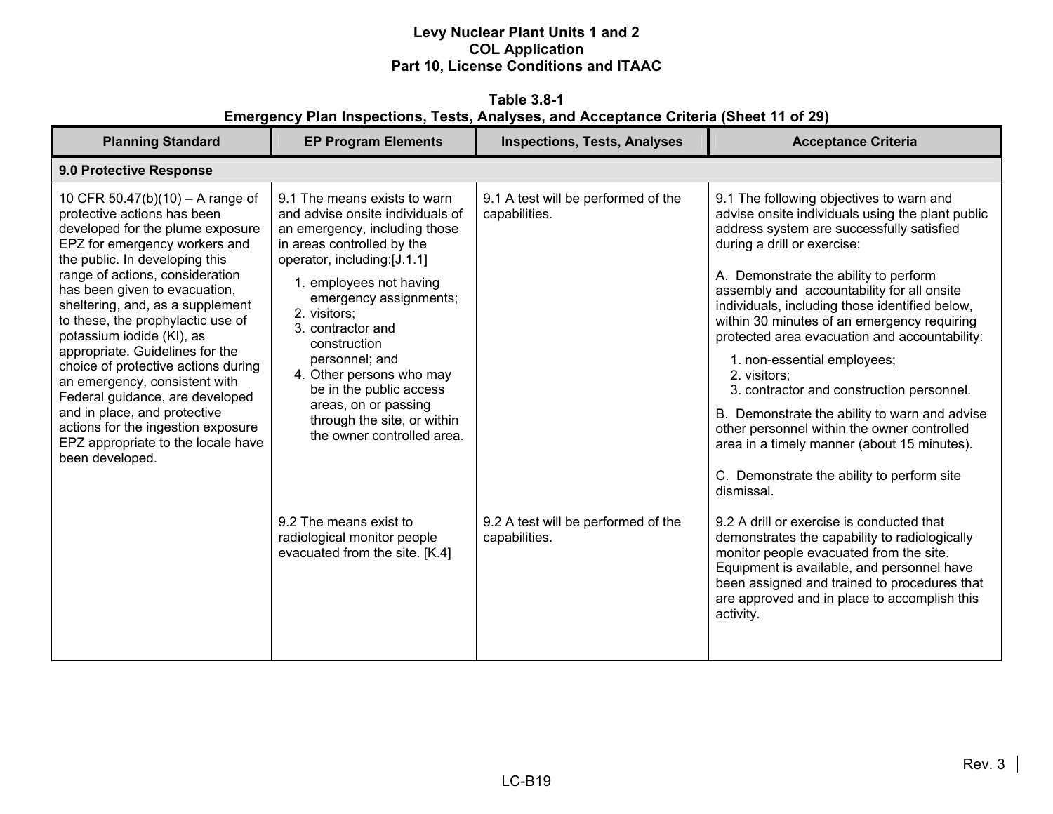**Table 3.8-1**
**Emergency Plan Inspections, Tests, Analyses, and Acceptance Criteria (Sheet 11 of 29)**

| Planning Standard | EP Program Elements | Inspections, Tests, Analyses | Acceptance Criteria |
|---|---|---|---|
| **9.0 Protective Response** | | | |
| 10 CFR 50.47(b)(10) – A range of protective actions has been developed for the plume exposure EPZ for emergency workers and the public. In developing this range of actions, consideration has been given to evacuation, sheltering, and, as a supplement to these, the prophylactic use of potassium iodide (KI), as appropriate. Guidelines for the choice of protective actions during an emergency, consistent with Federal guidance, are developed and in place, and protective actions for the ingestion exposure EPZ appropriate to the locale have been developed. | 9.1 The means exists to warn and advise onsite individuals of an emergency, including those in areas controlled by the operator, including:[J.1.1]<br>1. employees not having emergency assignments;<br>2. visitors;<br>3. contractor and construction personnel; and<br>4. Other persons who may be in the public access areas, on or passing through the site, or within the owner controlled area. | 9.1 A test will be performed of the capabilities. | 9.1 The following objectives to warn and advise onsite individuals using the plant public address system are successfully satisfied during a drill or exercise:<br><br>A. Demonstrate the ability to perform assembly and accountability for all onsite individuals, including those identified below, within 30 minutes of an emergency requiring protected area evacuation and accountability:<br>1. non-essential employees;<br>2. visitors;<br>3. contractor and construction personnel.<br><br>B. Demonstrate the ability to warn and advise other personnel within the owner controlled area in a timely manner (about 15 minutes).<br><br>C. Demonstrate the ability to perform site dismissal. |
| | 9.2 The means exist to radiological monitor people evacuated from the site. [K.4] | 9.2 A test will be performed of the capabilities. | 9.2 A drill or exercise is conducted that demonstrates the capability to radiologically monitor people evacuated from the site. Equipment is available, and personnel have been assigned and trained to procedures that are approved and in place to accomplish this activity. |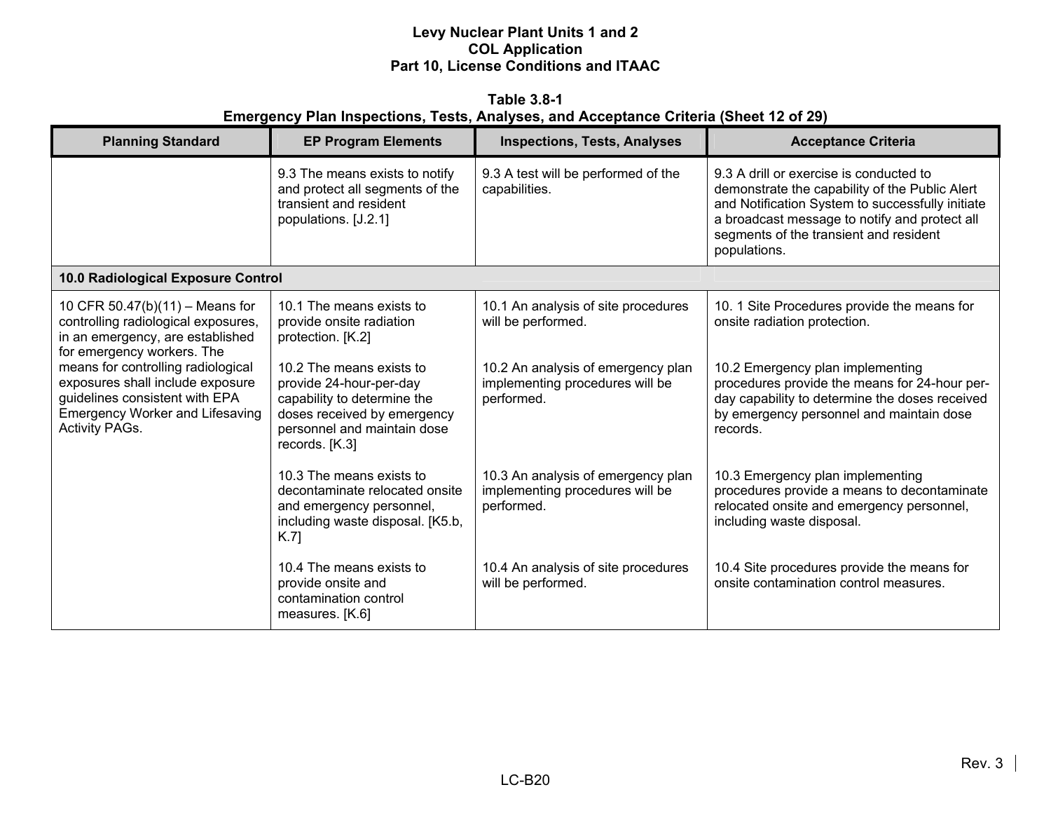**Table 3.8-1**
**Emergency Plan Inspections, Tests, Analyses, and Acceptance Criteria (Sheet 12 of 29)**

| Planning Standard | EP Program Elements | Inspections, Tests, Analyses | Acceptance Criteria |
|---|---|---|---|
| | 9.3 The means exists to notify and protect all segments of the transient and resident populations. [J.2.1] | 9.3 A test will be performed of the capabilities. | 9.3 A drill or exercise is conducted to demonstrate the capability of the Public Alert and Notification System to successfully initiate a broadcast message to notify and protect all segments of the transient and resident populations. |
| **10.0 Radiological Exposure Control** | | | |
| 10 CFR 50.47(b)(11) – Means for controlling radiological exposures, in an emergency, are established for emergency workers. The means for controlling radiological exposures shall include exposure guidelines consistent with EPA Emergency Worker and Lifesaving Activity PAGs. | 10.1 The means exists to provide onsite radiation protection. [K.2] | 10.1 An analysis of site procedures will be performed. | 10. 1 Site Procedures provide the means for onsite radiation protection. |
| | 10.2 The means exists to provide 24-hour-per-day capability to determine the doses received by emergency personnel and maintain dose records. [K.3] | 10.2 An analysis of emergency plan implementing procedures will be performed. | 10.2 Emergency plan implementing procedures provide the means for 24-hour per-day capability to determine the doses received by emergency personnel and maintain dose records. |
| | 10.3 The means exists to decontaminate relocated onsite and emergency personnel, including waste disposal. [K5.b, K.7] | 10.3 An analysis of emergency plan implementing procedures will be performed. | 10.3 Emergency plan implementing procedures provide a means to decontaminate relocated onsite and emergency personnel, including waste disposal. |
| | 10.4 The means exists to provide onsite and contamination control measures. [K.6] | 10.4 An analysis of site procedures will be performed. | 10.4 Site procedures provide the means for onsite contamination control measures. |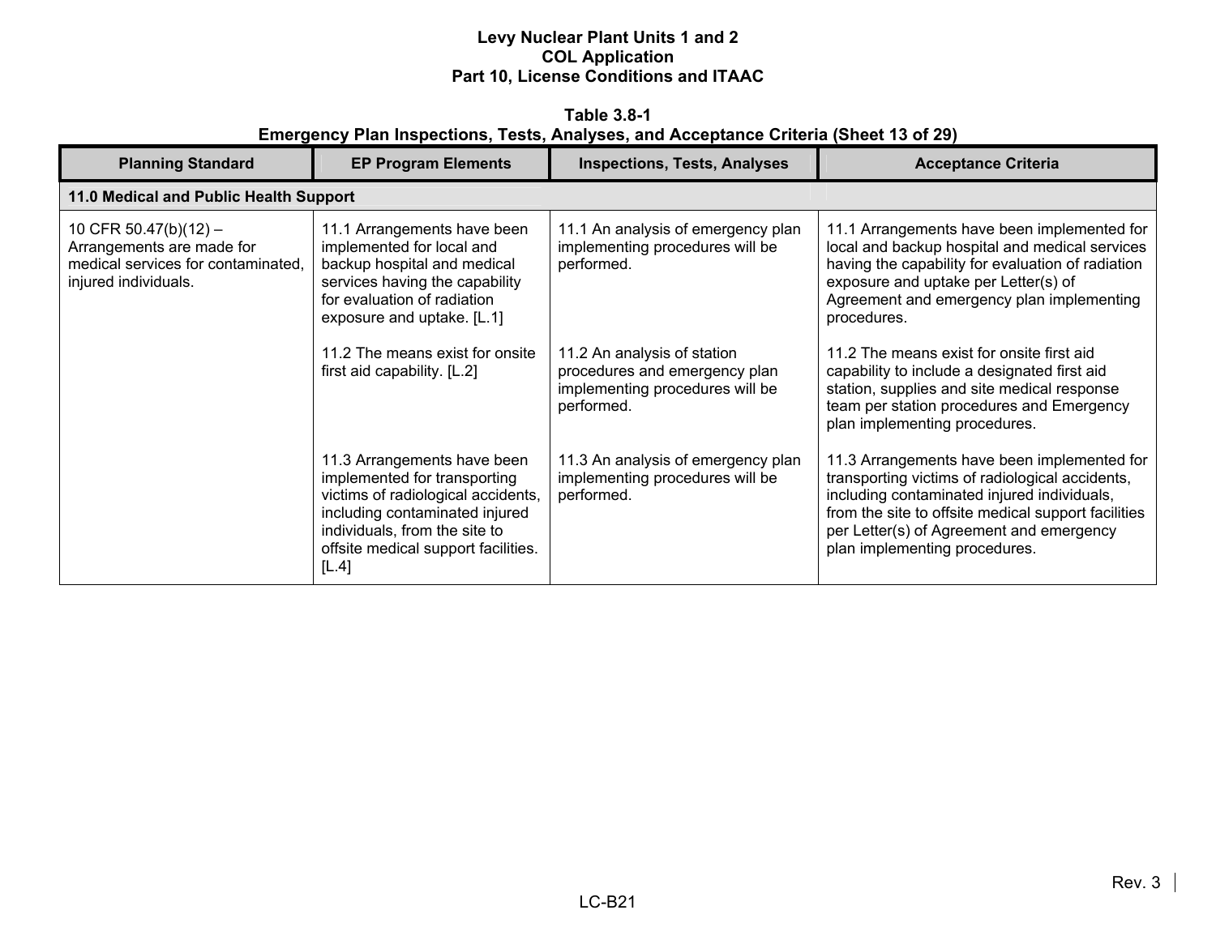**Table 3.8-1**
**Emergency Plan Inspections, Tests, Analyses, and Acceptance Criteria (Sheet 13 of 29)**

| Planning Standard | EP Program Elements | Inspections, Tests, Analyses | Acceptance Criteria |
|---|---|---|---|
| **11.0 Medical and Public Health Support** | | | |
| 10 CFR 50.47(b)(12) – Arrangements are made for medical services for contaminated, injured individuals. | 11.1 Arrangements have been implemented for local and backup hospital and medical services having the capability for evaluation of radiation exposure and uptake. [L.1] | 11.1 An analysis of emergency plan implementing procedures will be performed. | 11.1 Arrangements have been implemented for local and backup hospital and medical services having the capability for evaluation of radiation exposure and uptake per Letter(s) of Agreement and emergency plan implementing procedures. |
| | 11.2 The means exist for onsite first aid capability. [L.2] | 11.2 An analysis of station procedures and emergency plan implementing procedures will be performed. | 11.2 The means exist for onsite first aid capability to include a designated first aid station, supplies and site medical response team per station procedures and Emergency plan implementing procedures. |
| | 11.3 Arrangements have been implemented for transporting victims of radiological accidents, including contaminated injured individuals, from the site to offsite medical support facilities. [L.4] | 11.3 An analysis of emergency plan implementing procedures will be performed. | 11.3 Arrangements have been implemented for transporting victims of radiological accidents, including contaminated injured individuals, from the site to offsite medical support facilities per Letter(s) of Agreement and emergency plan implementing procedures. |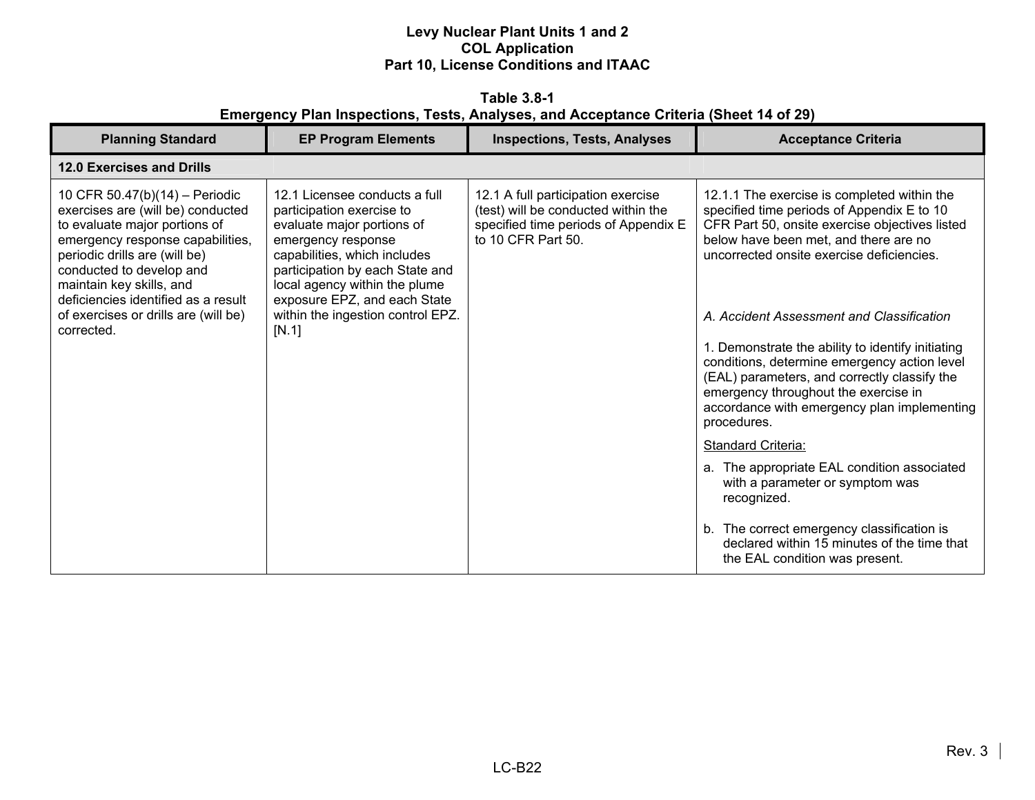**Table 3.8-1**
**Emergency Plan Inspections, Tests, Analyses, and Acceptance Criteria (Sheet 14 of 29)**

| Planning Standard | EP Program Elements | Inspections, Tests, Analyses | Acceptance Criteria |
|---|---|---|---|
| **12.0 Exercises and Drills** | | | |
| 10 CFR 50.47(b)(14) – Periodic exercises are (will be) conducted to evaluate major portions of emergency response capabilities, periodic drills are (will be) conducted to develop and maintain key skills, and deficiencies identified as a result of exercises or drills are (will be) corrected. | 12.1 Licensee conducts a full participation exercise to evaluate major portions of emergency response capabilities, which includes participation by each State and local agency within the plume exposure EPZ, and each State within the ingestion control EPZ. [N.1] | 12.1 A full participation exercise (test) will be conducted within the specified time periods of Appendix E to 10 CFR Part 50. | 12.1.1 The exercise is completed within the specified time periods of Appendix E to 10 CFR Part 50, onsite exercise objectives listed below have been met, and there are no uncorrected onsite exercise deficiencies.<br><br>*A. Accident Assessment and Classification*<br><br>1. Demonstrate the ability to identify initiating conditions, determine emergency action level (EAL) parameters, and correctly classify the emergency throughout the exercise in accordance with emergency plan implementing procedures.<br><br><u>Standard Criteria:</u><br><br>a. The appropriate EAL condition associated with a parameter or symptom was recognized.<br><br>b. The correct emergency classification is declared within 15 minutes of the time that the EAL condition was present. |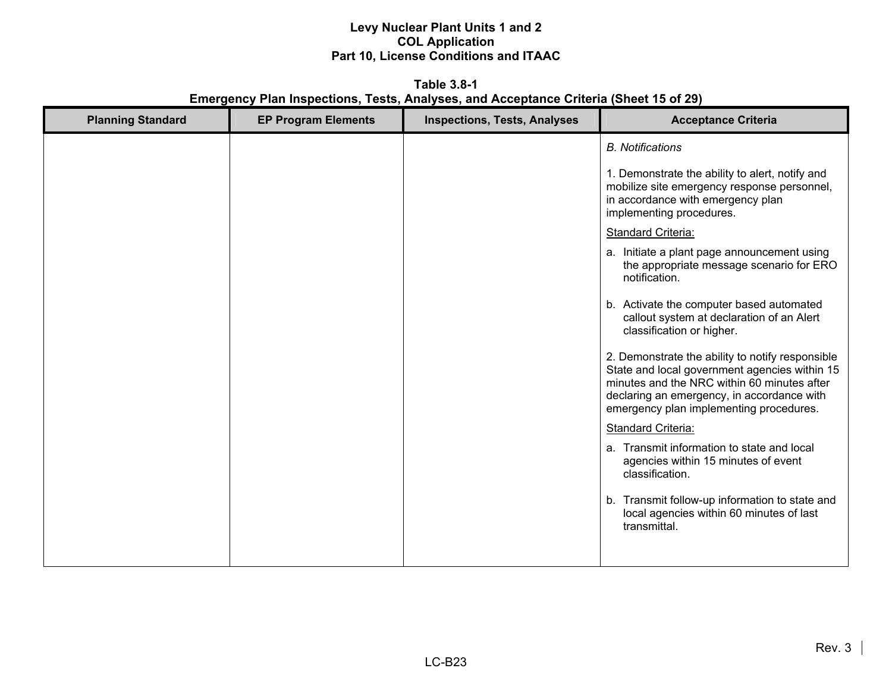**Table 3.8-1**
**Emergency Plan Inspections, Tests, Analyses, and Acceptance Criteria (Sheet 15 of 29)**

| Planning Standard | EP Program Elements | Inspections, Tests, Analyses | Acceptance Criteria |
|---|---|---|---|
| | | | *B. Notifications*<br><br>1. Demonstrate the ability to alert, notify and mobilize site emergency response personnel, in accordance with emergency plan implementing procedures.<br><br><u>Standard Criteria:</u><br><br>a. Initiate a plant page announcement using the appropriate message scenario for ERO notification.<br><br>b. Activate the computer based automated callout system at declaration of an Alert classification or higher.<br><br>2. Demonstrate the ability to notify responsible State and local government agencies within 15 minutes and the NRC within 60 minutes after declaring an emergency, in accordance with emergency plan implementing procedures.<br><br><u>Standard Criteria:</u><br><br>a. Transmit information to state and local agencies within 15 minutes of event classification.<br><br>b. Transmit follow-up information to state and local agencies within 60 minutes of last transmittal. |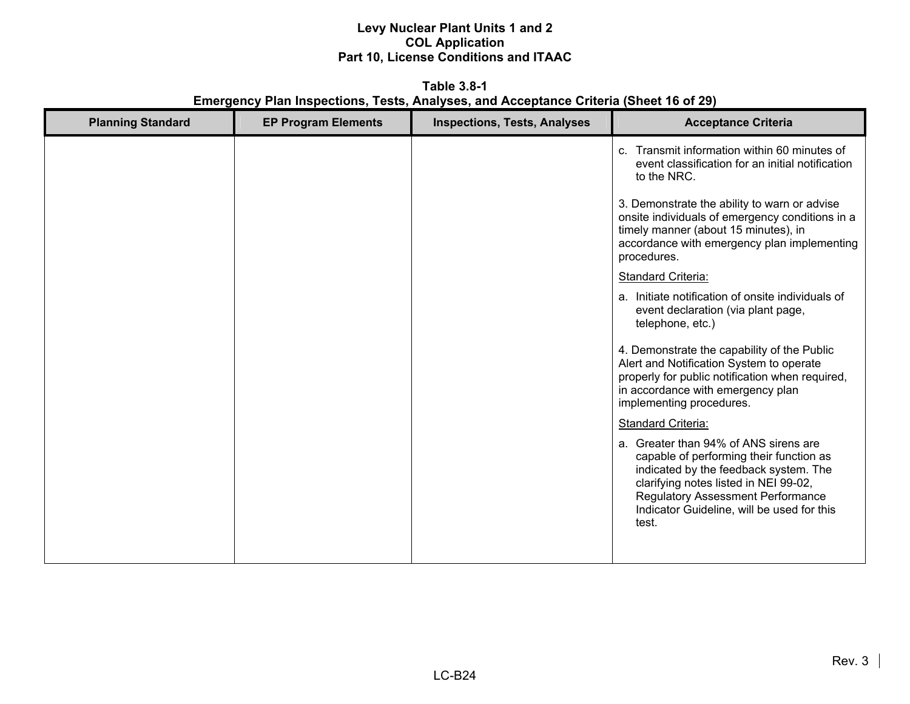**Table 3.8-1**
**Emergency Plan Inspections, Tests, Analyses, and Acceptance Criteria (Sheet 16 of 29)**

| Planning Standard | EP Program Elements | Inspections, Tests, Analyses | Acceptance Criteria |
|---|---|---|---|
| | | | c. Transmit information within 60 minutes of event classification for an initial notification to the NRC.<br><br>3. Demonstrate the ability to warn or advise onsite individuals of emergency conditions in a timely manner (about 15 minutes), in accordance with emergency plan implementing procedures.<br><br>Standard Criteria:<br><br>a. Initiate notification of onsite individuals of event declaration (via plant page, telephone, etc.)<br><br>4. Demonstrate the capability of the Public Alert and Notification System to operate properly for public notification when required, in accordance with emergency plan implementing procedures.<br><br>Standard Criteria:<br><br>a. Greater than 94% of ANS sirens are capable of performing their function as indicated by the feedback system. The clarifying notes listed in NEI 99-02, Regulatory Assessment Performance Indicator Guideline, will be used for this test. |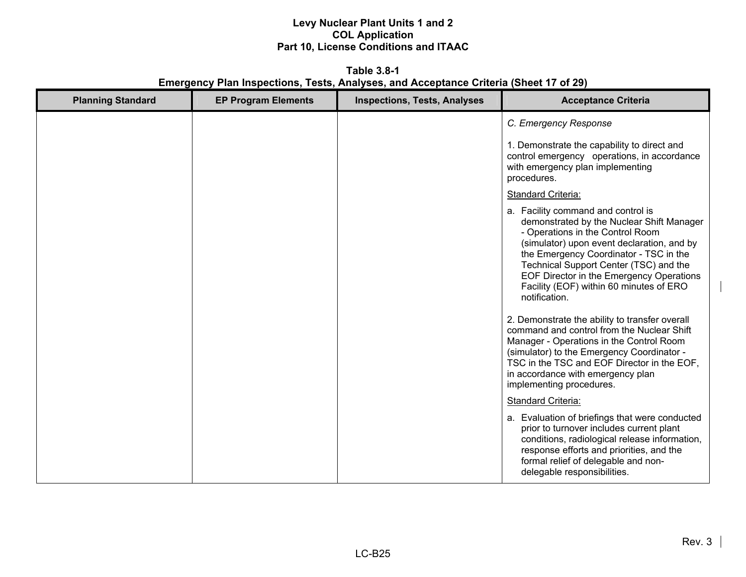**Table 3.8-1**
**Emergency Plan Inspections, Tests, Analyses, and Acceptance Criteria (Sheet 17 of 29)**

| Planning Standard | EP Program Elements | Inspections, Tests, Analyses | Acceptance Criteria |
|---|---|---|---|
| | | | *C. Emergency Response*<br><br>1. Demonstrate the capability to direct and control emergency operations, in accordance with emergency plan implementing procedures.<br><br>Standard Criteria:<br><br>a. Facility command and control is demonstrated by the Nuclear Shift Manager - Operations in the Control Room (simulator) upon event declaration, and by the Emergency Coordinator - TSC in the Technical Support Center (TSC) and the EOF Director in the Emergency Operations Facility (EOF) within 60 minutes of ERO notification.<br><br>2. Demonstrate the ability to transfer overall command and control from the Nuclear Shift Manager - Operations in the Control Room (simulator) to the Emergency Coordinator - TSC in the TSC and EOF Director in the EOF, in accordance with emergency plan implementing procedures.<br><br>Standard Criteria:<br><br>a. Evaluation of briefings that were conducted prior to turnover includes current plant conditions, radiological release information, response efforts and priorities, and the formal relief of delegable and non-delegable responsibilities. |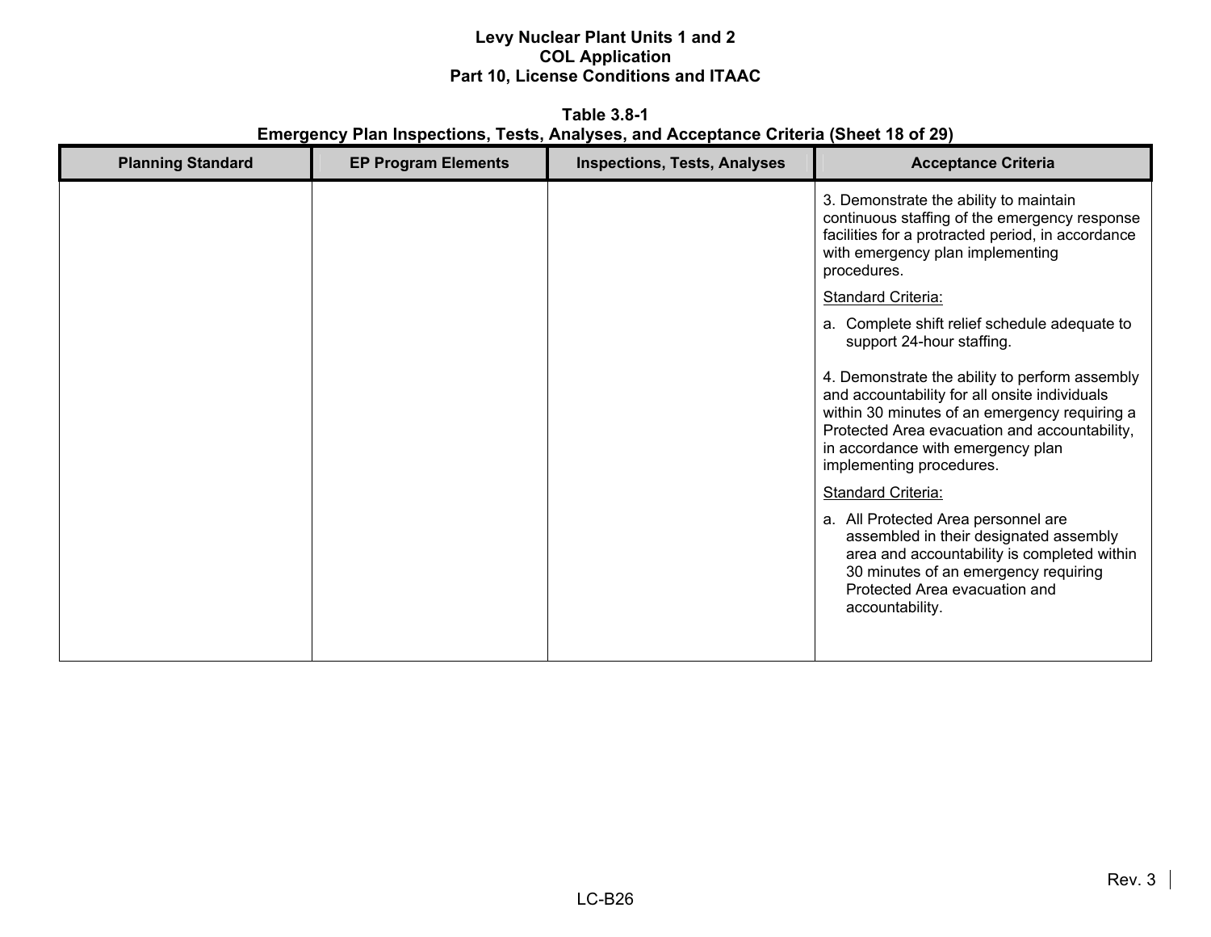**Table 3.8-1**
**Emergency Plan Inspections, Tests, Analyses, and Acceptance Criteria (Sheet 18 of 29)**

| Planning Standard | EP Program Elements | Inspections, Tests, Analyses | Acceptance Criteria |
|---|---|---|---|
| | | | 3. Demonstrate the ability to maintain continuous staffing of the emergency response facilities for a protracted period, in accordance with emergency plan implementing procedures.<br><br>Standard Criteria:<br><br>a. Complete shift relief schedule adequate to support 24-hour staffing.<br><br>4. Demonstrate the ability to perform assembly and accountability for all onsite individuals within 30 minutes of an emergency requiring a Protected Area evacuation and accountability, in accordance with emergency plan implementing procedures.<br><br>Standard Criteria:<br><br>a. All Protected Area personnel are assembled in their designated assembly area and accountability is completed within 30 minutes of an emergency requiring Protected Area evacuation and accountability. |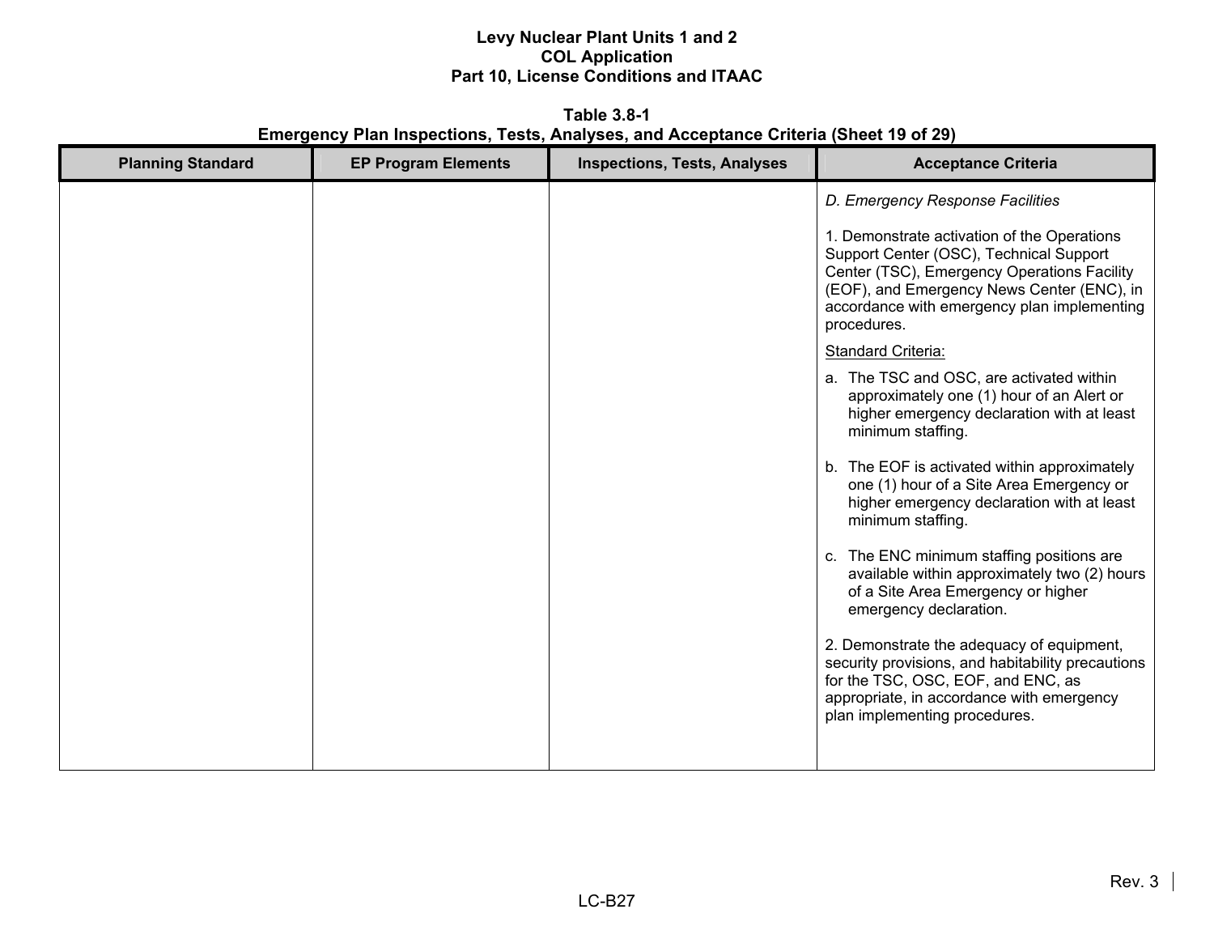**Table 3.8-1**
**Emergency Plan Inspections, Tests, Analyses, and Acceptance Criteria (Sheet 19 of 29)**

| Planning Standard | EP Program Elements | Inspections, Tests, Analyses | Acceptance Criteria |
|---|---|---|---|
| | | | *D. Emergency Response Facilities*<br><br>1. Demonstrate activation of the Operations Support Center (OSC), Technical Support Center (TSC), Emergency Operations Facility (EOF), and Emergency News Center (ENC), in accordance with emergency plan implementing procedures.<br><br>Standard Criteria:<br><br>a. The TSC and OSC, are activated within approximately one (1) hour of an Alert or higher emergency declaration with at least minimum staffing.<br><br>b. The EOF is activated within approximately one (1) hour of a Site Area Emergency or higher emergency declaration with at least minimum staffing.<br><br>c. The ENC minimum staffing positions are available within approximately two (2) hours of a Site Area Emergency or higher emergency declaration.<br><br>2. Demonstrate the adequacy of equipment, security provisions, and habitability precautions for the TSC, OSC, EOF, and ENC, as appropriate, in accordance with emergency plan implementing procedures. |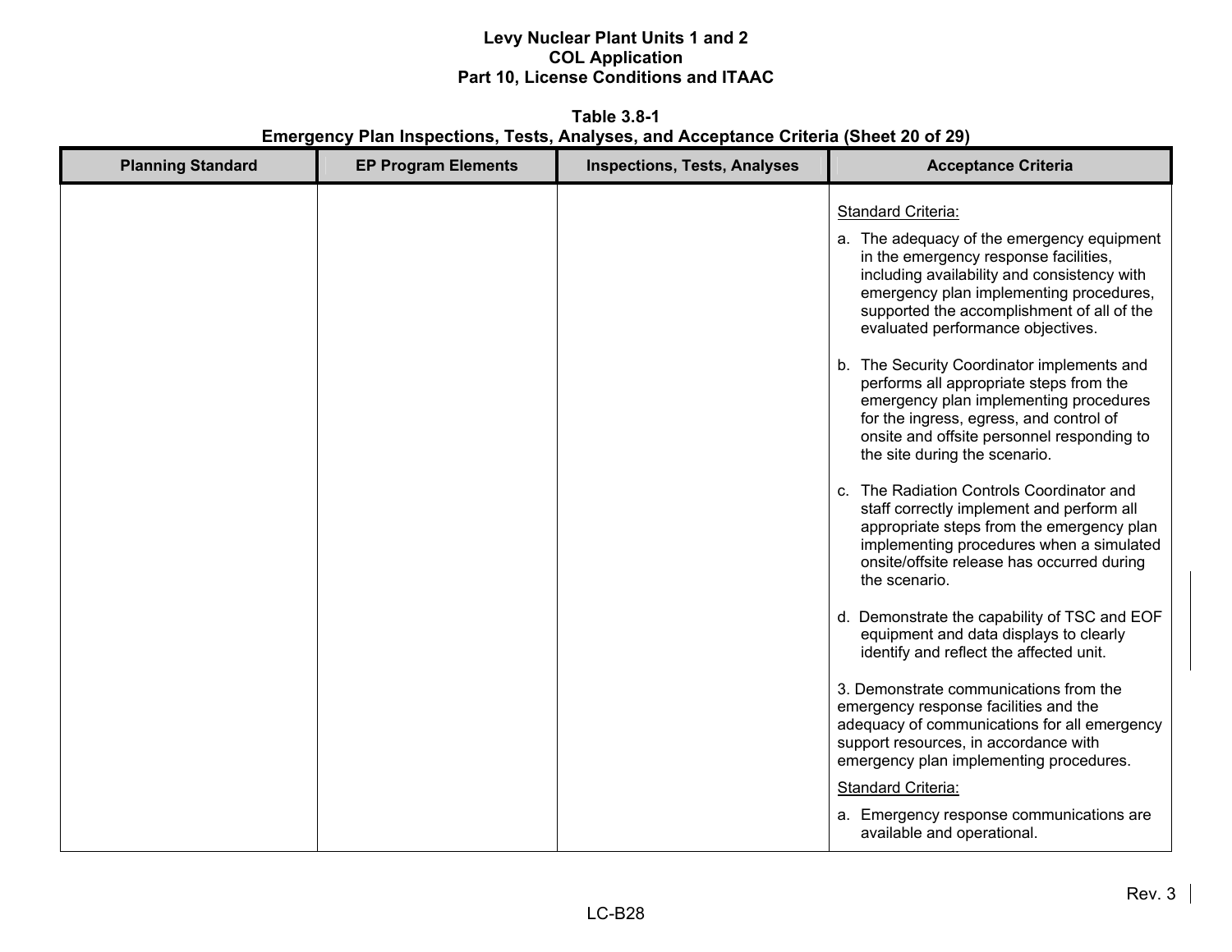**Table 3.8-1**
**Emergency Plan Inspections, Tests, Analyses, and Acceptance Criteria (Sheet 20 of 29)**

| Planning Standard | EP Program Elements | Inspections, Tests, Analyses | Acceptance Criteria |
|---|---|---|---|
| | | | Standard Criteria:<br><br>a. The adequacy of the emergency equipment in the emergency response facilities, including availability and consistency with emergency plan implementing procedures, supported the accomplishment of all of the evaluated performance objectives.<br><br>b. The Security Coordinator implements and performs all appropriate steps from the emergency plan implementing procedures for the ingress, egress, and control of onsite and offsite personnel responding to the site during the scenario.<br><br>c. The Radiation Controls Coordinator and staff correctly implement and perform all appropriate steps from the emergency plan implementing procedures when a simulated onsite/offsite release has occurred during the scenario.<br><br>d. Demonstrate the capability of TSC and EOF equipment and data displays to clearly identify and reflect the affected unit.<br><br>3. Demonstrate communications from the emergency response facilities and the adequacy of communications for all emergency support resources, in accordance with emergency plan implementing procedures.<br><br>Standard Criteria:<br><br>a. Emergency response communications are available and operational. |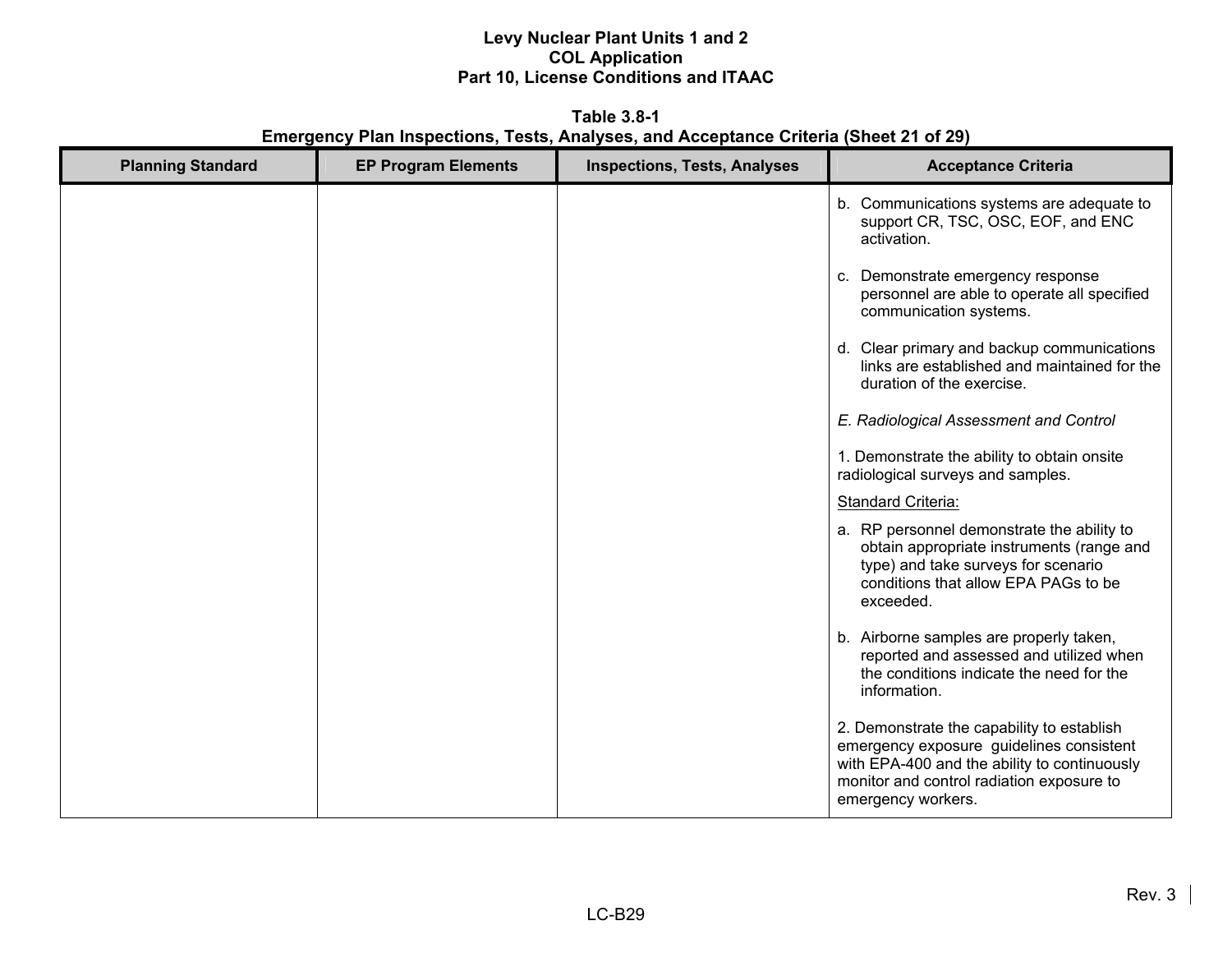**Table 3.8-1**
**Emergency Plan Inspections, Tests, Analyses, and Acceptance Criteria (Sheet 21 of 29)**

| Planning Standard | EP Program Elements | Inspections, Tests, Analyses | Acceptance Criteria |
|---|---|---|---|
| | | | b. Communications systems are adequate to support CR, TSC, OSC, EOF, and ENC activation.<br><br>c. Demonstrate emergency response personnel are able to operate all specified communication systems.<br><br>d. Clear primary and backup communications links are established and maintained for the duration of the exercise.<br><br>*E. Radiological Assessment and Control*<br><br>1. Demonstrate the ability to obtain onsite radiological surveys and samples.<br><br><u>Standard Criteria:</u><br><br>a. RP personnel demonstrate the ability to obtain appropriate instruments (range and type) and take surveys for scenario conditions that allow EPA PAGs to be exceeded.<br><br>b. Airborne samples are properly taken, reported and assessed and utilized when the conditions indicate the need for the information.<br><br>2. Demonstrate the capability to establish emergency exposure guidelines consistent with EPA-400 and the ability to continuously monitor and control radiation exposure to emergency workers. |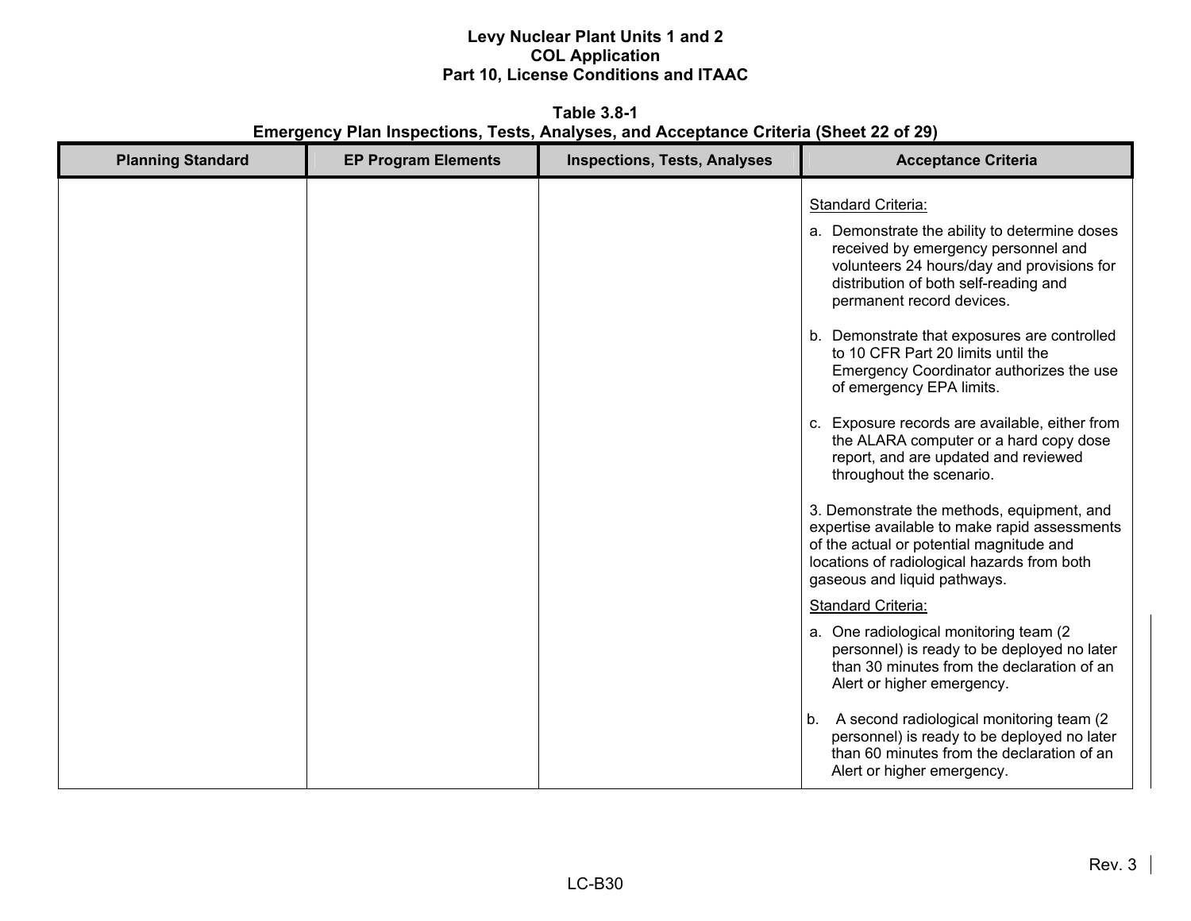Levy Nuclear Plant Units 1 and 2
COL Application
Part 10, License Conditions and ITAAC

**Table 3.8-1**
**Emergency Plan Inspections, Tests, Analyses, and Acceptance Criteria (Sheet 22 of 29)**

| Planning Standard | EP Program Elements | Inspections, Tests, Analyses | Acceptance Criteria |
|---|---|---|---|
| | | | Standard Criteria:<br><br>a. Demonstrate the ability to determine doses received by emergency personnel and volunteers 24 hours/day and provisions for distribution of both self-reading and permanent record devices.<br><br>b. Demonstrate that exposures are controlled to 10 CFR Part 20 limits until the Emergency Coordinator authorizes the use of emergency EPA limits.<br><br>c. Exposure records are available, either from the ALARA computer or a hard copy dose report, and are updated and reviewed throughout the scenario.<br><br>3. Demonstrate the methods, equipment, and expertise available to make rapid assessments of the actual or potential magnitude and locations of radiological hazards from both gaseous and liquid pathways.<br><br>Standard Criteria:<br><br>a. One radiological monitoring team (2 personnel) is ready to be deployed no later than 30 minutes from the declaration of an Alert or higher emergency.<br><br>b. A second radiological monitoring team (2 personnel) is ready to be deployed no later than 60 minutes from the declaration of an Alert or higher emergency. |

Rev. 3

LC-B30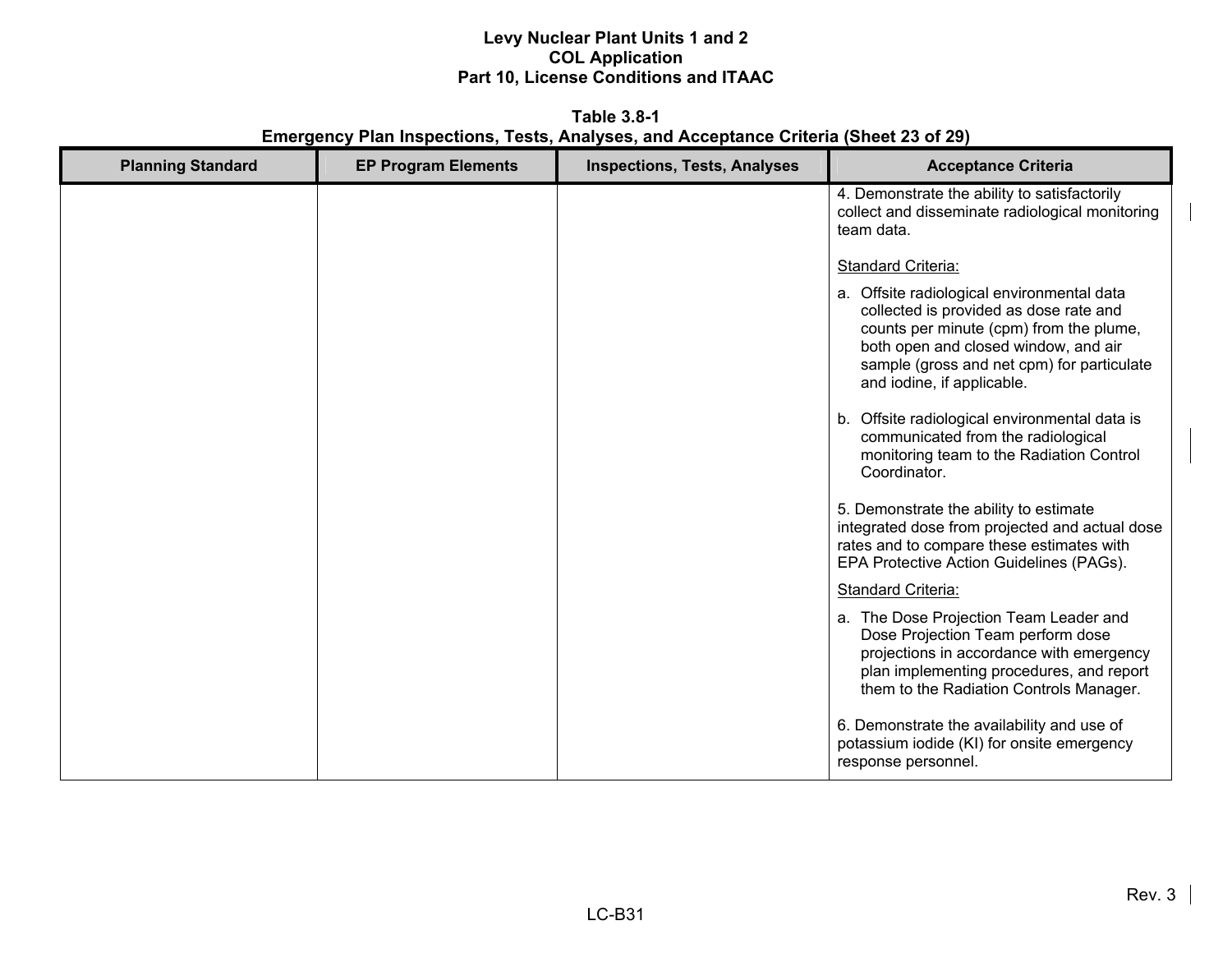**Table 3.8-1**
**Emergency Plan Inspections, Tests, Analyses, and Acceptance Criteria (Sheet 23 of 29)**

| Planning Standard | EP Program Elements | Inspections, Tests, Analyses | Acceptance Criteria |
|---|---|---|---|
| | | | 4. Demonstrate the ability to satisfactorily collect and disseminate radiological monitoring team data.<br><br>Standard Criteria:<br><br>a. Offsite radiological environmental data collected is provided as dose rate and counts per minute (cpm) from the plume, both open and closed window, and air sample (gross and net cpm) for particulate and iodine, if applicable.<br><br>b. Offsite radiological environmental data is communicated from the radiological monitoring team to the Radiation Control Coordinator.<br><br>5. Demonstrate the ability to estimate integrated dose from projected and actual dose rates and to compare these estimates with EPA Protective Action Guidelines (PAGs).<br><br>Standard Criteria:<br><br>a. The Dose Projection Team Leader and Dose Projection Team perform dose projections in accordance with emergency plan implementing procedures, and report them to the Radiation Controls Manager.<br><br>6. Demonstrate the availability and use of potassium iodide (KI) for onsite emergency response personnel. |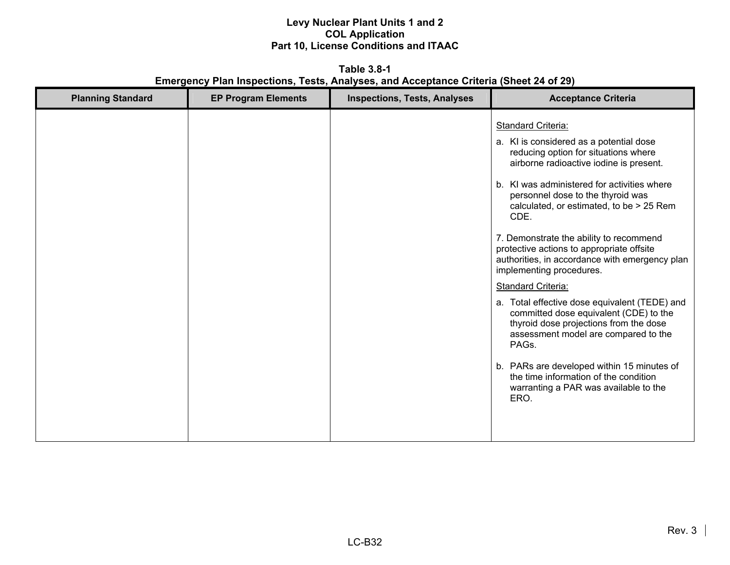**Table 3.8-1**
**Emergency Plan Inspections, Tests, Analyses, and Acceptance Criteria (Sheet 24 of 29)**

| Planning Standard | EP Program Elements | Inspections, Tests, Analyses | Acceptance Criteria |
|---|---|---|---|
| | | | Standard Criteria:<br><br>a. KI is considered as a potential dose reducing option for situations where airborne radioactive iodine is present.<br><br>b. KI was administered for activities where personnel dose to the thyroid was calculated, or estimated, to be > 25 Rem CDE.<br><br>7. Demonstrate the ability to recommend protective actions to appropriate offsite authorities, in accordance with emergency plan implementing procedures.<br><br>Standard Criteria:<br><br>a. Total effective dose equivalent (TEDE) and committed dose equivalent (CDE) to the thyroid dose projections from the dose assessment model are compared to the PAGs.<br><br>b. PARs are developed within 15 minutes of the time information of the condition warranting a PAR was available to the ERO. |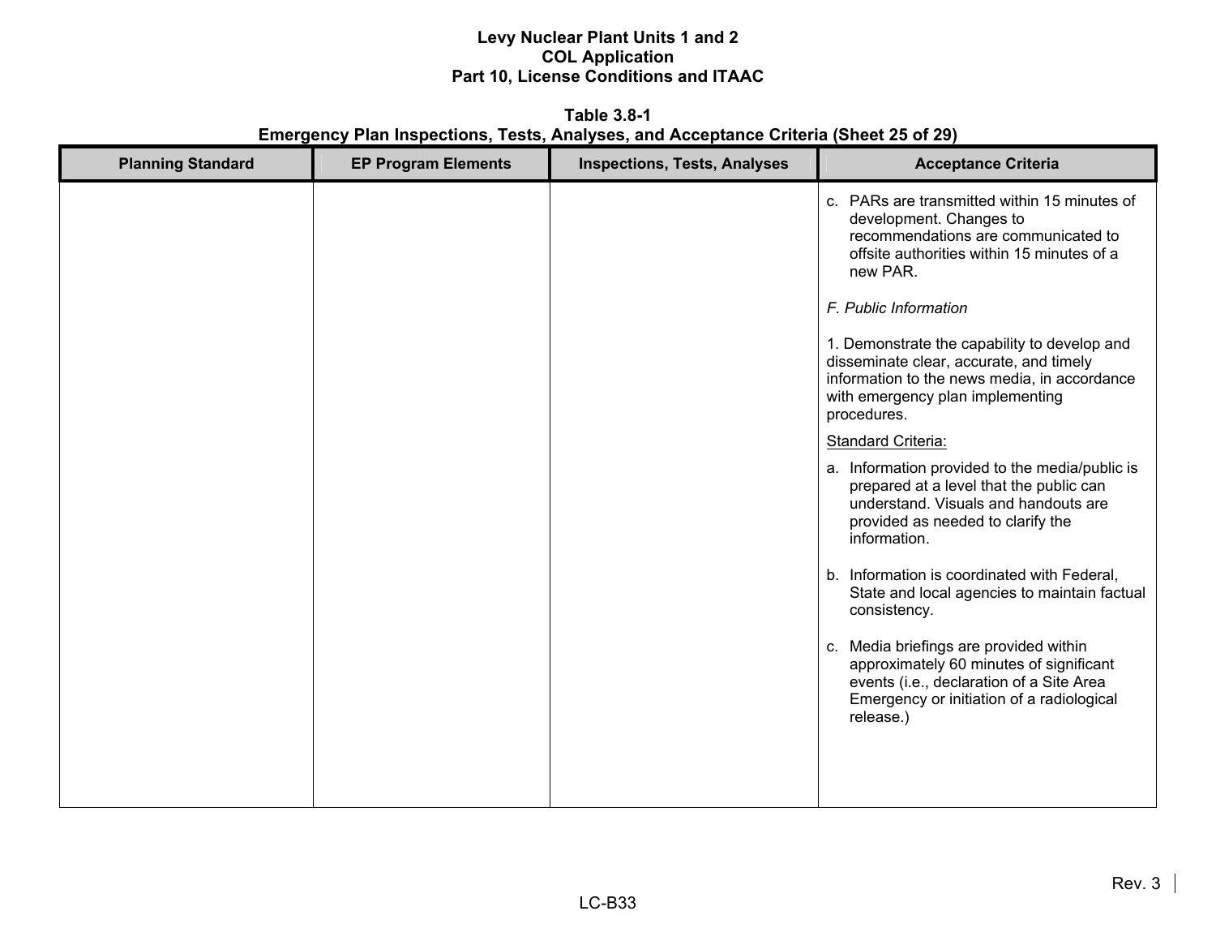**Table 3.8-1**
**Emergency Plan Inspections, Tests, Analyses, and Acceptance Criteria (Sheet 25 of 29)**

| Planning Standard | EP Program Elements | Inspections, Tests, Analyses | Acceptance Criteria |
|---|---|---|---|
| | | | c. PARs are transmitted within 15 minutes of development. Changes to recommendations are communicated to offsite authorities within 15 minutes of a new PAR.<br><br>*F. Public Information*<br><br>1. Demonstrate the capability to develop and disseminate clear, accurate, and timely information to the news media, in accordance with emergency plan implementing procedures.<br><br>Standard Criteria:<br><br>a. Information provided to the media/public is prepared at a level that the public can understand. Visuals and handouts are provided as needed to clarify the information.<br><br>b. Information is coordinated with Federal, State and local agencies to maintain factual consistency.<br><br>c. Media briefings are provided within approximately 60 minutes of significant events (i.e., declaration of a Site Area Emergency or initiation of a radiological release.) |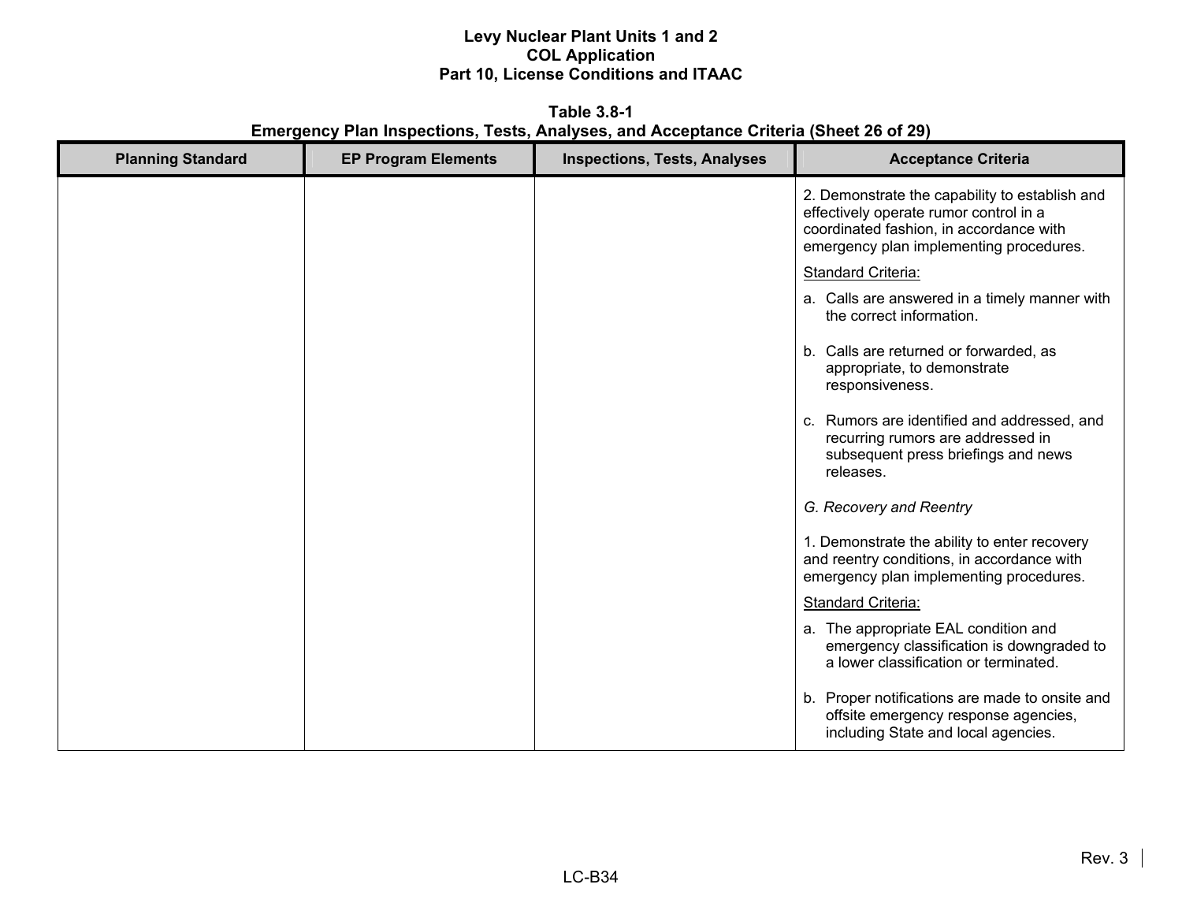**Table 3.8-1**
**Emergency Plan Inspections, Tests, Analyses, and Acceptance Criteria (Sheet 26 of 29)**

| Planning Standard | EP Program Elements | Inspections, Tests, Analyses | Acceptance Criteria |
|---|---|---|---|
| | | | 2. Demonstrate the capability to establish and effectively operate rumor control in a coordinated fashion, in accordance with emergency plan implementing procedures.<br><br><u>Standard Criteria:</u><br><br>a. Calls are answered in a timely manner with the correct information.<br><br>b. Calls are returned or forwarded, as appropriate, to demonstrate responsiveness.<br><br>c. Rumors are identified and addressed, and recurring rumors are addressed in subsequent press briefings and news releases.<br><br>*G. Recovery and Reentry*<br><br>1. Demonstrate the ability to enter recovery and reentry conditions, in accordance with emergency plan implementing procedures.<br><br><u>Standard Criteria:</u><br><br>a. The appropriate EAL condition and emergency classification is downgraded to a lower classification or terminated.<br><br>b. Proper notifications are made to onsite and offsite emergency response agencies, including State and local agencies. |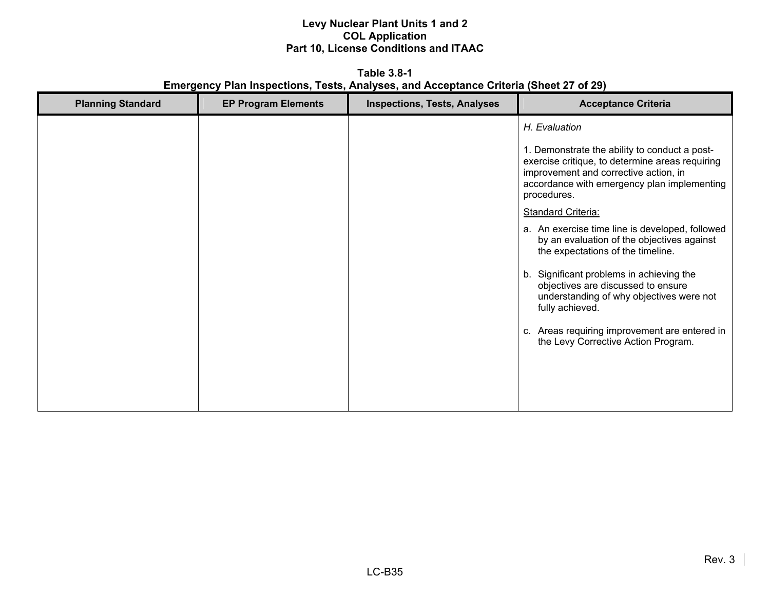**Table 3.8-1**
**Emergency Plan Inspections, Tests, Analyses, and Acceptance Criteria (Sheet 27 of 29)**

| Planning Standard | EP Program Elements | Inspections, Tests, Analyses | Acceptance Criteria |
|---|---|---|---|
| | | | *H. Evaluation*<br><br>1. Demonstrate the ability to conduct a post-exercise critique, to determine areas requiring improvement and corrective action, in accordance with emergency plan implementing procedures.<br><br>Standard Criteria:<br><br>a. An exercise time line is developed, followed by an evaluation of the objectives against the expectations of the timeline.<br><br>b. Significant problems in achieving the objectives are discussed to ensure understanding of why objectives were not fully achieved.<br><br>c. Areas requiring improvement are entered in the Levy Corrective Action Program. |

Rev. 3

LC-B35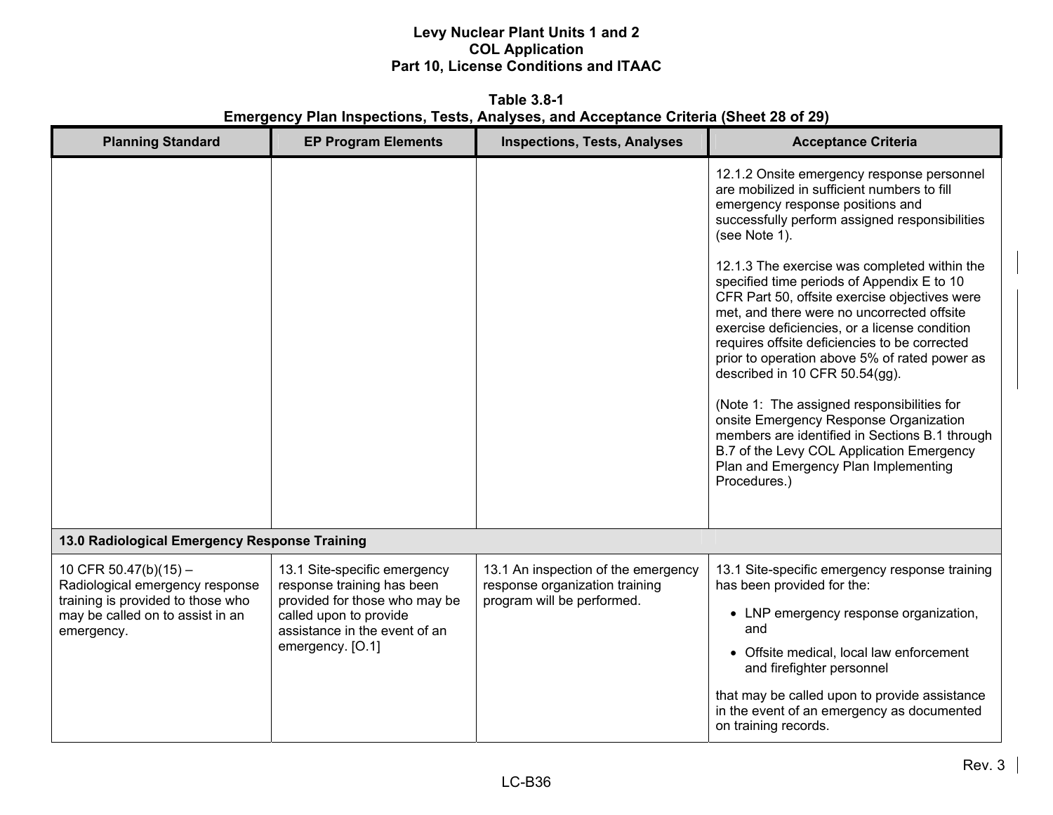**Table 3.8-1**
**Emergency Plan Inspections, Tests, Analyses, and Acceptance Criteria (Sheet 28 of 29)**

| Planning Standard | EP Program Elements | Inspections, Tests, Analyses | Acceptance Criteria |
|---|---|---|---|
| | | | 12.1.2 Onsite emergency response personnel are mobilized in sufficient numbers to fill emergency response positions and successfully perform assigned responsibilities (see Note 1).<br><br>12.1.3 The exercise was completed within the specified time periods of Appendix E to 10 CFR Part 50, offsite exercise objectives were met, and there were no uncorrected offsite exercise deficiencies, or a license condition requires offsite deficiencies to be corrected prior to operation above 5% of rated power as described in 10 CFR 50.54(gg).<br><br>(Note 1: The assigned responsibilities for onsite Emergency Response Organization members are identified in Sections B.1 through B.7 of the Levy COL Application Emergency Plan and Emergency Plan Implementing Procedures.) |
| **13.0 Radiological Emergency Response Training** | | | |
| 10 CFR 50.47(b)(15) – Radiological emergency response training is provided to those who may be called on to assist in an emergency. | 13.1 Site-specific emergency response training has been provided for those who may be called upon to provide assistance in the event of an emergency. [O.1] | 13.1 An inspection of the emergency response organization training program will be performed. | 13.1 Site-specific emergency response training has been provided for the:<br>• LNP emergency response organization, and<br>• Offsite medical, local law enforcement and firefighter personnel<br><br>that may be called upon to provide assistance in the event of an emergency as documented on training records. |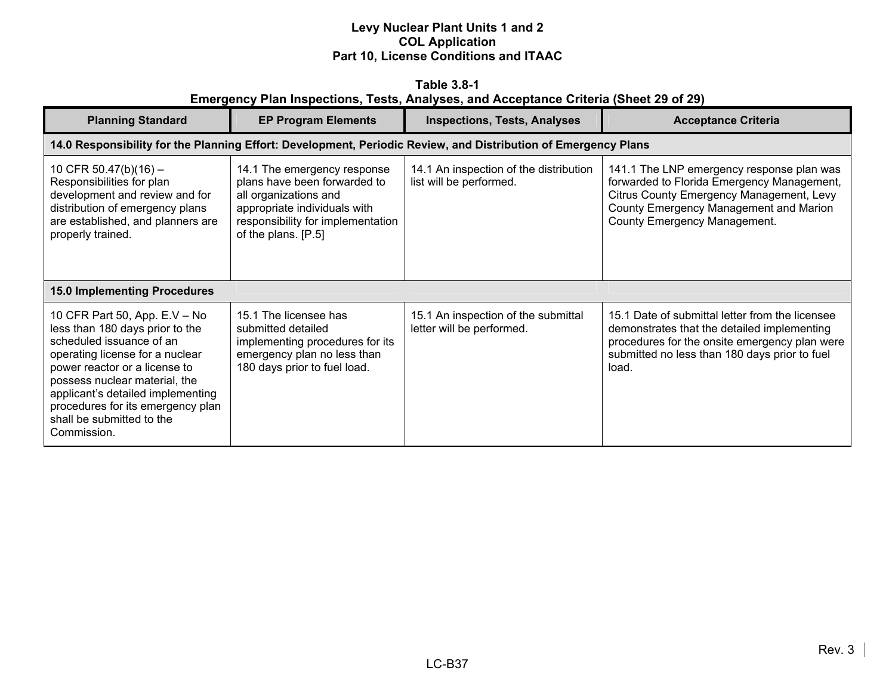**Table 3.8-1**
**Emergency Plan Inspections, Tests, Analyses, and Acceptance Criteria (Sheet 29 of 29)**

| Planning Standard | EP Program Elements | Inspections, Tests, Analyses | Acceptance Criteria |
|---|---|---|---|
| **14.0 Responsibility for the Planning Effort: Development, Periodic Review, and Distribution of Emergency Plans** | | | |
| 10 CFR 50.47(b)(16) – Responsibilities for plan development and review and for distribution of emergency plans are established, and planners are properly trained. | 14.1 The emergency response plans have been forwarded to all organizations and appropriate individuals with responsibility for implementation of the plans. [P.5] | 14.1 An inspection of the distribution list will be performed. | 141.1 The LNP emergency response plan was forwarded to Florida Emergency Management, Citrus County Emergency Management, Levy County Emergency Management and Marion County Emergency Management. |
| **15.0 Implementing Procedures** | | | |
| 10 CFR Part 50, App. E.V – No less than 180 days prior to the scheduled issuance of an operating license for a nuclear power reactor or a license to possess nuclear material, the applicant's detailed implementing procedures for its emergency plan shall be submitted to the Commission. | 15.1 The licensee has submitted detailed implementing procedures for its emergency plan no less than 180 days prior to fuel load. | 15.1 An inspection of the submittal letter will be performed. | 15.1 Date of submittal letter from the licensee demonstrates that the detailed implementing procedures for the onsite emergency plan were submitted no less than 180 days prior to fuel load. |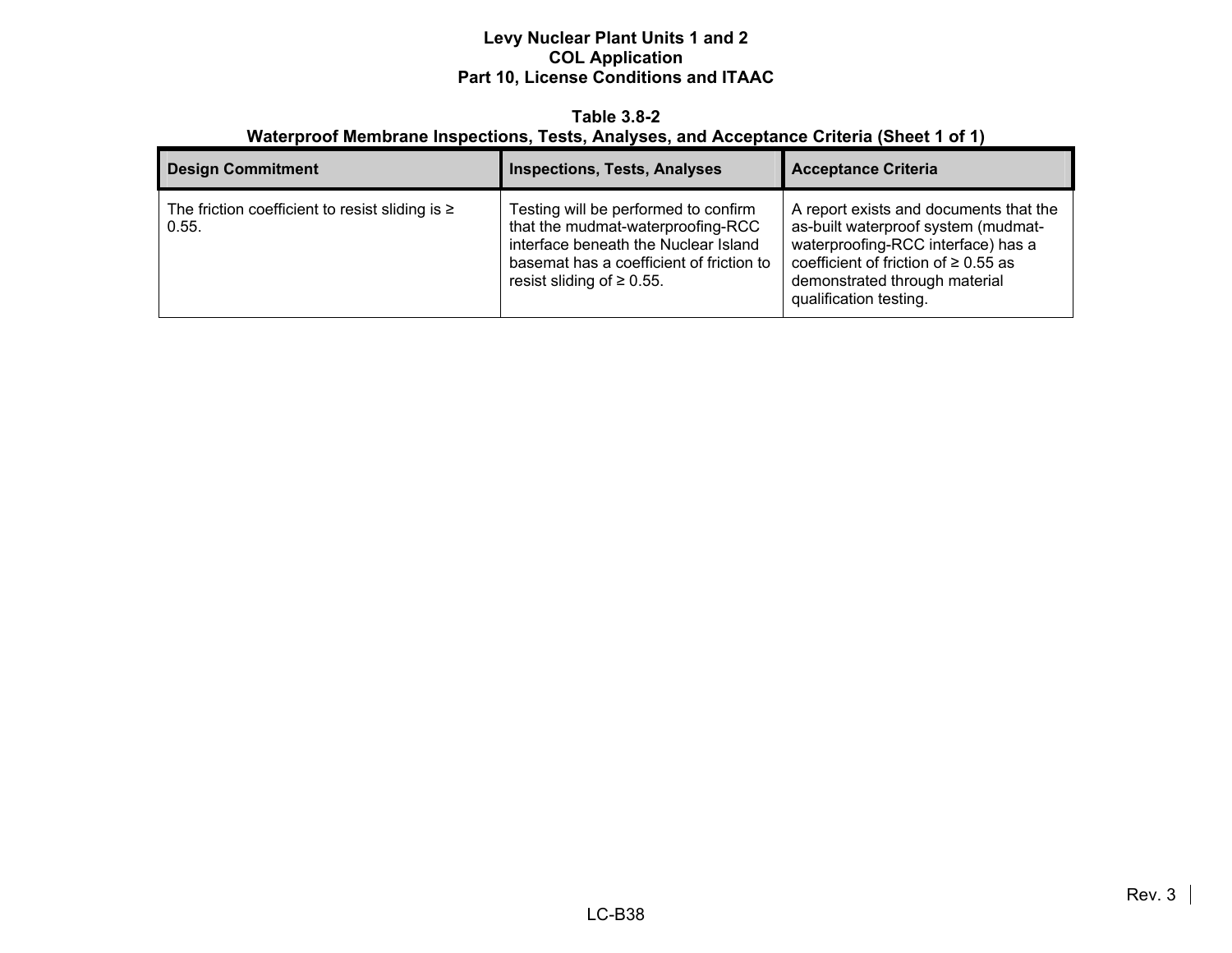**Table 3.8-2**
**Waterproof Membrane Inspections, Tests, Analyses, and Acceptance Criteria (Sheet 1 of 1)**

| Design Commitment | Inspections, Tests, Analyses | Acceptance Criteria |
|---|---|---|
| The friction coefficient to resist sliding is ≥ 0.55. | Testing will be performed to confirm that the mudmat-waterproofing-RCC interface beneath the Nuclear Island basemat has a coefficient of friction to resist sliding of ≥ 0.55. | A report exists and documents that the as-built waterproof system (mudmat-waterproofing-RCC interface) has a coefficient of friction of ≥ 0.55 as demonstrated through material qualification testing. |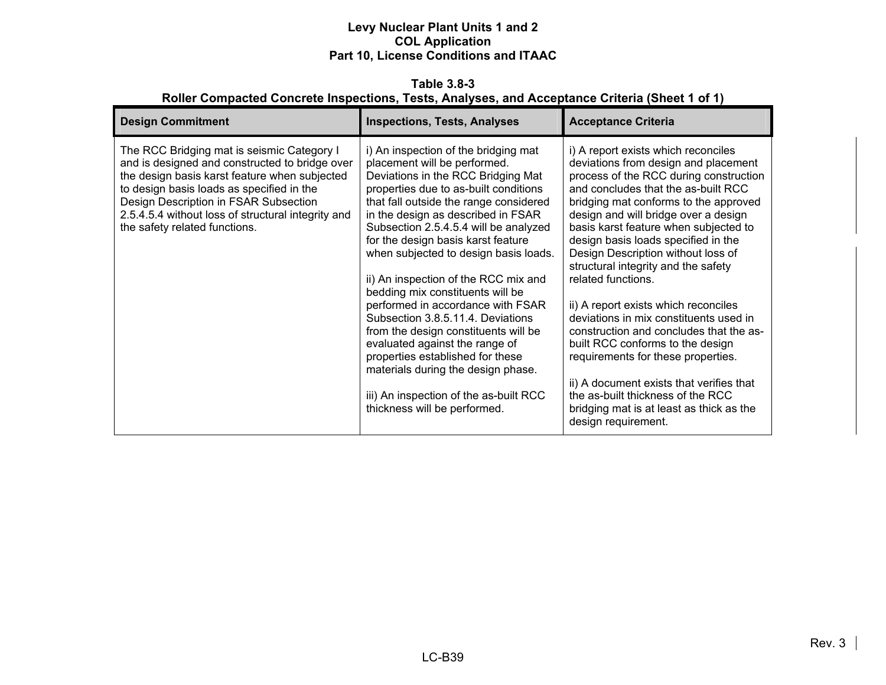**Table 3.8-3**
**Roller Compacted Concrete Inspections, Tests, Analyses, and Acceptance Criteria (Sheet 1 of 1)**

| Design Commitment | Inspections, Tests, Analyses | Acceptance Criteria |
|---|---|---|
| The RCC Bridging mat is seismic Category I and is designed and constructed to bridge over the design basis karst feature when subjected to design basis loads as specified in the Design Description in FSAR Subsection 2.5.4.5.4 without loss of structural integrity and the safety related functions. | i) An inspection of the bridging mat placement will be performed. Deviations in the RCC Bridging Mat properties due to as-built conditions that fall outside the range considered in the design as described in FSAR Subsection 2.5.4.5.4 will be analyzed for the design basis karst feature when subjected to design basis loads.<br><br>ii) An inspection of the RCC mix and bedding mix constituents will be performed in accordance with FSAR Subsection 3.8.5.11.4. Deviations from the design constituents will be evaluated against the range of properties established for these materials during the design phase.<br><br>iii) An inspection of the as-built RCC thickness will be performed. | i) A report exists which reconciles deviations from design and placement process of the RCC during construction and concludes that the as-built RCC bridging mat conforms to the approved design and will bridge over a design basis karst feature when subjected to design basis loads specified in the Design Description without loss of structural integrity and the safety related functions.<br><br>ii) A report exists which reconciles deviations in mix constituents used in construction and concludes that the as-built RCC conforms to the design requirements for these properties.<br><br>ii) A document exists that verifies that the as-built thickness of the RCC bridging mat is at least as thick as the design requirement. |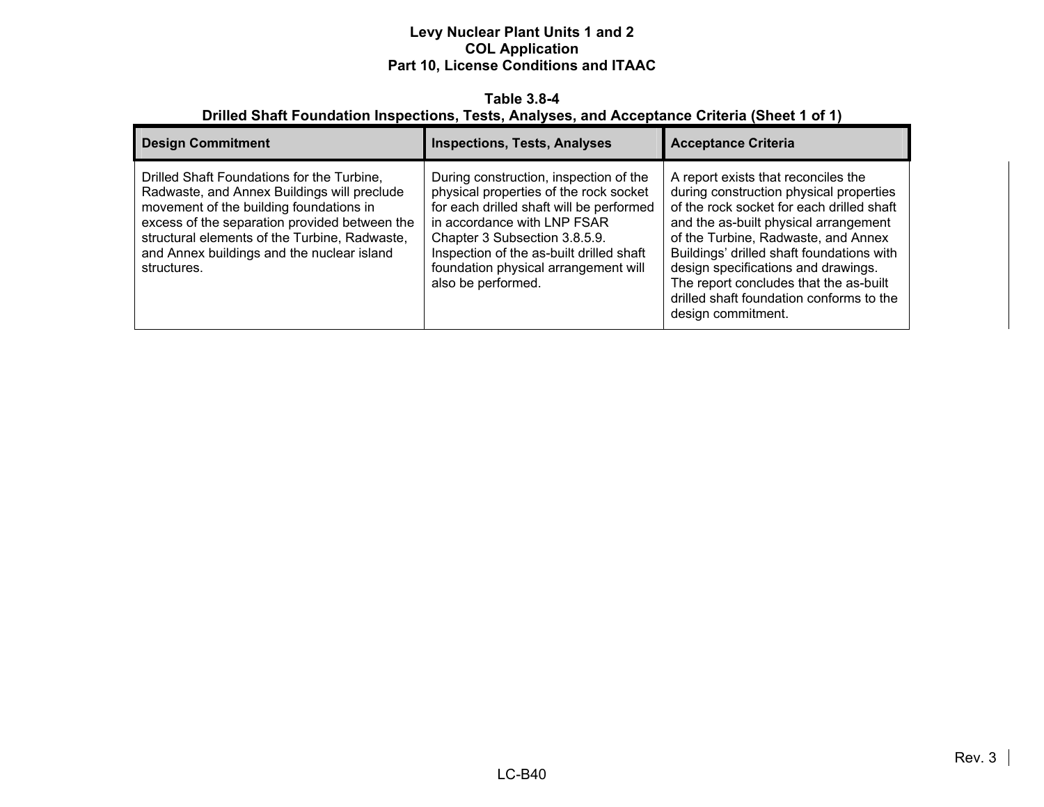**Table 3.8-4**
**Drilled Shaft Foundation Inspections, Tests, Analyses, and Acceptance Criteria (Sheet 1 of 1)**

| Design Commitment | Inspections, Tests, Analyses | Acceptance Criteria |
| --- | --- | --- |
| Drilled Shaft Foundations for the Turbine, Radwaste, and Annex Buildings will preclude movement of the building foundations in excess of the separation provided between the structural elements of the Turbine, Radwaste, and Annex buildings and the nuclear island structures. | During construction, inspection of the physical properties of the rock socket for each drilled shaft will be performed in accordance with LNP FSAR Chapter 3 Subsection 3.8.5.9. Inspection of the as-built drilled shaft foundation physical arrangement will also be performed. | A report exists that reconciles the during construction physical properties of the rock socket for each drilled shaft and the as-built physical arrangement of the Turbine, Radwaste, and Annex Buildings' drilled shaft foundations with design specifications and drawings. The report concludes that the as-built drilled shaft foundation conforms to the design commitment. |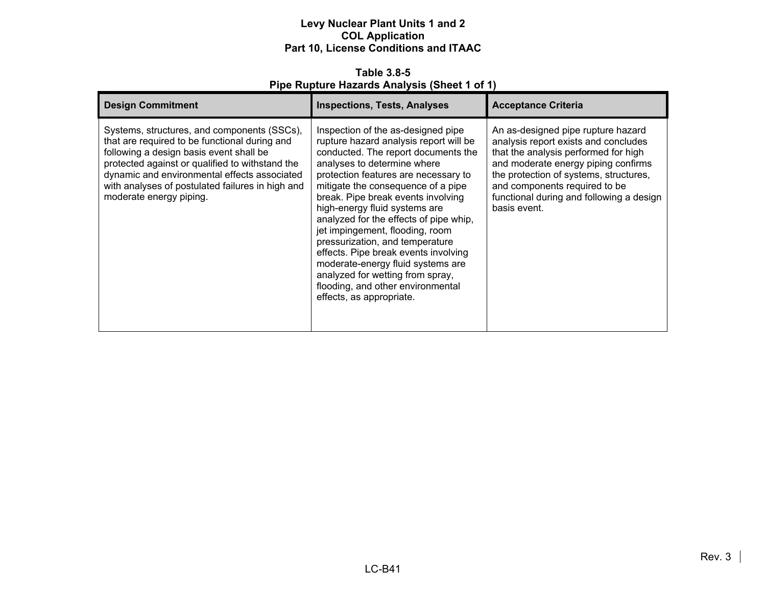**Table 3.8-5**
**Pipe Rupture Hazards Analysis (Sheet 1 of 1)**

| Design Commitment | Inspections, Tests, Analyses | Acceptance Criteria |
|---|---|---|
| Systems, structures, and components (SSCs), that are required to be functional during and following a design basis event shall be protected against or qualified to withstand the dynamic and environmental effects associated with analyses of postulated failures in high and moderate energy piping. | Inspection of the as-designed pipe rupture hazard analysis report will be conducted. The report documents the analyses to determine where protection features are necessary to mitigate the consequence of a pipe break. Pipe break events involving high-energy fluid systems are analyzed for the effects of pipe whip, jet impingement, flooding, room pressurization, and temperature effects. Pipe break events involving moderate-energy fluid systems are analyzed for wetting from spray, flooding, and other environmental effects, as appropriate. | An as-designed pipe rupture hazard analysis report exists and concludes that the analysis performed for high and moderate energy piping confirms the protection of systems, structures, and components required to be functional during and following a design basis event. |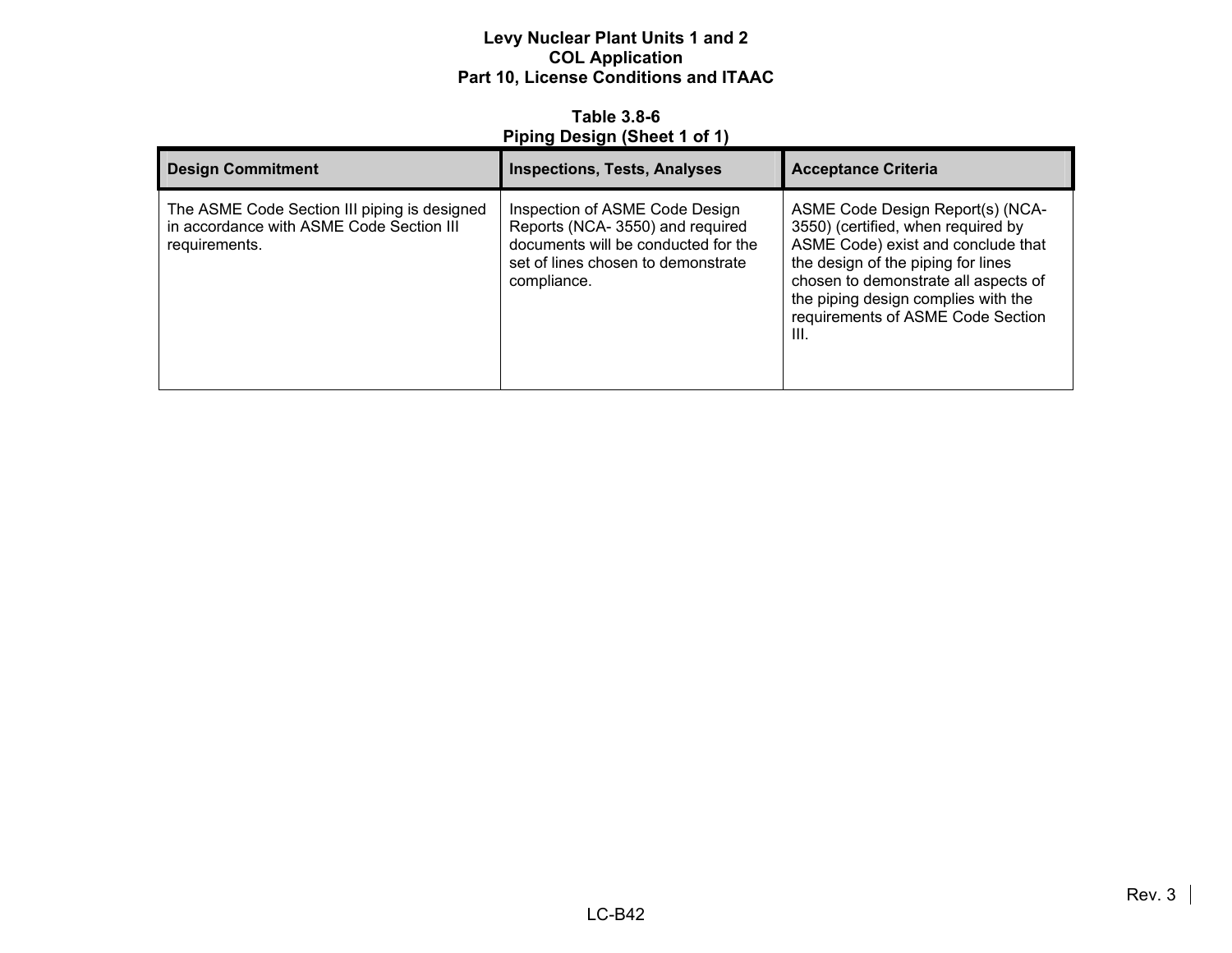**Table 3.8-6**
**Piping Design (Sheet 1 of 1)**

| Design Commitment | Inspections, Tests, Analyses | Acceptance Criteria |
|---|---|---|
| The ASME Code Section III piping is designed in accordance with ASME Code Section III requirements. | Inspection of ASME Code Design Reports (NCA- 3550) and required documents will be conducted for the set of lines chosen to demonstrate compliance. | ASME Code Design Report(s) (NCA-3550) (certified, when required by ASME Code) exist and conclude that the design of the piping for lines chosen to demonstrate all aspects of the piping design complies with the requirements of ASME Code Section III. |